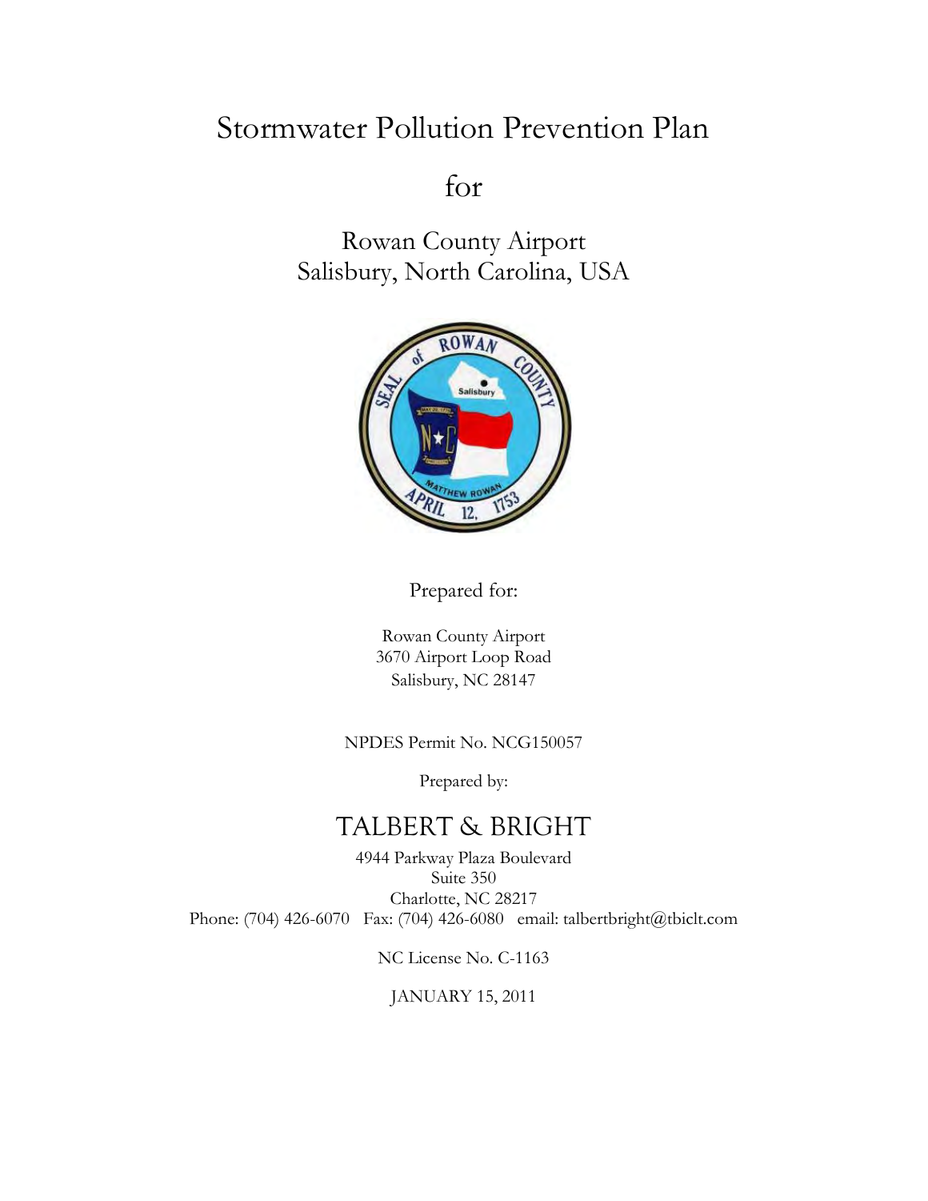# Stormwater Pollution Prevention Plan

for

## Rowan County Airport
## Salisbury, North Carolina, USA

Prepared for:

Rowan County Airport
3670 Airport Loop Road
Salisbury, NC 28147

NPDES Permit No. NCG150057

Prepared by:

## TALBERT & BRIGHT

4944 Parkway Plaza Boulevard
Suite 350
Charlotte, NC 28217
Phone: (704) 426-6070 Fax: (704) 426-6080 email: talbertbright@tbiclt.com

NC License No. C-1163

JANUARY 15, 2011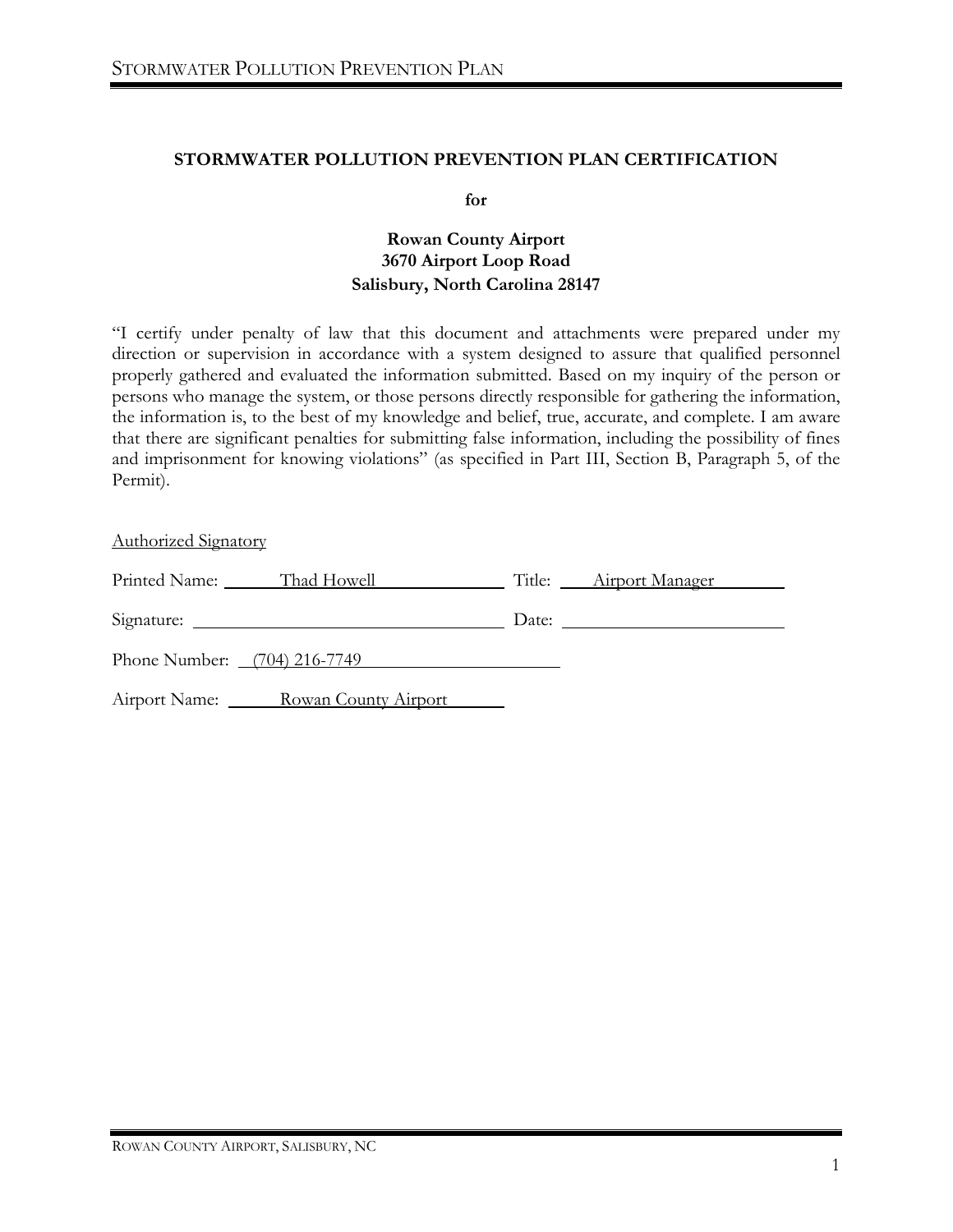**STORMWATER POLLUTION PREVENTION PLAN CERTIFICATION**

**for**

**Rowan County Airport**
**3670 Airport Loop Road**
**Salisbury, North Carolina 28147**

"I certify under penalty of law that this document and attachments were prepared under my direction or supervision in accordance with a system designed to assure that qualified personnel properly gathered and evaluated the information submitted. Based on my inquiry of the person or persons who manage the system, or those persons directly responsible for gathering the information, the information is, to the best of my knowledge and belief, true, accurate, and complete. I am aware that there are significant penalties for submitting false information, including the possibility of fines and imprisonment for knowing violations" (as specified in Part III, Section B, Paragraph 5, of the Permit).

Authorized Signatory

Printed Name: Thad Howell    Title: Airport Manager

Signature: ____________________    Date: ____________________

Phone Number: (704) 216-7749

Airport Name: Rowan County Airport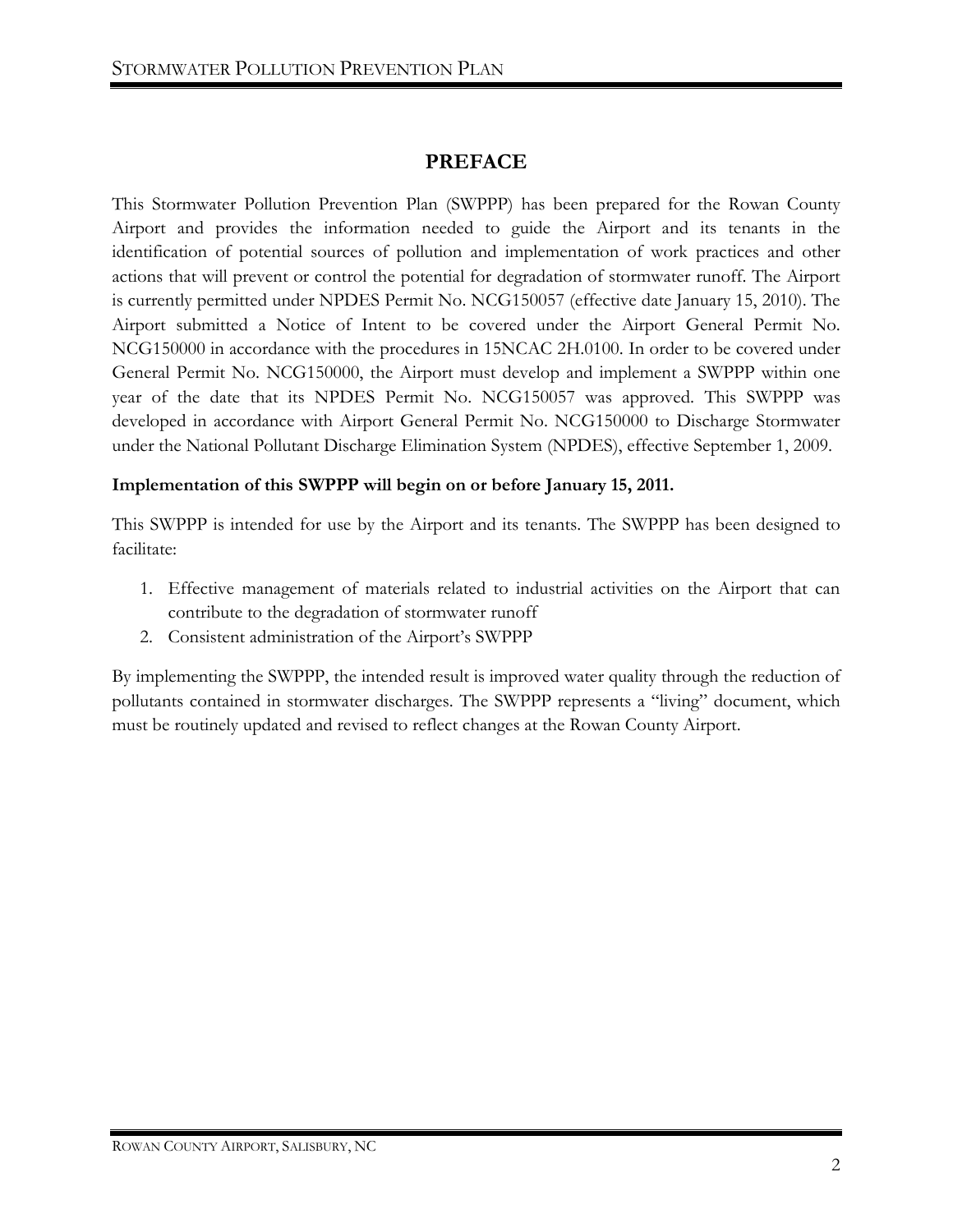# PREFACE

This Stormwater Pollution Prevention Plan (SWPPP) has been prepared for the Rowan County Airport and provides the information needed to guide the Airport and its tenants in the identification of potential sources of pollution and implementation of work practices and other actions that will prevent or control the potential for degradation of stormwater runoff. The Airport is currently permitted under NPDES Permit No. NCG150057 (effective date January 15, 2010). The Airport submitted a Notice of Intent to be covered under the Airport General Permit No. NCG150000 in accordance with the procedures in 15NCAC 2H.0100. In order to be covered under General Permit No. NCG150000, the Airport must develop and implement a SWPPP within one year of the date that its NPDES Permit No. NCG150057 was approved. This SWPPP was developed in accordance with Airport General Permit No. NCG150000 to Discharge Stormwater under the National Pollutant Discharge Elimination System (NPDES), effective September 1, 2009.

**Implementation of this SWPPP will begin on or before January 15, 2011.**

This SWPPP is intended for use by the Airport and its tenants. The SWPPP has been designed to facilitate:

1. Effective management of materials related to industrial activities on the Airport that can contribute to the degradation of stormwater runoff
2. Consistent administration of the Airport's SWPPP

By implementing the SWPPP, the intended result is improved water quality through the reduction of pollutants contained in stormwater discharges. The SWPPP represents a "living" document, which must be routinely updated and revised to reflect changes at the Rowan County Airport.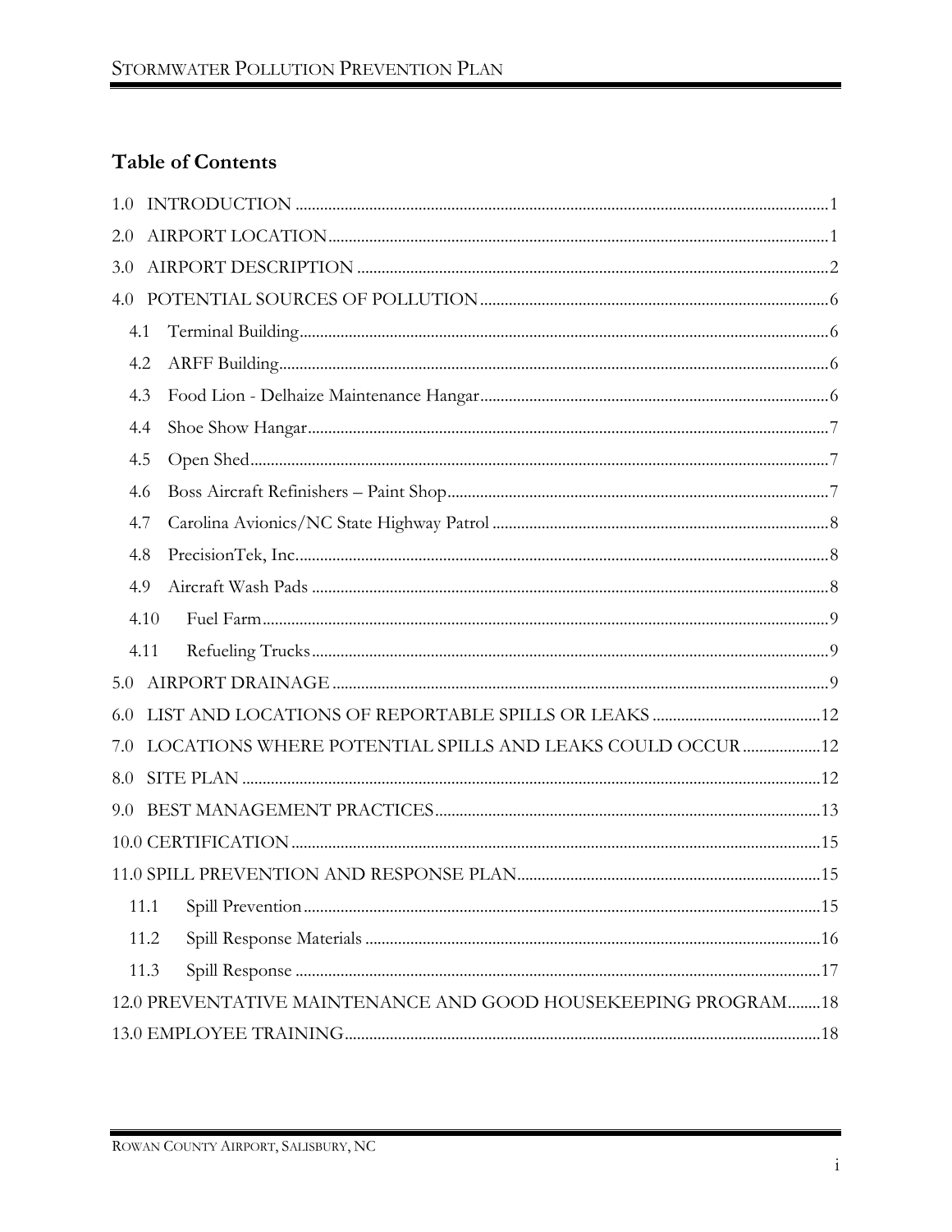## Table of Contents

1.0 INTRODUCTION ....................................................................................................................1
2.0 AIRPORT LOCATION............................................................................................................1
3.0 AIRPORT DESCRIPTION ......................................................................................................2
4.0 POTENTIAL SOURCES OF POLLUTION ..............................................................................6
  4.1 Terminal Building....................................................................................................................6
  4.2 ARFF Building........................................................................................................................6
  4.3 Food Lion - Delhaize Maintenance Hangar...........................................................................6
  4.4 Shoe Show Hangar..................................................................................................................7
  4.5 Open Shed...............................................................................................................................7
  4.6 Boss Aircraft Refinishers – Paint Shop...................................................................................7
  4.7 Carolina Avionics/NC State Highway Patrol ........................................................................8
  4.8 PrecisionTek, Inc.....................................................................................................................8
  4.9 Aircraft Wash Pads .................................................................................................................8
  4.10 Fuel Farm..............................................................................................................................9
  4.11 Refueling Trucks...................................................................................................................9
5.0 AIRPORT DRAINAGE ...........................................................................................................9
6.0 LIST AND LOCATIONS OF REPORTABLE SPILLS OR LEAKS ..........................................12
7.0 LOCATIONS WHERE POTENTIAL SPILLS AND LEAKS COULD OCCUR ..........................12
8.0 SITE PLAN ..........................................................................................................................12
9.0 BEST MANAGEMENT PRACTICES.....................................................................................13
10.0 CERTIFICATION.................................................................................................................15
11.0 SPILL PREVENTION AND RESPONSE PLAN...................................................................15
  11.1 Spill Prevention...................................................................................................................15
  11.2 Spill Response Materials ....................................................................................................16
  11.3 Spill Response ....................................................................................................................17
12.0 PREVENTATIVE MAINTENANCE AND GOOD HOUSEKEEPING PROGRAM........18
13.0 EMPLOYEE TRAINING.......................................................................................................18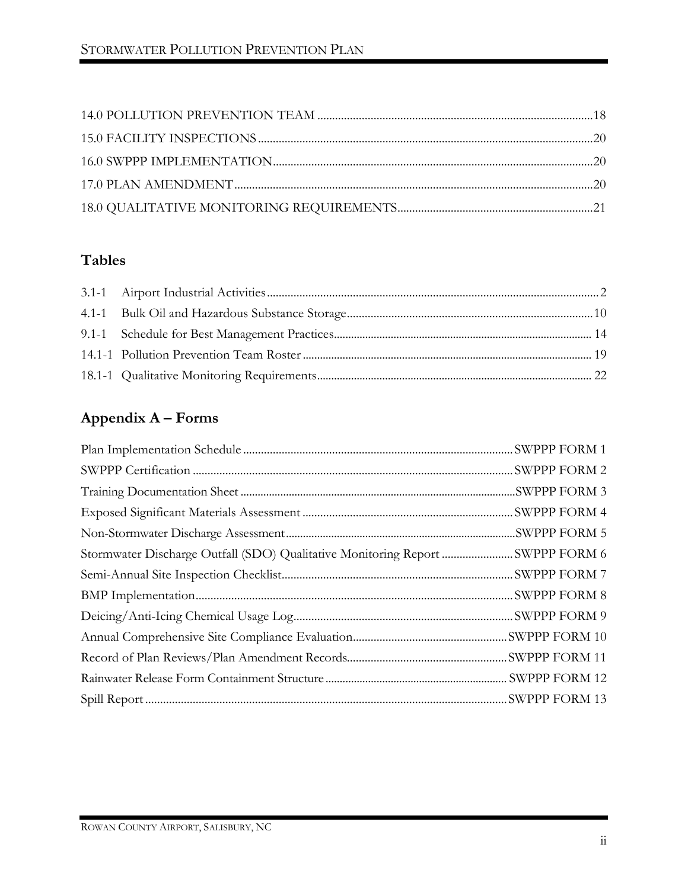14.0 POLLUTION PREVENTION TEAM ........................................................................................18

15.0 FACILITY INSPECTIONS................................................................................................................20

16.0 SWPPP IMPLEMENTATION...........................................................................................................20

17.0 PLAN AMENDMENT........................................................................................................................20

18.0 QUALITATIVE MONITORING REQUIREMENTS.................................................................21

## Tables

3.1-1 Airport Industrial Activities................................................................................................................2

4.1-1 Bulk Oil and Hazardous Substance Storage..................................................................................10

9.1-1 Schedule for Best Management Practices........................................................................................ 14

14.1-1 Pollution Prevention Team Roster ................................................................................................... 19

18.1-1 Qualitative Monitoring Requirements.............................................................................................. 22

## Appendix A – Forms

Plan Implementation Schedule ..........................................................................................SWPPP FORM 1

SWPPP Certification ...........................................................................................................SWPPP FORM 2

Training Documentation Sheet ..............................................................................................SWPPP FORM 3

Exposed Significant Materials Assessment ......................................................................SWPPP FORM 4

Non-Stormwater Discharge Assessment...............................................................................SWPPP FORM 5

Stormwater Discharge Outfall (SDO) Qualitative Monitoring Report ........................SWPPP FORM 6

Semi-Annual Site Inspection Checklist.............................................................................SWPPP FORM 7

BMP Implementation...........................................................................................................SWPPP FORM 8

Deicing/Anti-Icing Chemical Usage Log..........................................................................SWPPP FORM 9

Annual Comprehensive Site Compliance Evaluation...................................................SWPPP FORM 10

Record of Plan Reviews/Plan Amendment Records......................................................SWPPP FORM 11

Rainwater Release Form Containment Structure .............................................................. SWPPP FORM 12

Spill Report .........................................................................................................................SWPPP FORM 13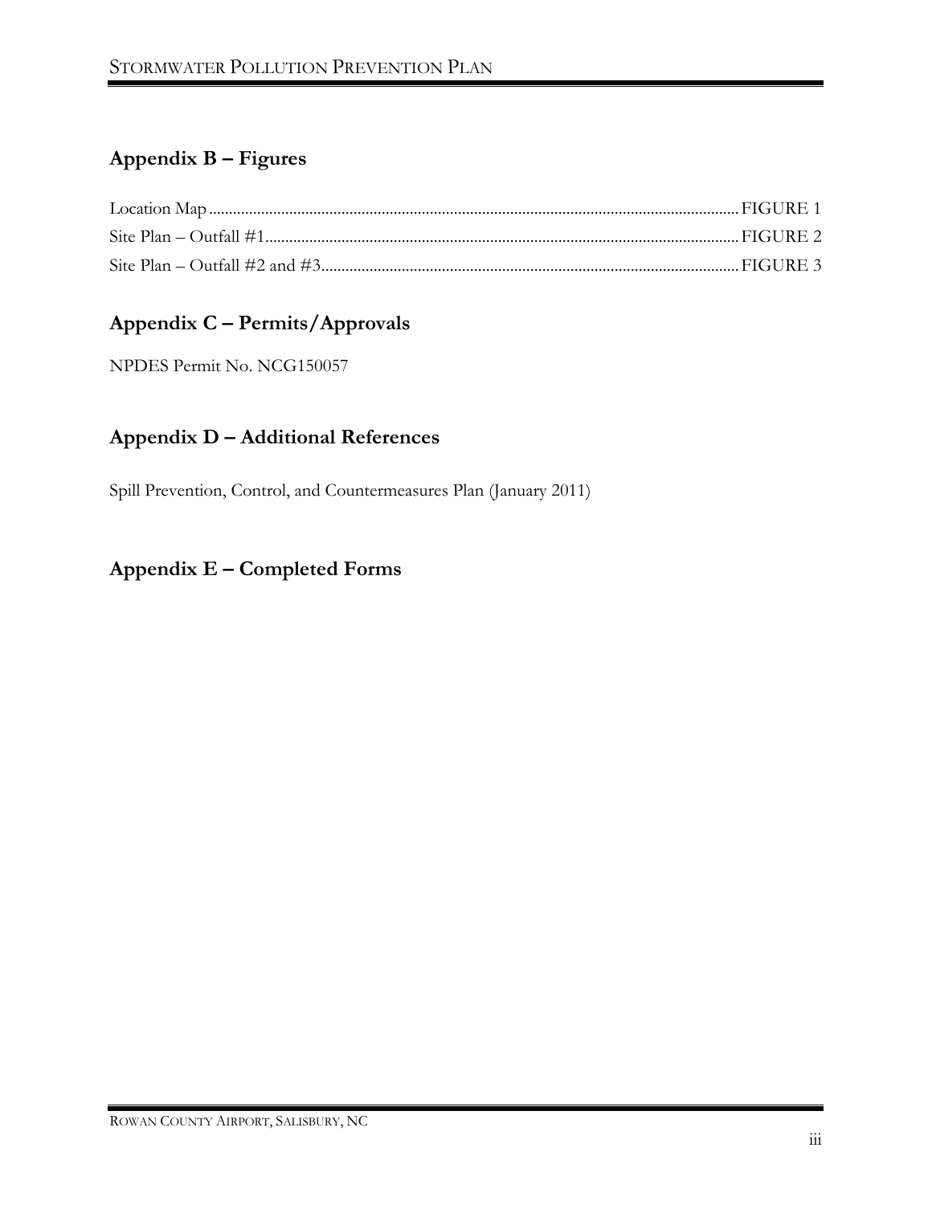## Appendix B – Figures

Location Map ........................................................ FIGURE 1
Site Plan – Outfall #1 ........................................................ FIGURE 2
Site Plan – Outfall #2 and #3 ........................................................ FIGURE 3

## Appendix C – Permits/Approvals

NPDES Permit No. NCG150057

## Appendix D – Additional References

Spill Prevention, Control, and Countermeasures Plan (January 2011)

## Appendix E – Completed Forms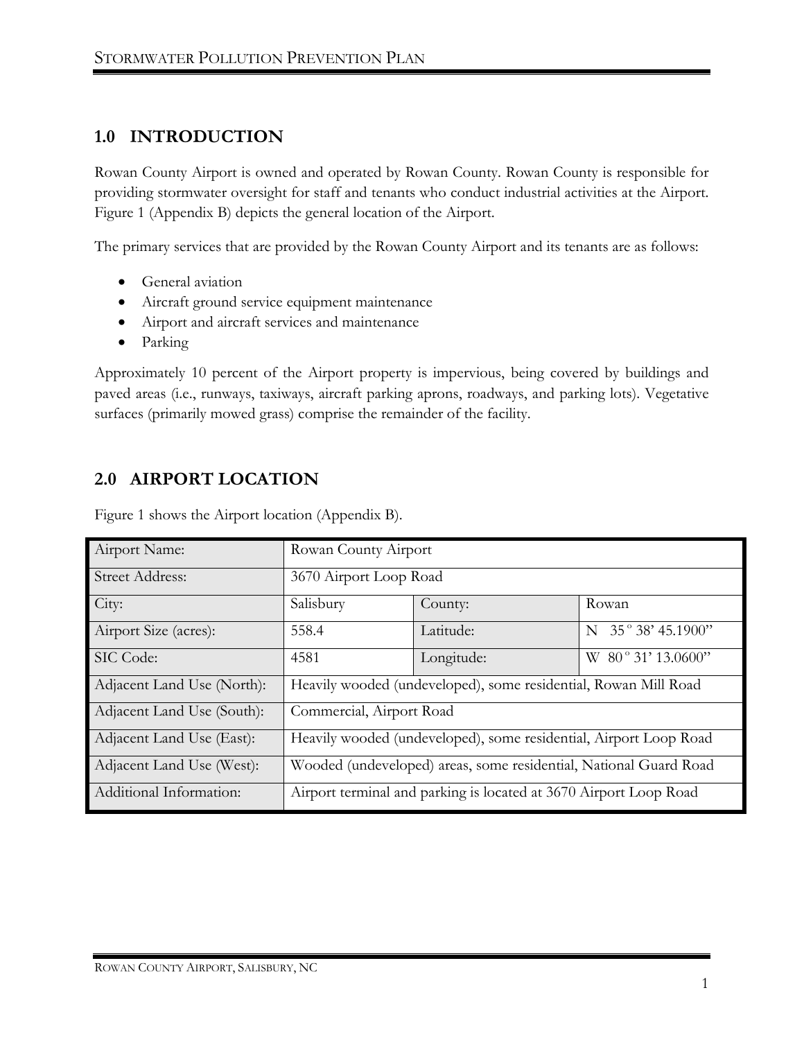## 1.0 INTRODUCTION

Rowan County Airport is owned and operated by Rowan County. Rowan County is responsible for providing stormwater oversight for staff and tenants who conduct industrial activities at the Airport. Figure 1 (Appendix B) depicts the general location of the Airport.

The primary services that are provided by the Rowan County Airport and its tenants are as follows:

- General aviation
- Aircraft ground service equipment maintenance
- Airport and aircraft services and maintenance
- Parking

Approximately 10 percent of the Airport property is impervious, being covered by buildings and paved areas (i.e., runways, taxiways, aircraft parking aprons, roadways, and parking lots). Vegetative surfaces (primarily mowed grass) comprise the remainder of the facility.

## 2.0 AIRPORT LOCATION

Figure 1 shows the Airport location (Appendix B).

| | | | |
|---|---|---|---|
| Airport Name: | Rowan County Airport | | |
| Street Address: | 3670 Airport Loop Road | | |
| City: | Salisbury | County: | Rowan |
| Airport Size (acres): | 558.4 | Latitude: | N 35 ° 38' 45.1900" |
| SIC Code: | 4581 | Longitude: | W 80 ° 31' 13.0600" |
| Adjacent Land Use (North): | Heavily wooded (undeveloped), some residential, Rowan Mill Road | | |
| Adjacent Land Use (South): | Commercial, Airport Road | | |
| Adjacent Land Use (East): | Heavily wooded (undeveloped), some residential, Airport Loop Road | | |
| Adjacent Land Use (West): | Wooded (undeveloped) areas, some residential, National Guard Road | | |
| Additional Information: | Airport terminal and parking is located at 3670 Airport Loop Road | | |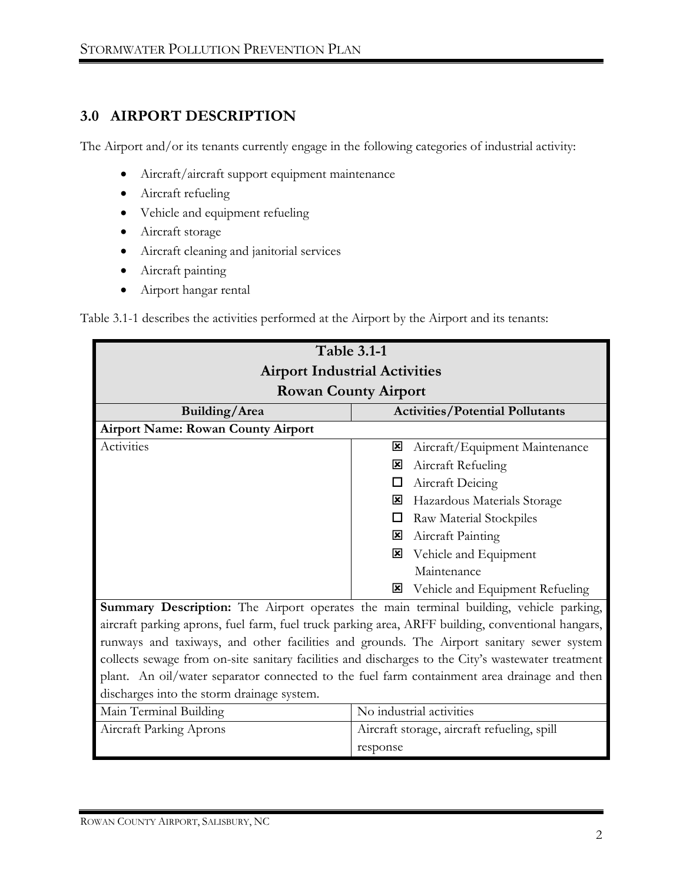## 3.0 AIRPORT DESCRIPTION

The Airport and/or its tenants currently engage in the following categories of industrial activity:

- Aircraft/aircraft support equipment maintenance
- Aircraft refueling
- Vehicle and equipment refueling
- Aircraft storage
- Aircraft cleaning and janitorial services
- Aircraft painting
- Airport hangar rental

Table 3.1-1 describes the activities performed at the Airport by the Airport and its tenants:

**Table 3.1-1**
**Airport Industrial Activities**
**Rowan County Airport**

| Building/Area | Activities/Potential Pollutants |
|---|---|
| **Airport Name: Rowan County Airport** | |
| Activities | ☒ Aircraft/Equipment Maintenance<br>☒ Aircraft Refueling<br>☐ Aircraft Deicing<br>☒ Hazardous Materials Storage<br>☐ Raw Material Stockpiles<br>☒ Aircraft Painting<br>☒ Vehicle and Equipment Maintenance<br>☒ Vehicle and Equipment Refueling |
| **Summary Description:** The Airport operates the main terminal building, vehicle parking, aircraft parking aprons, fuel farm, fuel truck parking area, ARFF building, conventional hangars, runways and taxiways, and other facilities and grounds. The Airport sanitary sewer system collects sewage from on-site sanitary facilities and discharges to the City's wastewater treatment plant. An oil/water separator connected to the fuel farm containment area drainage and then discharges into the storm drainage system. | |
| Main Terminal Building | No industrial activities |
| Aircraft Parking Aprons | Aircraft storage, aircraft refueling, spill response |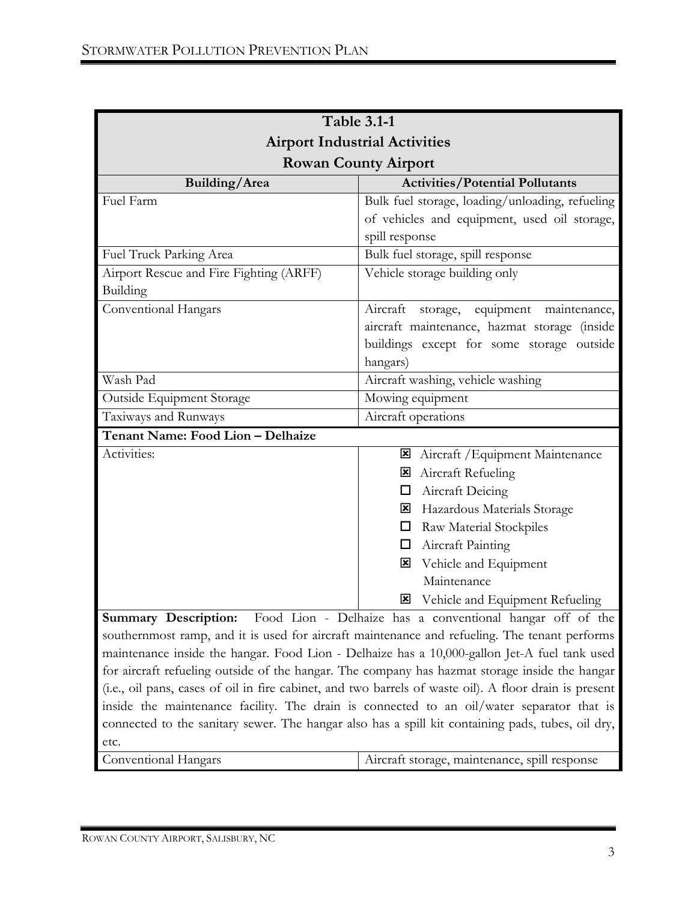| Table 3.1-1<br>Airport Industrial Activities<br>Rowan County Airport | |
|---|---|
| **Building/Area** | **Activities/Potential Pollutants** |
| Fuel Farm | Bulk fuel storage, loading/unloading, refueling of vehicles and equipment, used oil storage, spill response |
| Fuel Truck Parking Area | Bulk fuel storage, spill response |
| Airport Rescue and Fire Fighting (ARFF) Building | Vehicle storage building only |
| Conventional Hangars | Aircraft storage, equipment maintenance, aircraft maintenance, hazmat storage (inside buildings except for some storage outside hangars) |
| Wash Pad | Aircraft washing, vehicle washing |
| Outside Equipment Storage | Mowing equipment |
| Taxiways and Runways | Aircraft operations |
| **Tenant Name: Food Lion – Delhaize** | |
| Activities: | ☒ Aircraft /Equipment Maintenance<br>☒ Aircraft Refueling<br>☐ Aircraft Deicing<br>☒ Hazardous Materials Storage<br>☐ Raw Material Stockpiles<br>☐ Aircraft Painting<br>☒ Vehicle and Equipment Maintenance<br>☒ Vehicle and Equipment Refueling |
| **Summary Description:** Food Lion - Delhaize has a conventional hangar off of the southernmost ramp, and it is used for aircraft maintenance and refueling. The tenant performs maintenance inside the hangar. Food Lion - Delhaize has a 10,000-gallon Jet-A fuel tank used for aircraft refueling outside of the hangar. The company has hazmat storage inside the hangar (i.e., oil pans, cases of oil in fire cabinet, and two barrels of waste oil). A floor drain is present inside the maintenance facility. The drain is connected to an oil/water separator that is connected to the sanitary sewer. The hangar also has a spill kit containing pads, tubes, oil dry, etc. | |
| Conventional Hangars | Aircraft storage, maintenance, spill response |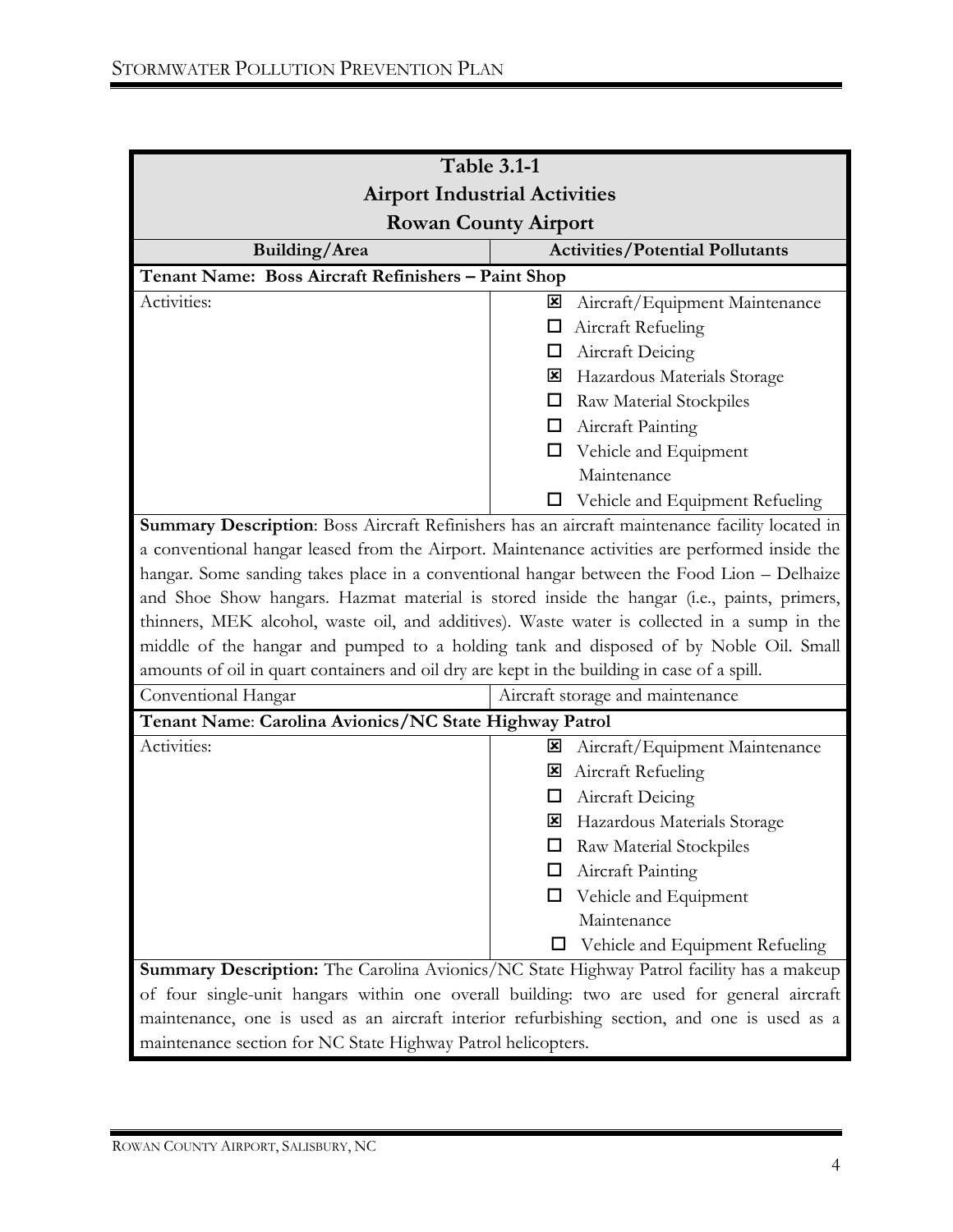**Table 3.1-1**
**Airport Industrial Activities**
**Rowan County Airport**

| Building/Area | Activities/Potential Pollutants |
|---|---|
| **Tenant Name: Boss Aircraft Refinishers – Paint Shop** | |
| Activities: | ☒ Aircraft/Equipment Maintenance<br>☐ Aircraft Refueling<br>☐ Aircraft Deicing<br>☒ Hazardous Materials Storage<br>☐ Raw Material Stockpiles<br>☐ Aircraft Painting<br>☐ Vehicle and Equipment Maintenance<br>☐ Vehicle and Equipment Refueling |
| **Summary Description**: Boss Aircraft Refinishers has an aircraft maintenance facility located in a conventional hangar leased from the Airport. Maintenance activities are performed inside the hangar. Some sanding takes place in a conventional hangar between the Food Lion – Delhaize and Shoe Show hangars. Hazmat material is stored inside the hangar (i.e., paints, primers, thinners, MEK alcohol, waste oil, and additives). Waste water is collected in a sump in the middle of the hangar and pumped to a holding tank and disposed of by Noble Oil. Small amounts of oil in quart containers and oil dry are kept in the building in case of a spill. | |
| Conventional Hangar | Aircraft storage and maintenance |
| **Tenant Name**: **Carolina Avionics/NC State Highway Patrol** | |
| Activities: | ☒ Aircraft/Equipment Maintenance<br>☒ Aircraft Refueling<br>☐ Aircraft Deicing<br>☒ Hazardous Materials Storage<br>☐ Raw Material Stockpiles<br>☐ Aircraft Painting<br>☐ Vehicle and Equipment Maintenance<br>☐ Vehicle and Equipment Refueling |
| **Summary Description:** The Carolina Avionics/NC State Highway Patrol facility has a makeup of four single-unit hangars within one overall building: two are used for general aircraft maintenance, one is used as an aircraft interior refurbishing section, and one is used as a maintenance section for NC State Highway Patrol helicopters. | |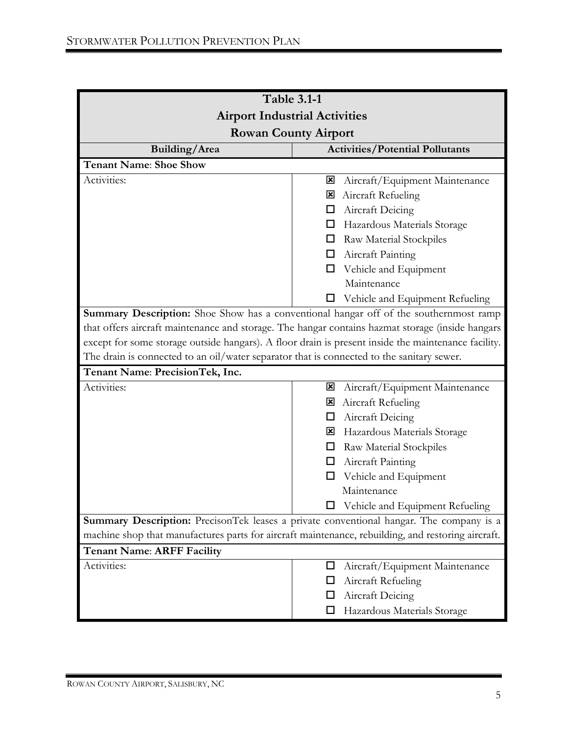**Table 3.1-1**
**Airport Industrial Activities**
**Rowan County Airport**

| Building/Area | Activities/Potential Pollutants |
|---|---|
| **Tenant Name**: **Shoe Show** | |
| Activities: | ☒ Aircraft/Equipment Maintenance<br>☒ Aircraft Refueling<br>☐ Aircraft Deicing<br>☐ Hazardous Materials Storage<br>☐ Raw Material Stockpiles<br>☐ Aircraft Painting<br>☐ Vehicle and Equipment Maintenance<br>☐ Vehicle and Equipment Refueling |
| **Summary Description:** Shoe Show has a conventional hangar off of the southernmost ramp that offers aircraft maintenance and storage. The hangar contains hazmat storage (inside hangars except for some storage outside hangars). A floor drain is present inside the maintenance facility. The drain is connected to an oil/water separator that is connected to the sanitary sewer. | |
| **Tenant Name**: **PrecisionTek, Inc.** | |
| Activities: | ☒ Aircraft/Equipment Maintenance<br>☒ Aircraft Refueling<br>☐ Aircraft Deicing<br>☒ Hazardous Materials Storage<br>☐ Raw Material Stockpiles<br>☐ Aircraft Painting<br>☐ Vehicle and Equipment Maintenance<br>☐ Vehicle and Equipment Refueling |
| **Summary Description:** PrecisonTek leases a private conventional hangar. The company is a machine shop that manufactures parts for aircraft maintenance, rebuilding, and restoring aircraft. | |
| **Tenant Name**: **ARFF Facility** | |
| Activities: | ☐ Aircraft/Equipment Maintenance<br>☐ Aircraft Refueling<br>☐ Aircraft Deicing<br>☐ Hazardous Materials Storage |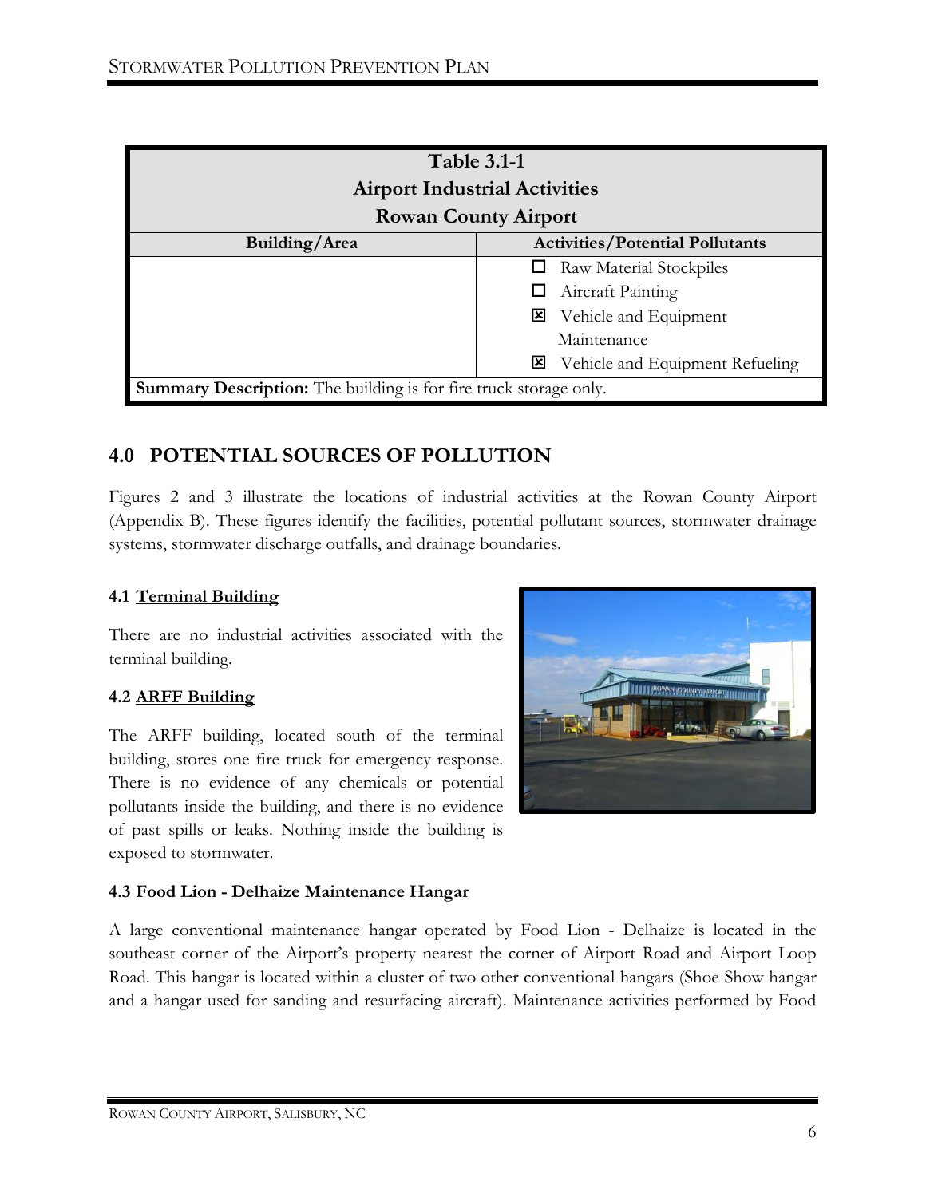| Table 3.1-1 Airport Industrial Activities Rowan County Airport | |
|---|---|
| **Building/Area** | **Activities/Potential Pollutants** |
| | ☐ Raw Material Stockpiles<br>☐ Aircraft Painting<br>☒ Vehicle and Equipment Maintenance<br>☒ Vehicle and Equipment Refueling |
| **Summary Description:** The building is for fire truck storage only. | |

## 4.0 POTENTIAL SOURCES OF POLLUTION

Figures 2 and 3 illustrate the locations of industrial activities at the Rowan County Airport (Appendix B). These figures identify the facilities, potential pollutant sources, stormwater drainage systems, stormwater discharge outfalls, and drainage boundaries.

### 4.1 Terminal Building

There are no industrial activities associated with the terminal building.

### 4.2 ARFF Building

The ARFF building, located south of the terminal building, stores one fire truck for emergency response. There is no evidence of any chemicals or potential pollutants inside the building, and there is no evidence of past spills or leaks. Nothing inside the building is exposed to stormwater.

### 4.3 Food Lion - Delhaize Maintenance Hangar

A large conventional maintenance hangar operated by Food Lion - Delhaize is located in the southeast corner of the Airport's property nearest the corner of Airport Road and Airport Loop Road. This hangar is located within a cluster of two other conventional hangars (Shoe Show hangar and a hangar used for sanding and resurfacing aircraft). Maintenance activities performed by Food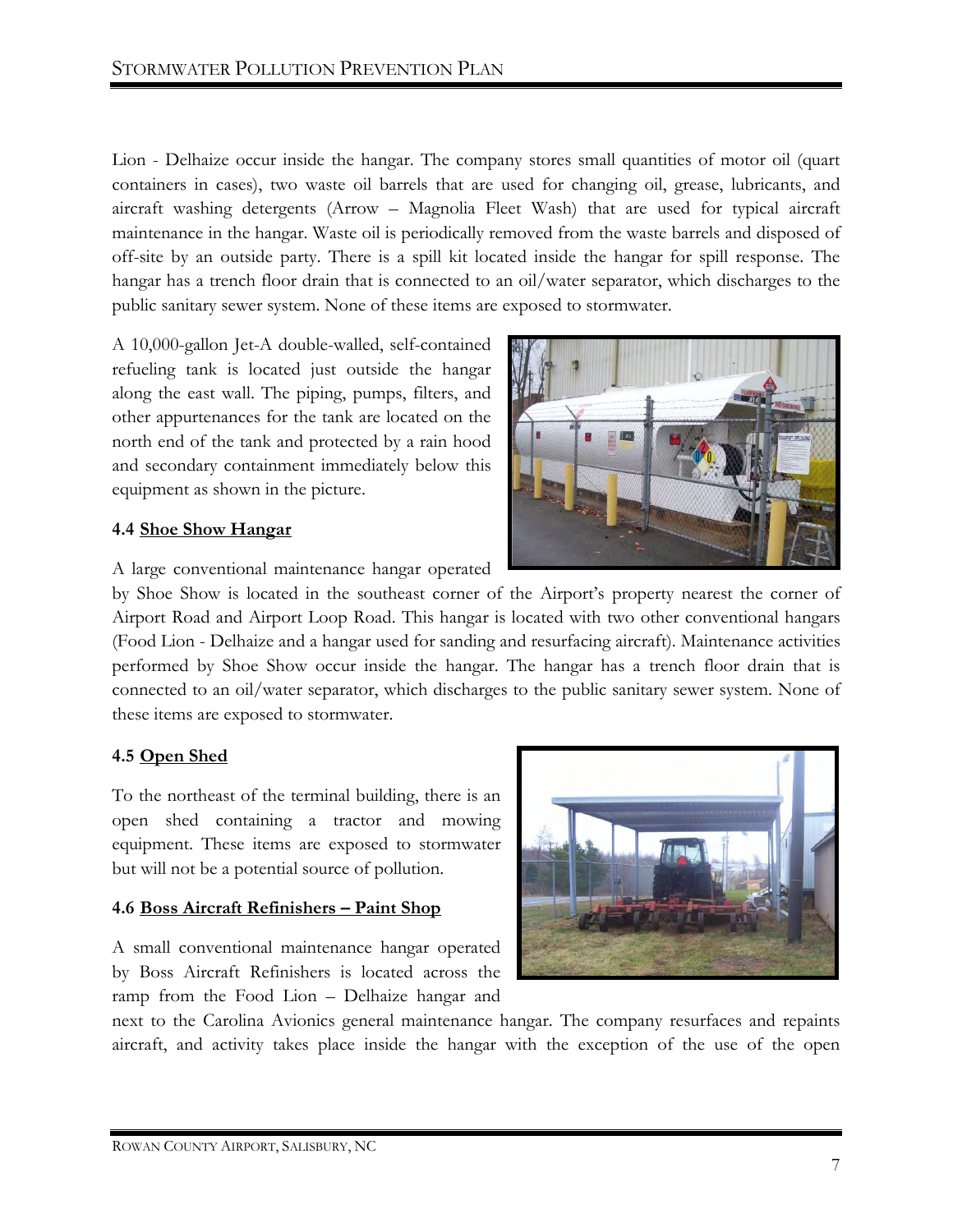Lion - Delhaize occur inside the hangar. The company stores small quantities of motor oil (quart containers in cases), two waste oil barrels that are used for changing oil, grease, lubricants, and aircraft washing detergents (Arrow – Magnolia Fleet Wash) that are used for typical aircraft maintenance in the hangar. Waste oil is periodically removed from the waste barrels and disposed of off-site by an outside party. There is a spill kit located inside the hangar for spill response. The hangar has a trench floor drain that is connected to an oil/water separator, which discharges to the public sanitary sewer system. None of these items are exposed to stormwater.

A 10,000-gallon Jet-A double-walled, self-contained refueling tank is located just outside the hangar along the east wall. The piping, pumps, filters, and other appurtenances for the tank are located on the north end of the tank and protected by a rain hood and secondary containment immediately below this equipment as shown in the picture.

**4.4 Shoe Show Hangar**

A large conventional maintenance hangar operated by Shoe Show is located in the southeast corner of the Airport's property nearest the corner of Airport Road and Airport Loop Road. This hangar is located with two other conventional hangars (Food Lion - Delhaize and a hangar used for sanding and resurfacing aircraft). Maintenance activities performed by Shoe Show occur inside the hangar. The hangar has a trench floor drain that is connected to an oil/water separator, which discharges to the public sanitary sewer system. None of these items are exposed to stormwater.

**4.5 Open Shed**

To the northeast of the terminal building, there is an open shed containing a tractor and mowing equipment. These items are exposed to stormwater but will not be a potential source of pollution.

**4.6 Boss Aircraft Refinishers – Paint Shop**

A small conventional maintenance hangar operated by Boss Aircraft Refinishers is located across the ramp from the Food Lion – Delhaize hangar and next to the Carolina Avionics general maintenance hangar. The company resurfaces and repaints aircraft, and activity takes place inside the hangar with the exception of the use of the open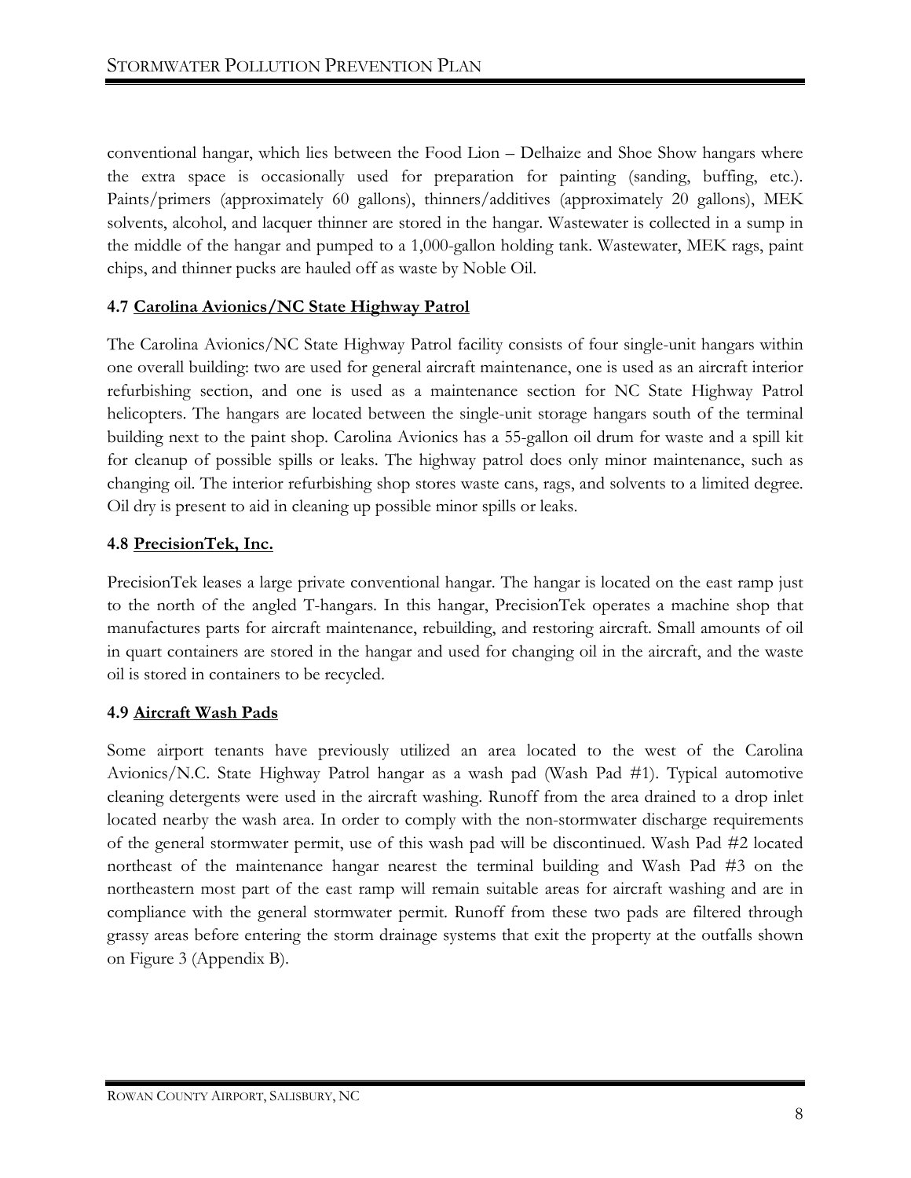conventional hangar, which lies between the Food Lion – Delhaize and Shoe Show hangars where the extra space is occasionally used for preparation for painting (sanding, buffing, etc.). Paints/primers (approximately 60 gallons), thinners/additives (approximately 20 gallons), MEK solvents, alcohol, and lacquer thinner are stored in the hangar. Wastewater is collected in a sump in the middle of the hangar and pumped to a 1,000-gallon holding tank. Wastewater, MEK rags, paint chips, and thinner pucks are hauled off as waste by Noble Oil.

### 4.7 Carolina Avionics/NC State Highway Patrol

The Carolina Avionics/NC State Highway Patrol facility consists of four single-unit hangars within one overall building: two are used for general aircraft maintenance, one is used as an aircraft interior refurbishing section, and one is used as a maintenance section for NC State Highway Patrol helicopters. The hangars are located between the single-unit storage hangars south of the terminal building next to the paint shop. Carolina Avionics has a 55-gallon oil drum for waste and a spill kit for cleanup of possible spills or leaks. The highway patrol does only minor maintenance, such as changing oil. The interior refurbishing shop stores waste cans, rags, and solvents to a limited degree. Oil dry is present to aid in cleaning up possible minor spills or leaks.

### 4.8 PrecisionTek, Inc.

PrecisionTek leases a large private conventional hangar. The hangar is located on the east ramp just to the north of the angled T-hangars. In this hangar, PrecisionTek operates a machine shop that manufactures parts for aircraft maintenance, rebuilding, and restoring aircraft. Small amounts of oil in quart containers are stored in the hangar and used for changing oil in the aircraft, and the waste oil is stored in containers to be recycled.

### 4.9 Aircraft Wash Pads

Some airport tenants have previously utilized an area located to the west of the Carolina Avionics/N.C. State Highway Patrol hangar as a wash pad (Wash Pad #1). Typical automotive cleaning detergents were used in the aircraft washing. Runoff from the area drained to a drop inlet located nearby the wash area. In order to comply with the non-stormwater discharge requirements of the general stormwater permit, use of this wash pad will be discontinued. Wash Pad #2 located northeast of the maintenance hangar nearest the terminal building and Wash Pad #3 on the northeastern most part of the east ramp will remain suitable areas for aircraft washing and are in compliance with the general stormwater permit. Runoff from these two pads are filtered through grassy areas before entering the storm drainage systems that exit the property at the outfalls shown on Figure 3 (Appendix B).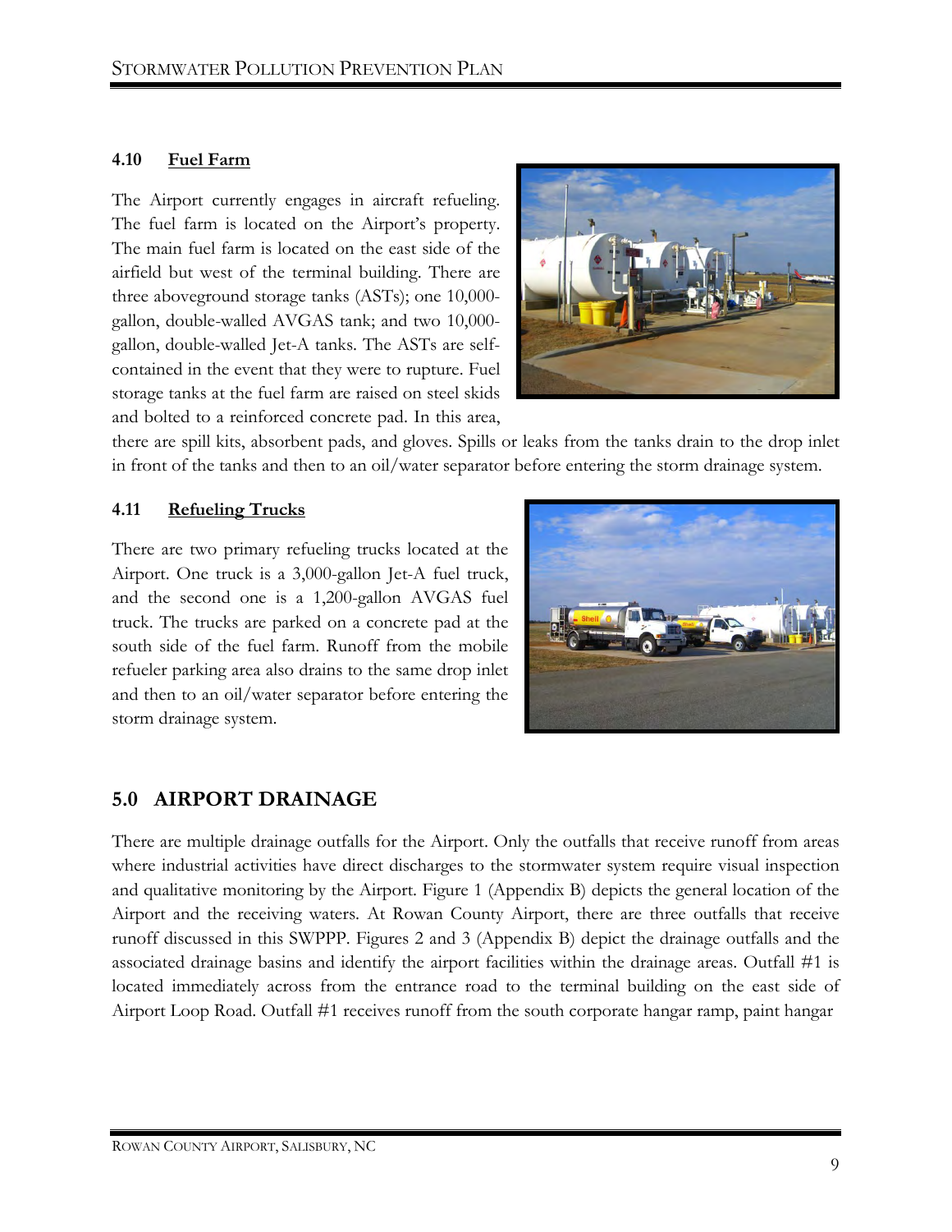#### 4.10 Fuel Farm

The Airport currently engages in aircraft refueling. The fuel farm is located on the Airport's property. The main fuel farm is located on the east side of the airfield but west of the terminal building. There are three aboveground storage tanks (ASTs); one 10,000-gallon, double-walled AVGAS tank; and two 10,000-gallon, double-walled Jet-A tanks. The ASTs are self-contained in the event that they were to rupture. Fuel storage tanks at the fuel farm are raised on steel skids and bolted to a reinforced concrete pad. In this area, there are spill kits, absorbent pads, and gloves. Spills or leaks from the tanks drain to the drop inlet in front of the tanks and then to an oil/water separator before entering the storm drainage system.

#### 4.11 Refueling Trucks

There are two primary refueling trucks located at the Airport. One truck is a 3,000-gallon Jet-A fuel truck, and the second one is a 1,200-gallon AVGAS fuel truck. The trucks are parked on a concrete pad at the south side of the fuel farm. Runoff from the mobile refueler parking area also drains to the same drop inlet and then to an oil/water separator before entering the storm drainage system.

## 5.0 AIRPORT DRAINAGE

There are multiple drainage outfalls for the Airport. Only the outfalls that receive runoff from areas where industrial activities have direct discharges to the stormwater system require visual inspection and qualitative monitoring by the Airport. Figure 1 (Appendix B) depicts the general location of the Airport and the receiving waters. At Rowan County Airport, there are three outfalls that receive runoff discussed in this SWPPP. Figures 2 and 3 (Appendix B) depict the drainage outfalls and the associated drainage basins and identify the airport facilities within the drainage areas. Outfall #1 is located immediately across from the entrance road to the terminal building on the east side of Airport Loop Road. Outfall #1 receives runoff from the south corporate hangar ramp, paint hangar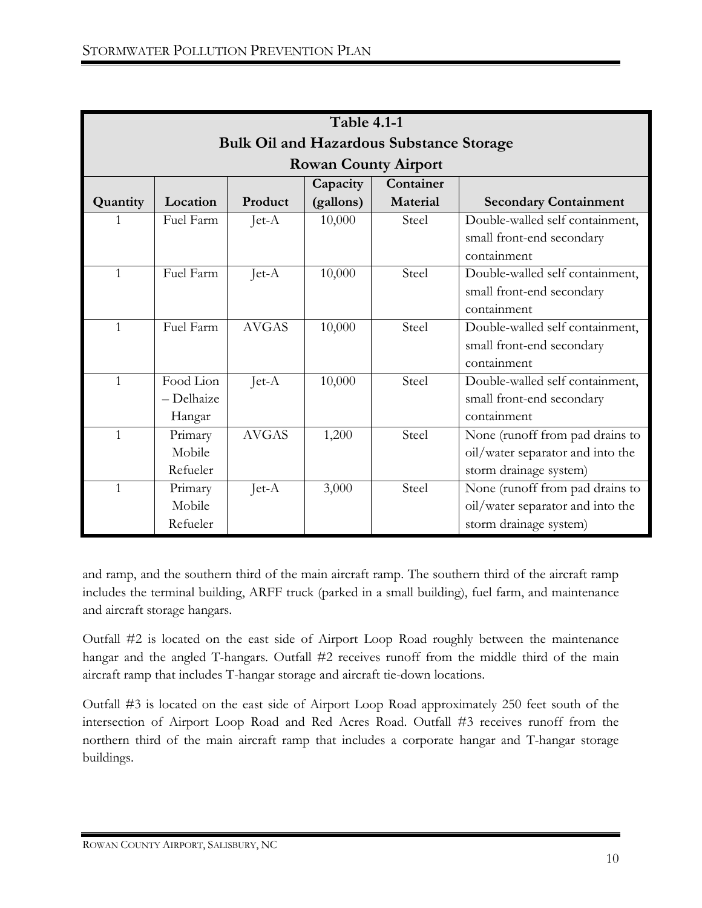**Table 4.1-1**
**Bulk Oil and Hazardous Substance Storage**
**Rowan County Airport**

| Quantity | Location | Product | Capacity (gallons) | Container Material | Secondary Containment |
|---|---|---|---|---|---|
| 1 | Fuel Farm | Jet-A | 10,000 | Steel | Double-walled self containment, small front-end secondary containment |
| 1 | Fuel Farm | Jet-A | 10,000 | Steel | Double-walled self containment, small front-end secondary containment |
| 1 | Fuel Farm | AVGAS | 10,000 | Steel | Double-walled self containment, small front-end secondary containment |
| 1 | Food Lion – Delhaize Hangar | Jet-A | 10,000 | Steel | Double-walled self containment, small front-end secondary containment |
| 1 | Primary Mobile Refueler | AVGAS | 1,200 | Steel | None (runoff from pad drains to oil/water separator and into the storm drainage system) |
| 1 | Primary Mobile Refueler | Jet-A | 3,000 | Steel | None (runoff from pad drains to oil/water separator and into the storm drainage system) |

and ramp, and the southern third of the main aircraft ramp. The southern third of the aircraft ramp includes the terminal building, ARFF truck (parked in a small building), fuel farm, and maintenance and aircraft storage hangars.

Outfall #2 is located on the east side of Airport Loop Road roughly between the maintenance hangar and the angled T-hangars. Outfall #2 receives runoff from the middle third of the main aircraft ramp that includes T-hangar storage and aircraft tie-down locations.

Outfall #3 is located on the east side of Airport Loop Road approximately 250 feet south of the intersection of Airport Loop Road and Red Acres Road. Outfall #3 receives runoff from the northern third of the main aircraft ramp that includes a corporate hangar and T-hangar storage buildings.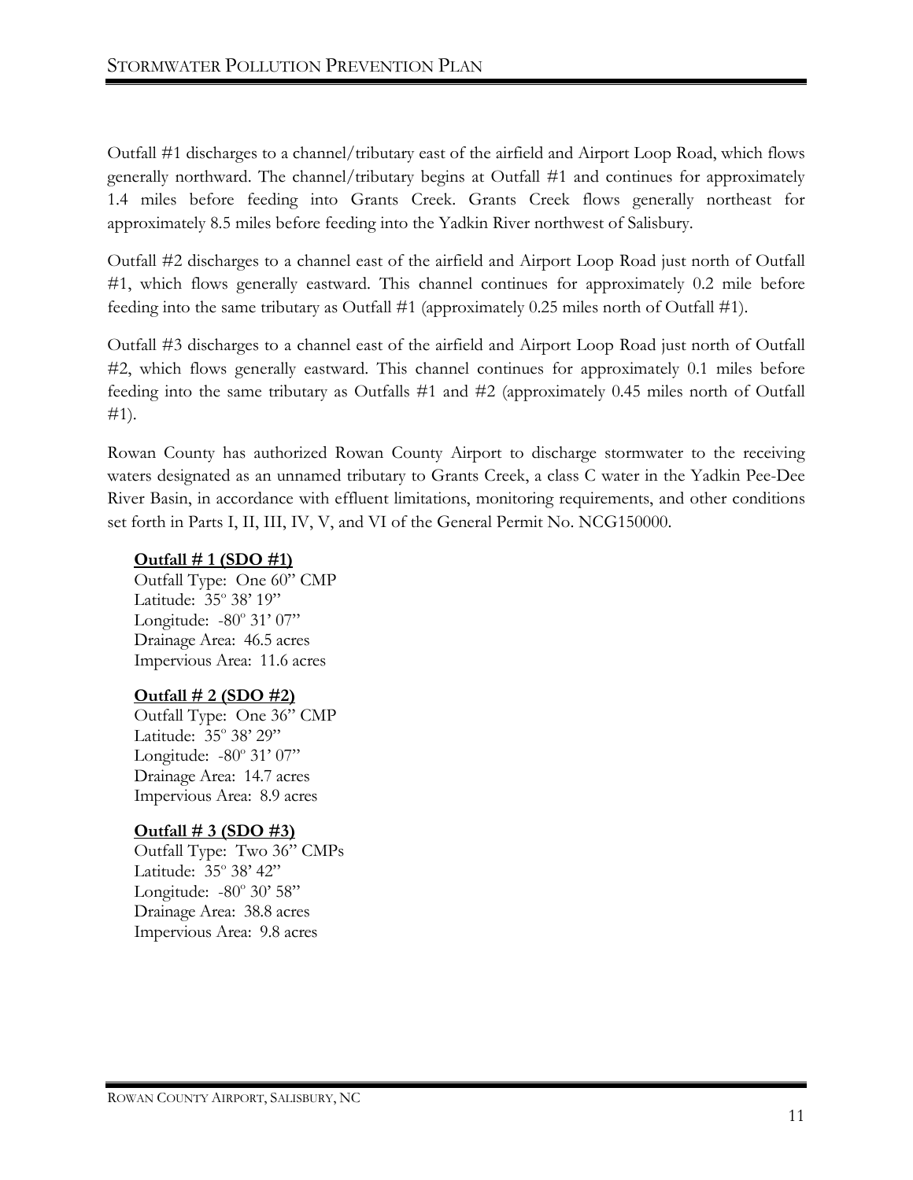Outfall #1 discharges to a channel/tributary east of the airfield and Airport Loop Road, which flows generally northward. The channel/tributary begins at Outfall #1 and continues for approximately 1.4 miles before feeding into Grants Creek. Grants Creek flows generally northeast for approximately 8.5 miles before feeding into the Yadkin River northwest of Salisbury.

Outfall #2 discharges to a channel east of the airfield and Airport Loop Road just north of Outfall #1, which flows generally eastward. This channel continues for approximately 0.2 mile before feeding into the same tributary as Outfall #1 (approximately 0.25 miles north of Outfall #1).

Outfall #3 discharges to a channel east of the airfield and Airport Loop Road just north of Outfall #2, which flows generally eastward. This channel continues for approximately 0.1 miles before feeding into the same tributary as Outfalls #1 and #2 (approximately 0.45 miles north of Outfall #1).

Rowan County has authorized Rowan County Airport to discharge stormwater to the receiving waters designated as an unnamed tributary to Grants Creek, a class C water in the Yadkin Pee-Dee River Basin, in accordance with effluent limitations, monitoring requirements, and other conditions set forth in Parts I, II, III, IV, V, and VI of the General Permit No. NCG150000.

**Outfall # 1 (SDO #1)**
Outfall Type: One 60" CMP
Latitude: 35º 38' 19"
Longitude: -80º 31' 07"
Drainage Area: 46.5 acres
Impervious Area: 11.6 acres

**Outfall # 2 (SDO #2)**
Outfall Type: One 36" CMP
Latitude: 35º 38' 29"
Longitude: -80º 31' 07"
Drainage Area: 14.7 acres
Impervious Area: 8.9 acres

**Outfall # 3 (SDO #3)**
Outfall Type: Two 36" CMPs
Latitude: 35º 38' 42"
Longitude: -80º 30' 58"
Drainage Area: 38.8 acres
Impervious Area: 9.8 acres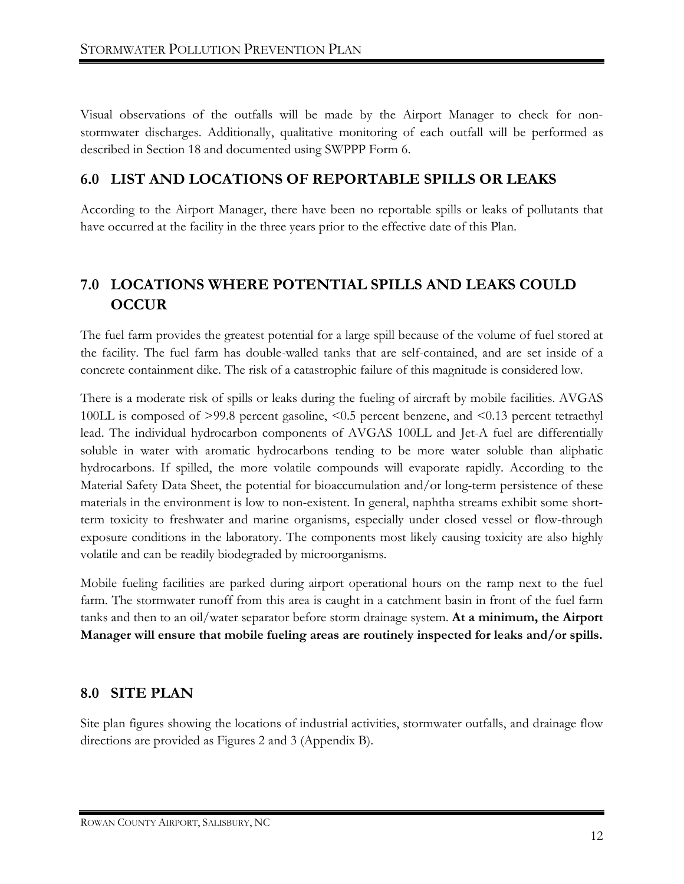Visual observations of the outfalls will be made by the Airport Manager to check for non-stormwater discharges. Additionally, qualitative monitoring of each outfall will be performed as described in Section 18 and documented using SWPPP Form 6.

## 6.0 LIST AND LOCATIONS OF REPORTABLE SPILLS OR LEAKS

According to the Airport Manager, there have been no reportable spills or leaks of pollutants that have occurred at the facility in the three years prior to the effective date of this Plan.

## 7.0 LOCATIONS WHERE POTENTIAL SPILLS AND LEAKS COULD OCCUR

The fuel farm provides the greatest potential for a large spill because of the volume of fuel stored at the facility. The fuel farm has double-walled tanks that are self-contained, and are set inside of a concrete containment dike. The risk of a catastrophic failure of this magnitude is considered low.

There is a moderate risk of spills or leaks during the fueling of aircraft by mobile facilities. AVGAS 100LL is composed of >99.8 percent gasoline, <0.5 percent benzene, and <0.13 percent tetraethyl lead. The individual hydrocarbon components of AVGAS 100LL and Jet-A fuel are differentially soluble in water with aromatic hydrocarbons tending to be more water soluble than aliphatic hydrocarbons. If spilled, the more volatile compounds will evaporate rapidly. According to the Material Safety Data Sheet, the potential for bioaccumulation and/or long-term persistence of these materials in the environment is low to non-existent. In general, naphtha streams exhibit some short-term toxicity to freshwater and marine organisms, especially under closed vessel or flow-through exposure conditions in the laboratory. The components most likely causing toxicity are also highly volatile and can be readily biodegraded by microorganisms.

Mobile fueling facilities are parked during airport operational hours on the ramp next to the fuel farm. The stormwater runoff from this area is caught in a catchment basin in front of the fuel farm tanks and then to an oil/water separator before storm drainage system. **At a minimum, the Airport Manager will ensure that mobile fueling areas are routinely inspected for leaks and/or spills.**

## 8.0 SITE PLAN

Site plan figures showing the locations of industrial activities, stormwater outfalls, and drainage flow directions are provided as Figures 2 and 3 (Appendix B).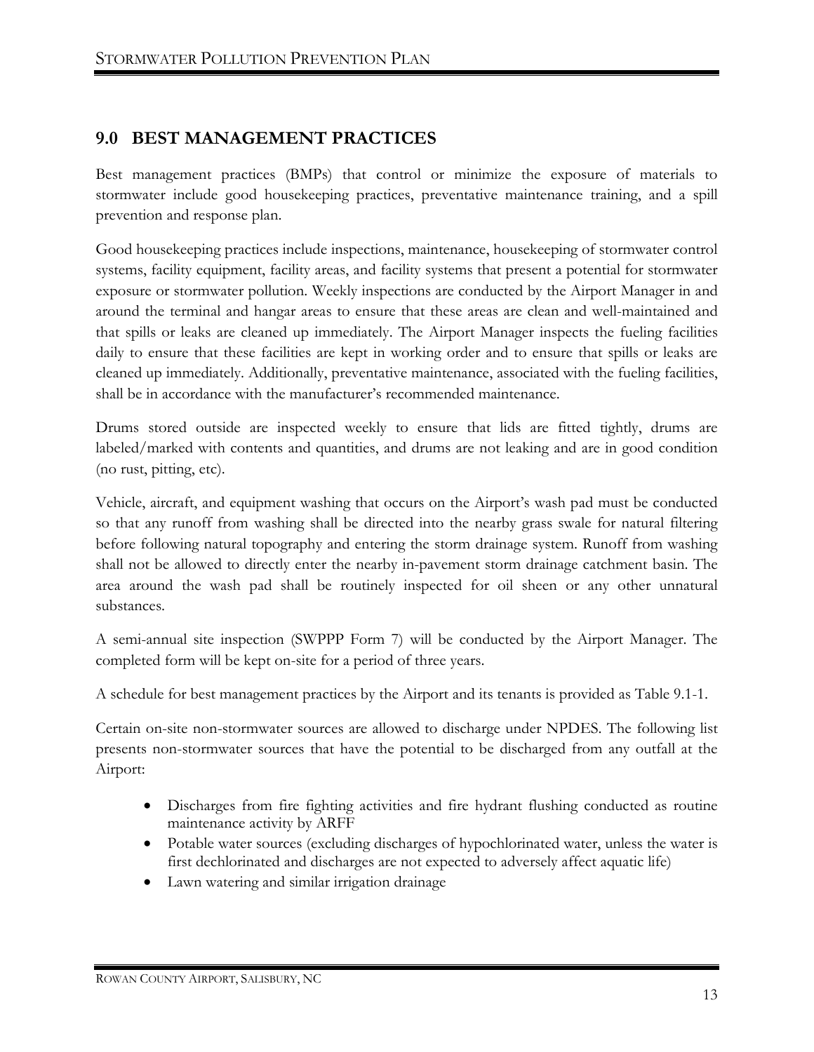## 9.0 BEST MANAGEMENT PRACTICES

Best management practices (BMPs) that control or minimize the exposure of materials to stormwater include good housekeeping practices, preventative maintenance training, and a spill prevention and response plan.

Good housekeeping practices include inspections, maintenance, housekeeping of stormwater control systems, facility equipment, facility areas, and facility systems that present a potential for stormwater exposure or stormwater pollution. Weekly inspections are conducted by the Airport Manager in and around the terminal and hangar areas to ensure that these areas are clean and well-maintained and that spills or leaks are cleaned up immediately. The Airport Manager inspects the fueling facilities daily to ensure that these facilities are kept in working order and to ensure that spills or leaks are cleaned up immediately. Additionally, preventative maintenance, associated with the fueling facilities, shall be in accordance with the manufacturer's recommended maintenance.

Drums stored outside are inspected weekly to ensure that lids are fitted tightly, drums are labeled/marked with contents and quantities, and drums are not leaking and are in good condition (no rust, pitting, etc).

Vehicle, aircraft, and equipment washing that occurs on the Airport's wash pad must be conducted so that any runoff from washing shall be directed into the nearby grass swale for natural filtering before following natural topography and entering the storm drainage system. Runoff from washing shall not be allowed to directly enter the nearby in-pavement storm drainage catchment basin. The area around the wash pad shall be routinely inspected for oil sheen or any other unnatural substances.

A semi-annual site inspection (SWPPP Form 7) will be conducted by the Airport Manager. The completed form will be kept on-site for a period of three years.

A schedule for best management practices by the Airport and its tenants is provided as Table 9.1-1.

Certain on-site non-stormwater sources are allowed to discharge under NPDES. The following list presents non-stormwater sources that have the potential to be discharged from any outfall at the Airport:

- Discharges from fire fighting activities and fire hydrant flushing conducted as routine maintenance activity by ARFF
- Potable water sources (excluding discharges of hypochlorinated water, unless the water is first dechlorinated and discharges are not expected to adversely affect aquatic life)
- Lawn watering and similar irrigation drainage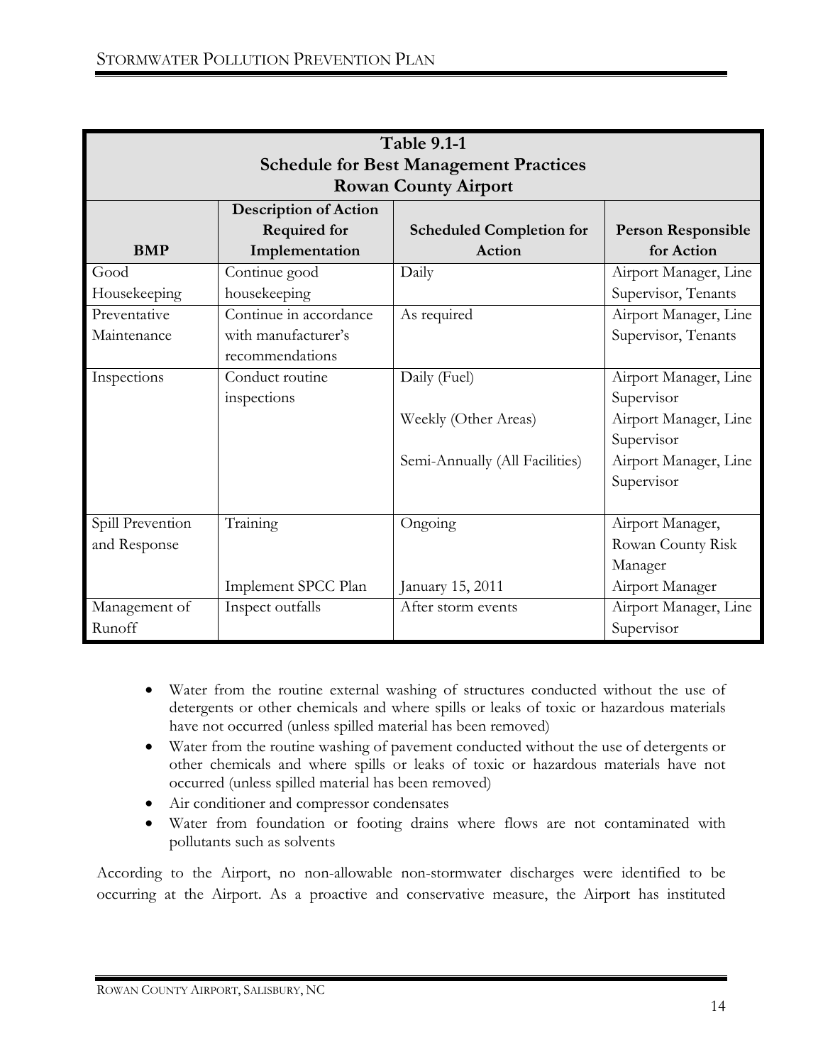**Table 9.1-1**
**Schedule for Best Management Practices**
**Rowan County Airport**

| BMP | Description of Action Required for Implementation | Scheduled Completion for Action | Person Responsible for Action |
|---|---|---|---|
| Good Housekeeping | Continue good housekeeping | Daily | Airport Manager, Line Supervisor, Tenants |
| Preventative Maintenance | Continue in accordance with manufacturer's recommendations | As required | Airport Manager, Line Supervisor, Tenants |
| Inspections | Conduct routine inspections | Daily (Fuel) | Airport Manager, Line Supervisor |
| | | Weekly (Other Areas) | Airport Manager, Line Supervisor |
| | | Semi-Annually (All Facilities) | Airport Manager, Line Supervisor |
| Spill Prevention and Response | Training | Ongoing | Airport Manager, Rowan County Risk Manager |
| | Implement SPCC Plan | January 15, 2011 | Airport Manager |
| Management of Runoff | Inspect outfalls | After storm events | Airport Manager, Line Supervisor |

- Water from the routine external washing of structures conducted without the use of detergents or other chemicals and where spills or leaks of toxic or hazardous materials have not occurred (unless spilled material has been removed)
- Water from the routine washing of pavement conducted without the use of detergents or other chemicals and where spills or leaks of toxic or hazardous materials have not occurred (unless spilled material has been removed)
- Air conditioner and compressor condensates
- Water from foundation or footing drains where flows are not contaminated with pollutants such as solvents

According to the Airport, no non-allowable non-stormwater discharges were identified to be occurring at the Airport. As a proactive and conservative measure, the Airport has instituted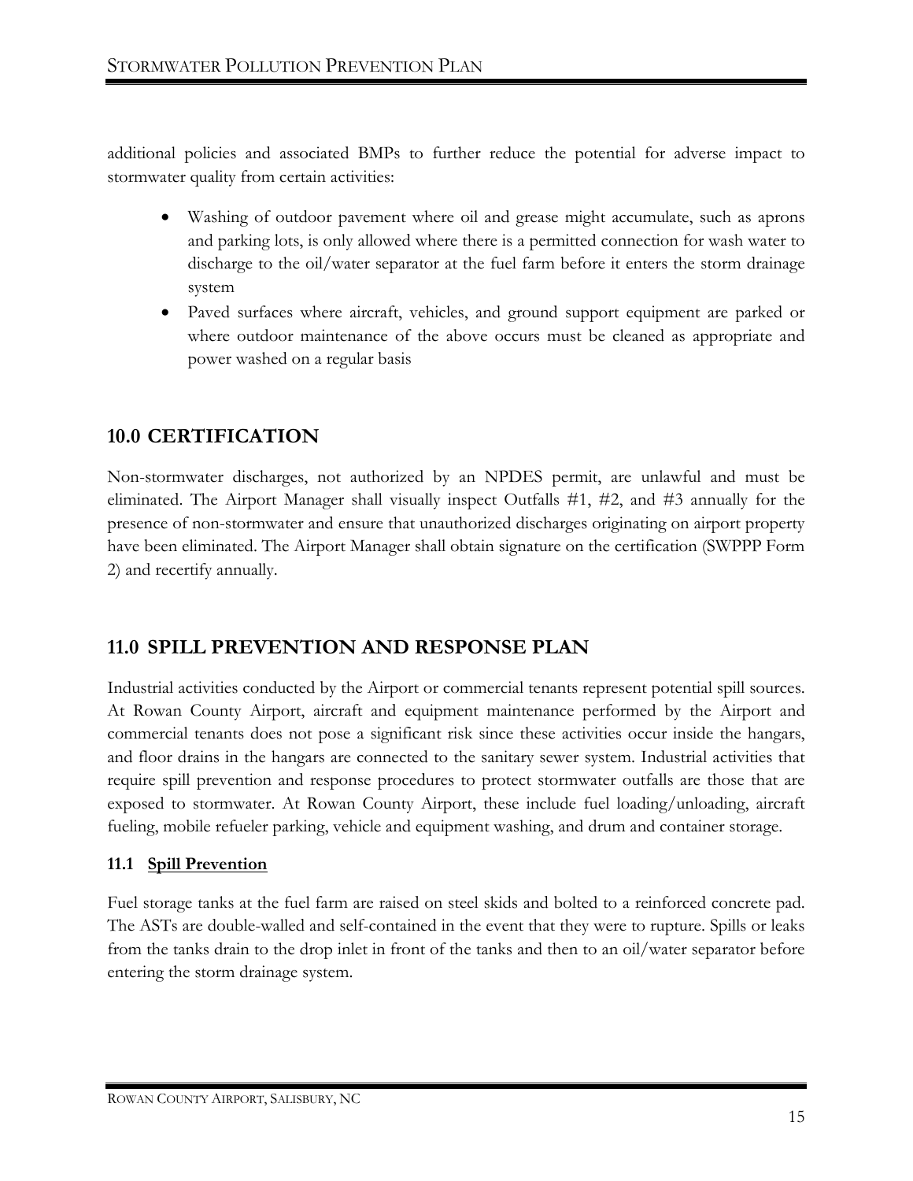additional policies and associated BMPs to further reduce the potential for adverse impact to stormwater quality from certain activities:

- Washing of outdoor pavement where oil and grease might accumulate, such as aprons and parking lots, is only allowed where there is a permitted connection for wash water to discharge to the oil/water separator at the fuel farm before it enters the storm drainage system
- Paved surfaces where aircraft, vehicles, and ground support equipment are parked or where outdoor maintenance of the above occurs must be cleaned as appropriate and power washed on a regular basis

## 10.0 CERTIFICATION

Non-stormwater discharges, not authorized by an NPDES permit, are unlawful and must be eliminated. The Airport Manager shall visually inspect Outfalls #1, #2, and #3 annually for the presence of non-stormwater and ensure that unauthorized discharges originating on airport property have been eliminated. The Airport Manager shall obtain signature on the certification (SWPPP Form 2) and recertify annually.

## 11.0 SPILL PREVENTION AND RESPONSE PLAN

Industrial activities conducted by the Airport or commercial tenants represent potential spill sources. At Rowan County Airport, aircraft and equipment maintenance performed by the Airport and commercial tenants does not pose a significant risk since these activities occur inside the hangars, and floor drains in the hangars are connected to the sanitary sewer system. Industrial activities that require spill prevention and response procedures to protect stormwater outfalls are those that are exposed to stormwater. At Rowan County Airport, these include fuel loading/unloading, aircraft fueling, mobile refueler parking, vehicle and equipment washing, and drum and container storage.

### 11.1 Spill Prevention

Fuel storage tanks at the fuel farm are raised on steel skids and bolted to a reinforced concrete pad. The ASTs are double-walled and self-contained in the event that they were to rupture. Spills or leaks from the tanks drain to the drop inlet in front of the tanks and then to an oil/water separator before entering the storm drainage system.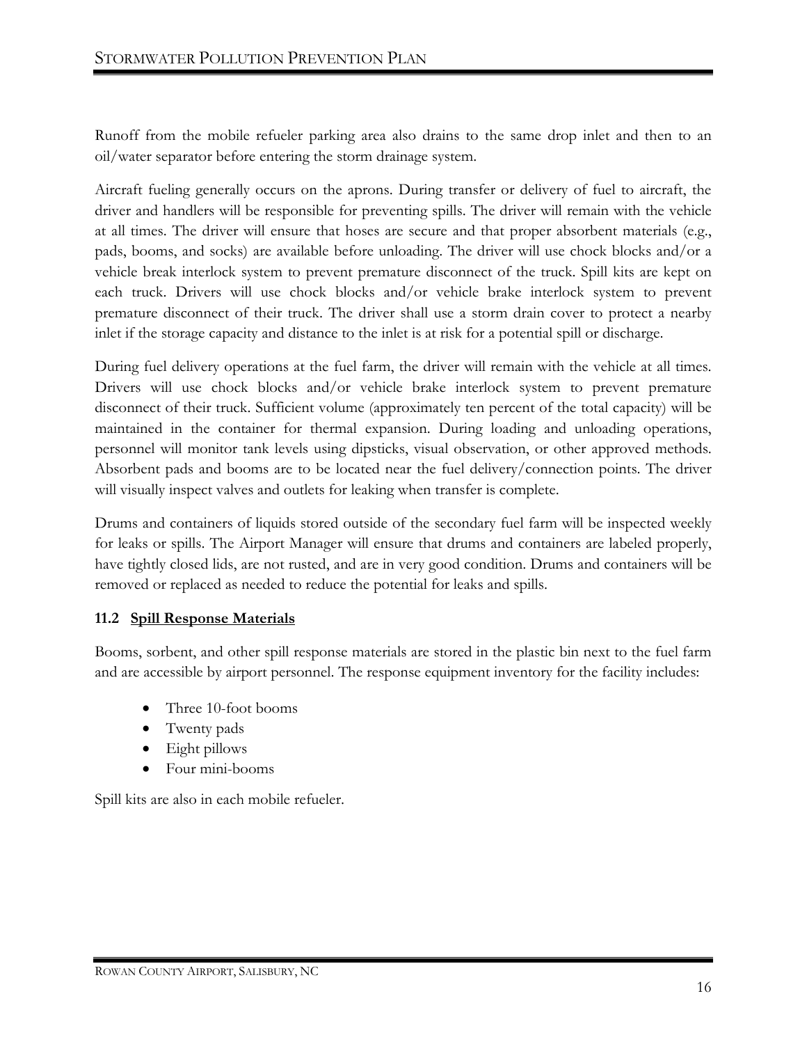Runoff from the mobile refueler parking area also drains to the same drop inlet and then to an oil/water separator before entering the storm drainage system.

Aircraft fueling generally occurs on the aprons. During transfer or delivery of fuel to aircraft, the driver and handlers will be responsible for preventing spills. The driver will remain with the vehicle at all times. The driver will ensure that hoses are secure and that proper absorbent materials (e.g., pads, booms, and socks) are available before unloading. The driver will use chock blocks and/or a vehicle break interlock system to prevent premature disconnect of the truck. Spill kits are kept on each truck. Drivers will use chock blocks and/or vehicle brake interlock system to prevent premature disconnect of their truck. The driver shall use a storm drain cover to protect a nearby inlet if the storage capacity and distance to the inlet is at risk for a potential spill or discharge.

During fuel delivery operations at the fuel farm, the driver will remain with the vehicle at all times. Drivers will use chock blocks and/or vehicle brake interlock system to prevent premature disconnect of their truck. Sufficient volume (approximately ten percent of the total capacity) will be maintained in the container for thermal expansion. During loading and unloading operations, personnel will monitor tank levels using dipsticks, visual observation, or other approved methods. Absorbent pads and booms are to be located near the fuel delivery/connection points. The driver will visually inspect valves and outlets for leaking when transfer is complete.

Drums and containers of liquids stored outside of the secondary fuel farm will be inspected weekly for leaks or spills. The Airport Manager will ensure that drums and containers are labeled properly, have tightly closed lids, are not rusted, and are in very good condition. Drums and containers will be removed or replaced as needed to reduce the potential for leaks and spills.

### 11.2 Spill Response Materials

Booms, sorbent, and other spill response materials are stored in the plastic bin next to the fuel farm and are accessible by airport personnel. The response equipment inventory for the facility includes:

- Three 10-foot booms
- Twenty pads
- Eight pillows
- Four mini-booms

Spill kits are also in each mobile refueler.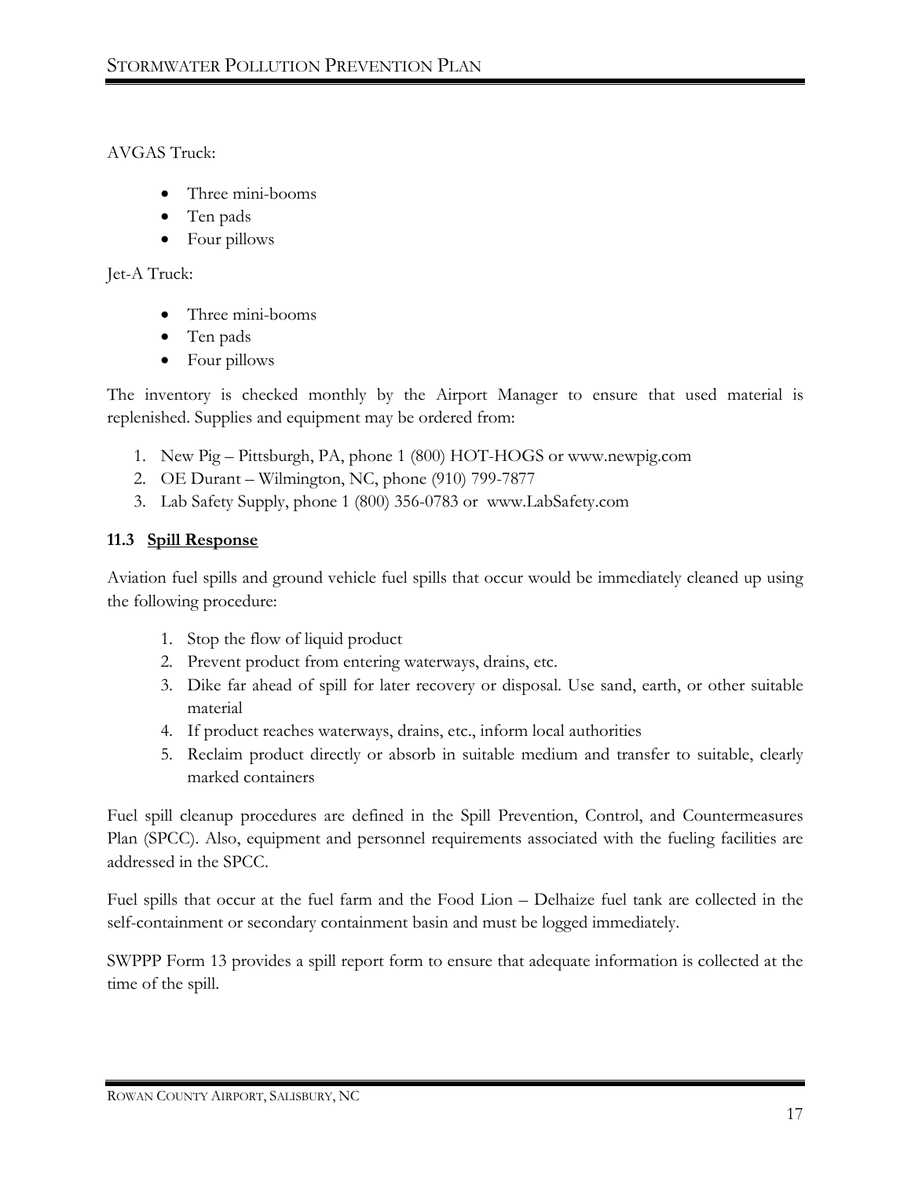AVGAS Truck:

- Three mini-booms
- Ten pads
- Four pillows

Jet-A Truck:

- Three mini-booms
- Ten pads
- Four pillows

The inventory is checked monthly by the Airport Manager to ensure that used material is replenished. Supplies and equipment may be ordered from:

1. New Pig – Pittsburgh, PA, phone 1 (800) HOT-HOGS or www.newpig.com
2. OE Durant – Wilmington, NC, phone (910) 799-7877
3. Lab Safety Supply, phone 1 (800) 356-0783 or www.LabSafety.com

### 11.3 Spill Response

Aviation fuel spills and ground vehicle fuel spills that occur would be immediately cleaned up using the following procedure:

1. Stop the flow of liquid product
2. Prevent product from entering waterways, drains, etc.
3. Dike far ahead of spill for later recovery or disposal. Use sand, earth, or other suitable material
4. If product reaches waterways, drains, etc., inform local authorities
5. Reclaim product directly or absorb in suitable medium and transfer to suitable, clearly marked containers

Fuel spill cleanup procedures are defined in the Spill Prevention, Control, and Countermeasures Plan (SPCC). Also, equipment and personnel requirements associated with the fueling facilities are addressed in the SPCC.

Fuel spills that occur at the fuel farm and the Food Lion – Delhaize fuel tank are collected in the self-containment or secondary containment basin and must be logged immediately.

SWPPP Form 13 provides a spill report form to ensure that adequate information is collected at the time of the spill.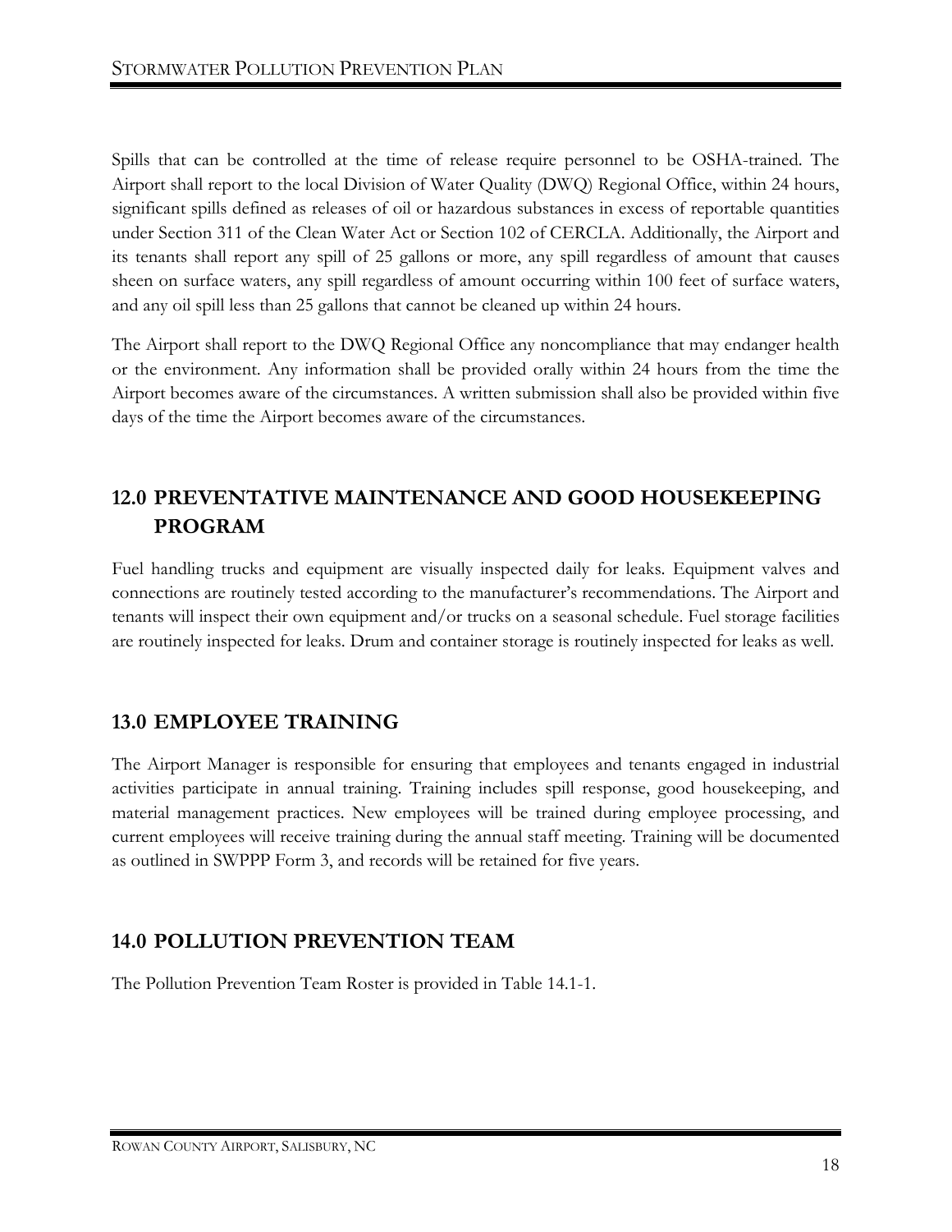Spills that can be controlled at the time of release require personnel to be OSHA-trained. The Airport shall report to the local Division of Water Quality (DWQ) Regional Office, within 24 hours, significant spills defined as releases of oil or hazardous substances in excess of reportable quantities under Section 311 of the Clean Water Act or Section 102 of CERCLA. Additionally, the Airport and its tenants shall report any spill of 25 gallons or more, any spill regardless of amount that causes sheen on surface waters, any spill regardless of amount occurring within 100 feet of surface waters, and any oil spill less than 25 gallons that cannot be cleaned up within 24 hours.

The Airport shall report to the DWQ Regional Office any noncompliance that may endanger health or the environment. Any information shall be provided orally within 24 hours from the time the Airport becomes aware of the circumstances. A written submission shall also be provided within five days of the time the Airport becomes aware of the circumstances.

## 12.0 PREVENTATIVE MAINTENANCE AND GOOD HOUSEKEEPING PROGRAM

Fuel handling trucks and equipment are visually inspected daily for leaks. Equipment valves and connections are routinely tested according to the manufacturer's recommendations. The Airport and tenants will inspect their own equipment and/or trucks on a seasonal schedule. Fuel storage facilities are routinely inspected for leaks. Drum and container storage is routinely inspected for leaks as well.

## 13.0 EMPLOYEE TRAINING

The Airport Manager is responsible for ensuring that employees and tenants engaged in industrial activities participate in annual training. Training includes spill response, good housekeeping, and material management practices. New employees will be trained during employee processing, and current employees will receive training during the annual staff meeting. Training will be documented as outlined in SWPPP Form 3, and records will be retained for five years.

## 14.0 POLLUTION PREVENTION TEAM

The Pollution Prevention Team Roster is provided in Table 14.1-1.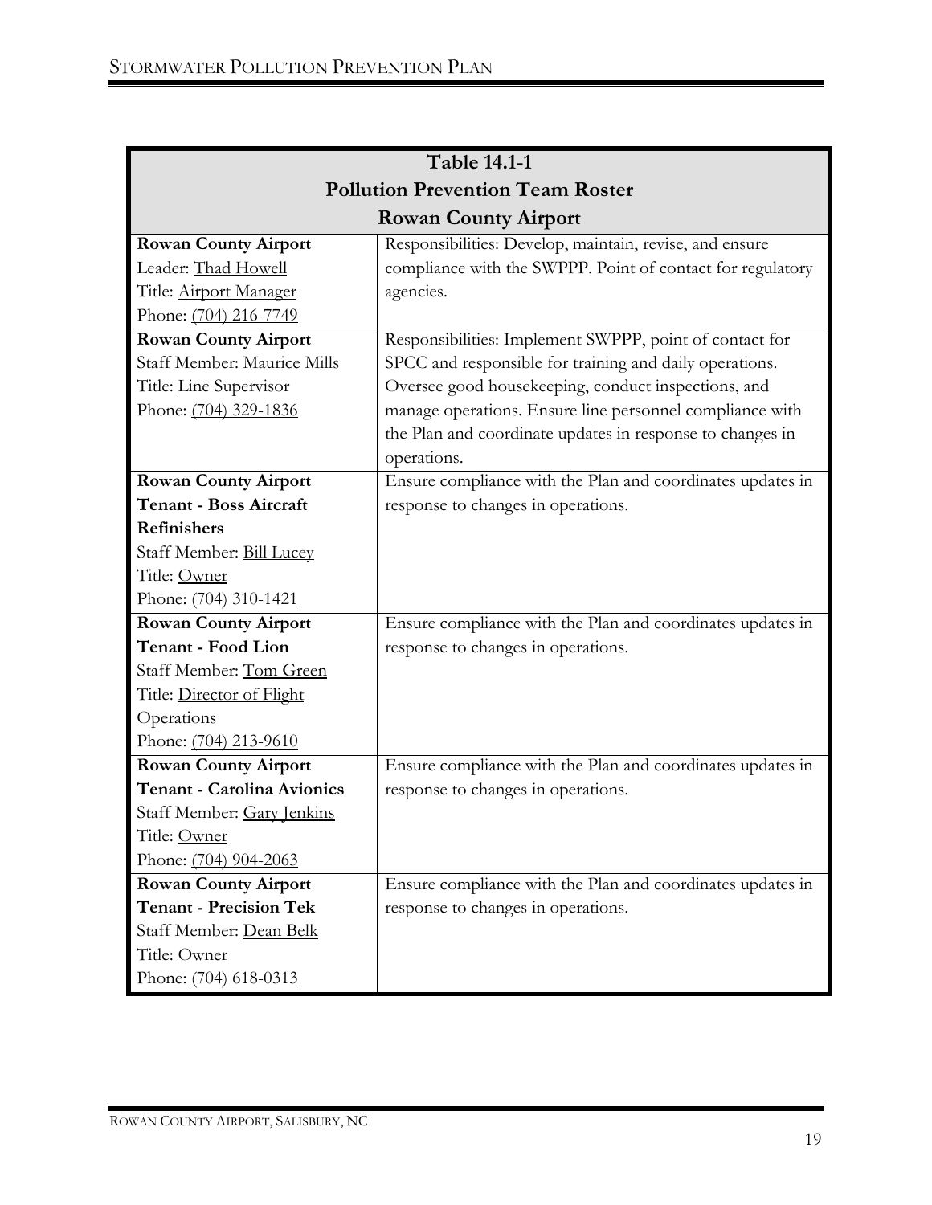**Table 14.1-1**
**Pollution Prevention Team Roster**
**Rowan County Airport**

| | |
|---|---|
| **Rowan County Airport**<br>Leader: Thad Howell<br>Title: Airport Manager<br>Phone: (704) 216-7749 | Responsibilities: Develop, maintain, revise, and ensure compliance with the SWPPP. Point of contact for regulatory agencies. |
| **Rowan County Airport**<br>Staff Member: Maurice Mills<br>Title: Line Supervisor<br>Phone: (704) 329-1836 | Responsibilities: Implement SWPPP, point of contact for SPCC and responsible for training and daily operations. Oversee good housekeeping, conduct inspections, and manage operations. Ensure line personnel compliance with the Plan and coordinate updates in response to changes in operations. |
| **Rowan County Airport**<br>**Tenant - Boss Aircraft Refinishers**<br>Staff Member: Bill Lucey<br>Title: Owner<br>Phone: (704) 310-1421 | Ensure compliance with the Plan and coordinates updates in response to changes in operations. |
| **Rowan County Airport**<br>**Tenant - Food Lion**<br>Staff Member: Tom Green<br>Title: Director of Flight Operations<br>Phone: (704) 213-9610 | Ensure compliance with the Plan and coordinates updates in response to changes in operations. |
| **Rowan County Airport**<br>**Tenant - Carolina Avionics**<br>Staff Member: Gary Jenkins<br>Title: Owner<br>Phone: (704) 904-2063 | Ensure compliance with the Plan and coordinates updates in response to changes in operations. |
| **Rowan County Airport**<br>**Tenant - Precision Tek**<br>Staff Member: Dean Belk<br>Title: Owner<br>Phone: (704) 618-0313 | Ensure compliance with the Plan and coordinates updates in response to changes in operations. |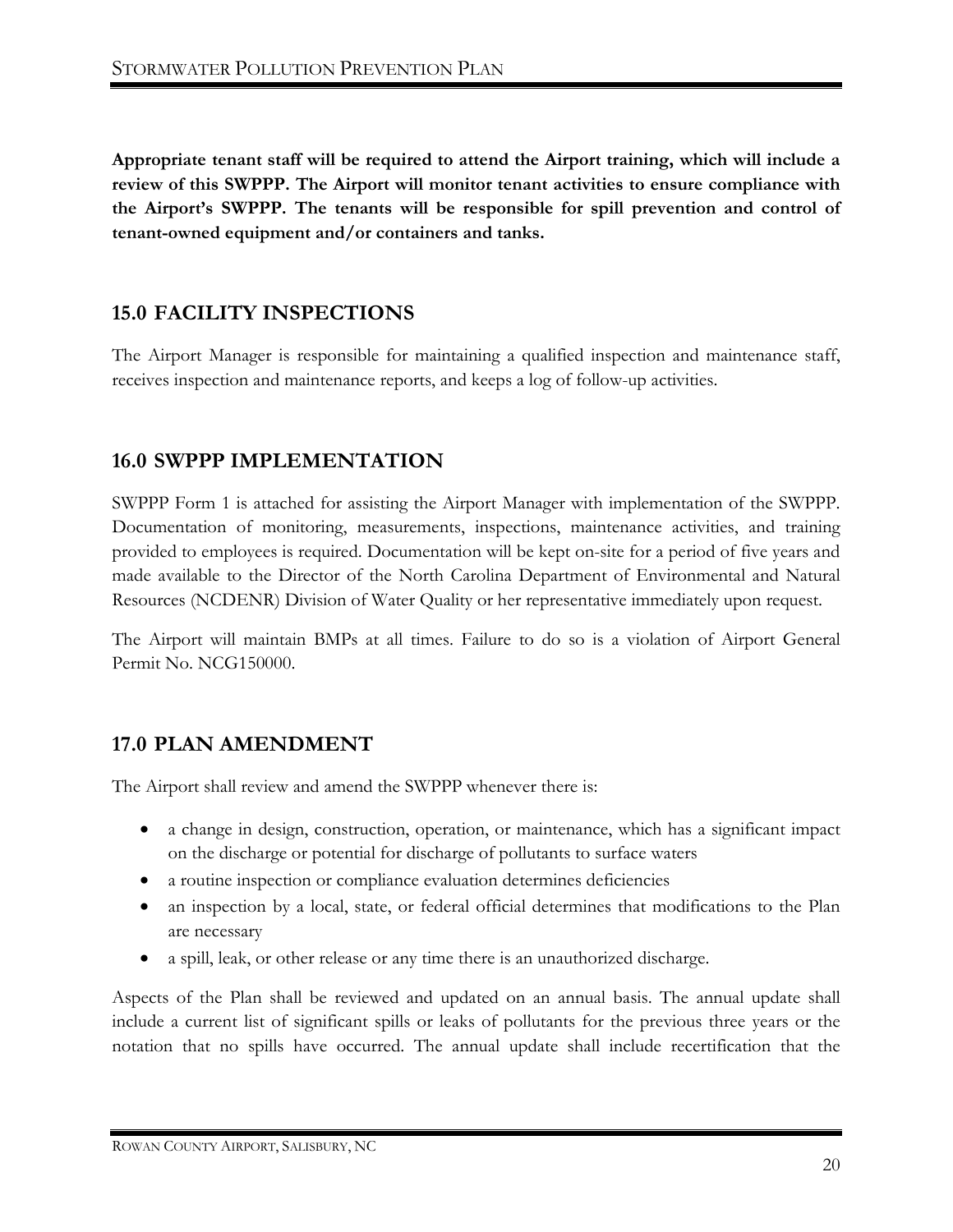**Appropriate tenant staff will be required to attend the Airport training, which will include a review of this SWPPP. The Airport will monitor tenant activities to ensure compliance with the Airport's SWPPP. The tenants will be responsible for spill prevention and control of tenant-owned equipment and/or containers and tanks.**

## 15.0 FACILITY INSPECTIONS

The Airport Manager is responsible for maintaining a qualified inspection and maintenance staff, receives inspection and maintenance reports, and keeps a log of follow-up activities.

## 16.0 SWPPP IMPLEMENTATION

SWPPP Form 1 is attached for assisting the Airport Manager with implementation of the SWPPP. Documentation of monitoring, measurements, inspections, maintenance activities, and training provided to employees is required. Documentation will be kept on-site for a period of five years and made available to the Director of the North Carolina Department of Environmental and Natural Resources (NCDENR) Division of Water Quality or her representative immediately upon request.

The Airport will maintain BMPs at all times. Failure to do so is a violation of Airport General Permit No. NCG150000.

## 17.0 PLAN AMENDMENT

The Airport shall review and amend the SWPPP whenever there is:

- a change in design, construction, operation, or maintenance, which has a significant impact on the discharge or potential for discharge of pollutants to surface waters
- a routine inspection or compliance evaluation determines deficiencies
- an inspection by a local, state, or federal official determines that modifications to the Plan are necessary
- a spill, leak, or other release or any time there is an unauthorized discharge.

Aspects of the Plan shall be reviewed and updated on an annual basis. The annual update shall include a current list of significant spills or leaks of pollutants for the previous three years or the notation that no spills have occurred. The annual update shall include recertification that the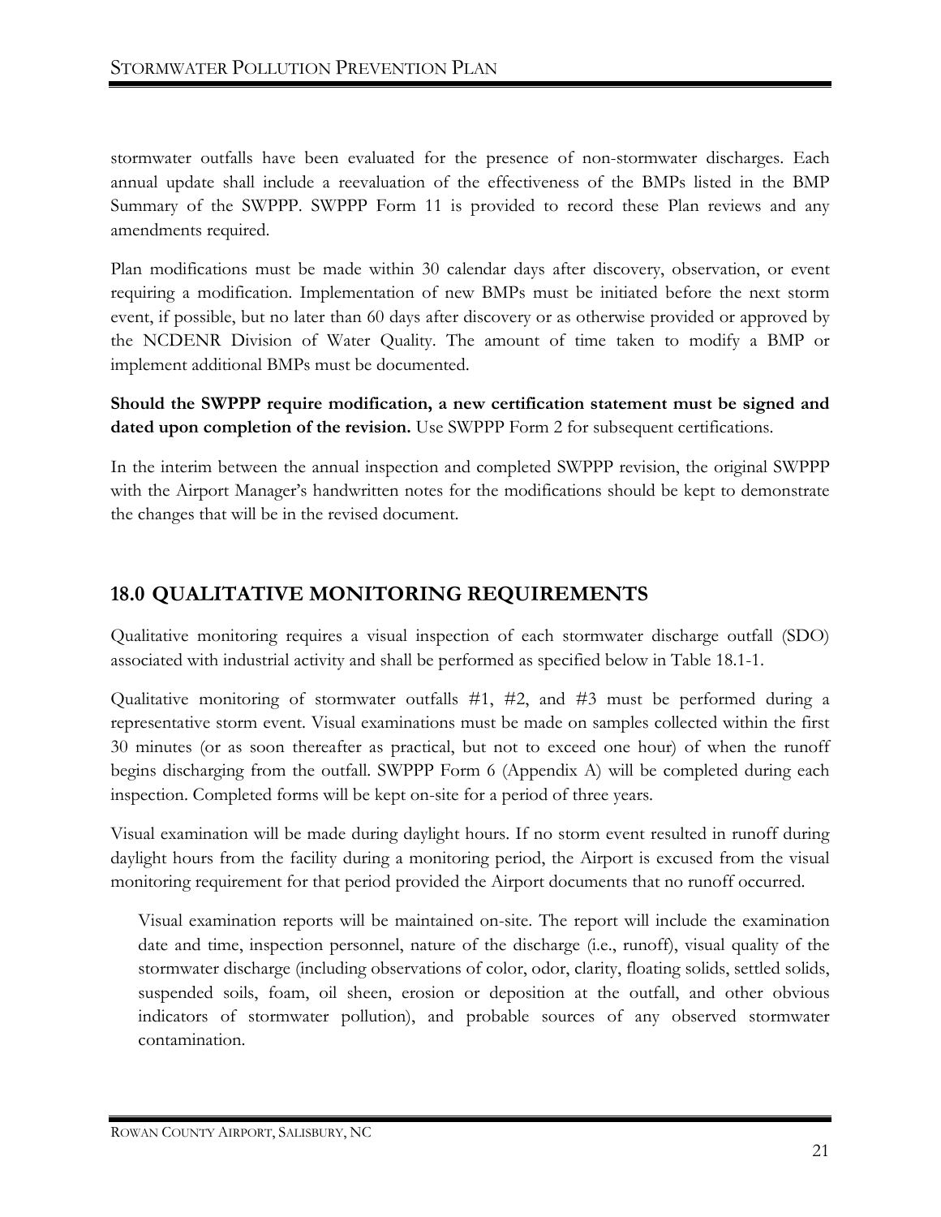stormwater outfalls have been evaluated for the presence of non-stormwater discharges. Each annual update shall include a reevaluation of the effectiveness of the BMPs listed in the BMP Summary of the SWPPP. SWPPP Form 11 is provided to record these Plan reviews and any amendments required.

Plan modifications must be made within 30 calendar days after discovery, observation, or event requiring a modification. Implementation of new BMPs must be initiated before the next storm event, if possible, but no later than 60 days after discovery or as otherwise provided or approved by the NCDENR Division of Water Quality. The amount of time taken to modify a BMP or implement additional BMPs must be documented.

**Should the SWPPP require modification, a new certification statement must be signed and dated upon completion of the revision.** Use SWPPP Form 2 for subsequent certifications.

In the interim between the annual inspection and completed SWPPP revision, the original SWPPP with the Airport Manager's handwritten notes for the modifications should be kept to demonstrate the changes that will be in the revised document.

## 18.0 QUALITATIVE MONITORING REQUIREMENTS

Qualitative monitoring requires a visual inspection of each stormwater discharge outfall (SDO) associated with industrial activity and shall be performed as specified below in Table 18.1-1.

Qualitative monitoring of stormwater outfalls #1, #2, and #3 must be performed during a representative storm event. Visual examinations must be made on samples collected within the first 30 minutes (or as soon thereafter as practical, but not to exceed one hour) of when the runoff begins discharging from the outfall. SWPPP Form 6 (Appendix A) will be completed during each inspection. Completed forms will be kept on-site for a period of three years.

Visual examination will be made during daylight hours. If no storm event resulted in runoff during daylight hours from the facility during a monitoring period, the Airport is excused from the visual monitoring requirement for that period provided the Airport documents that no runoff occurred.

Visual examination reports will be maintained on-site. The report will include the examination date and time, inspection personnel, nature of the discharge (i.e., runoff), visual quality of the stormwater discharge (including observations of color, odor, clarity, floating solids, settled solids, suspended soils, foam, oil sheen, erosion or deposition at the outfall, and other obvious indicators of stormwater pollution), and probable sources of any observed stormwater contamination.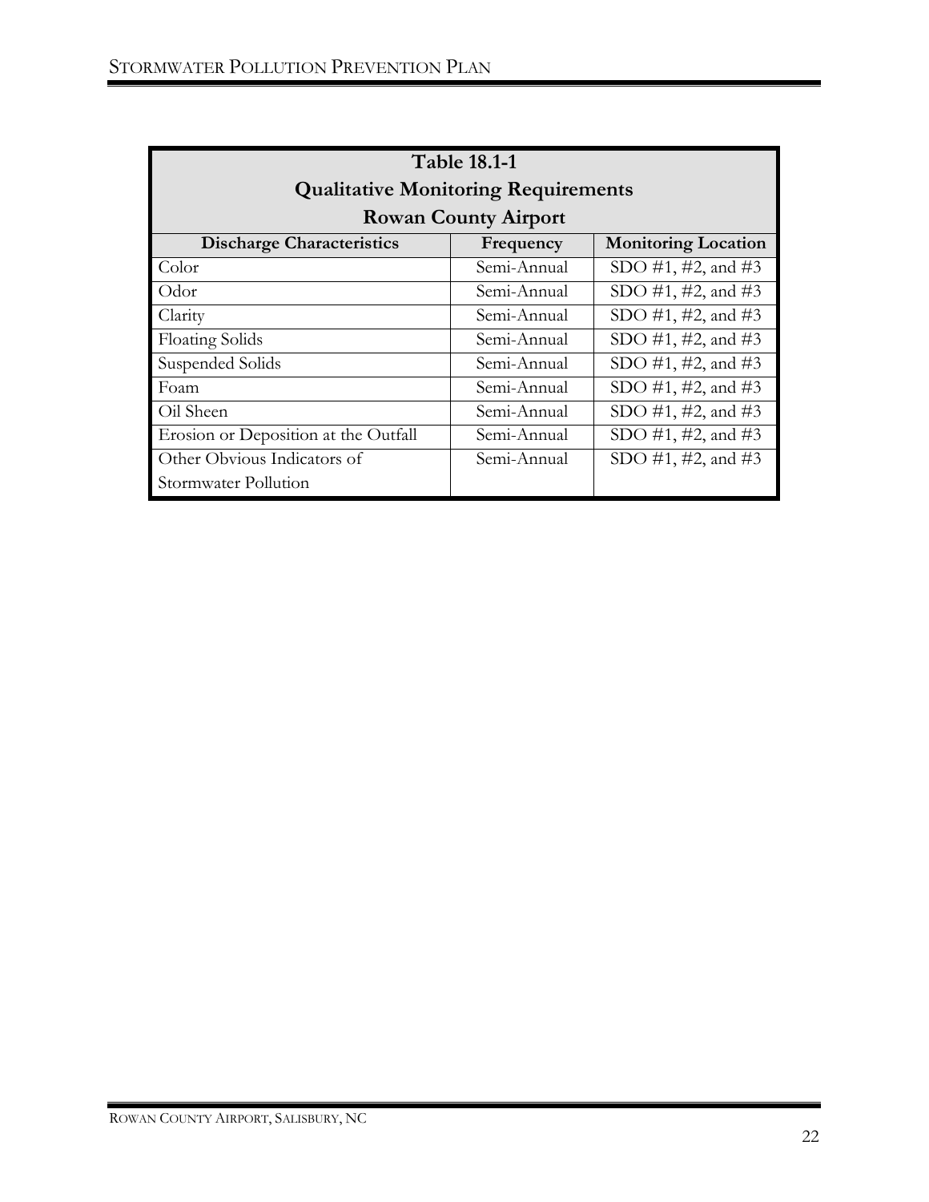| Table 18.1-1<br>Qualitative Monitoring Requirements<br>Rowan County Airport | | |
|---|---|---|
| **Discharge Characteristics** | **Frequency** | **Monitoring Location** |
| Color | Semi-Annual | SDO #1, #2, and #3 |
| Odor | Semi-Annual | SDO #1, #2, and #3 |
| Clarity | Semi-Annual | SDO #1, #2, and #3 |
| Floating Solids | Semi-Annual | SDO #1, #2, and #3 |
| Suspended Solids | Semi-Annual | SDO #1, #2, and #3 |
| Foam | Semi-Annual | SDO #1, #2, and #3 |
| Oil Sheen | Semi-Annual | SDO #1, #2, and #3 |
| Erosion or Deposition at the Outfall | Semi-Annual | SDO #1, #2, and #3 |
| Other Obvious Indicators of Stormwater Pollution | Semi-Annual | SDO #1, #2, and #3 |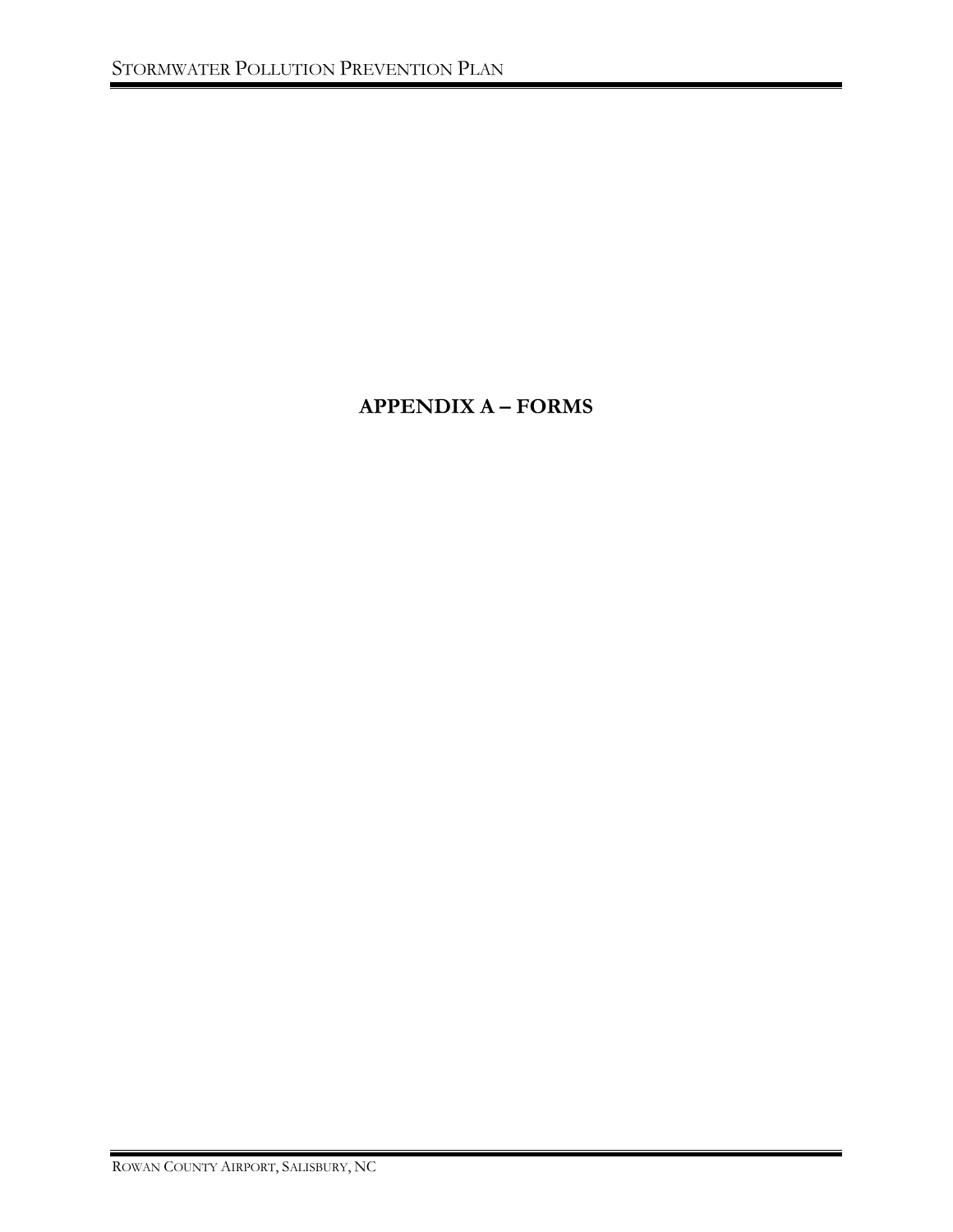# APPENDIX A – FORMS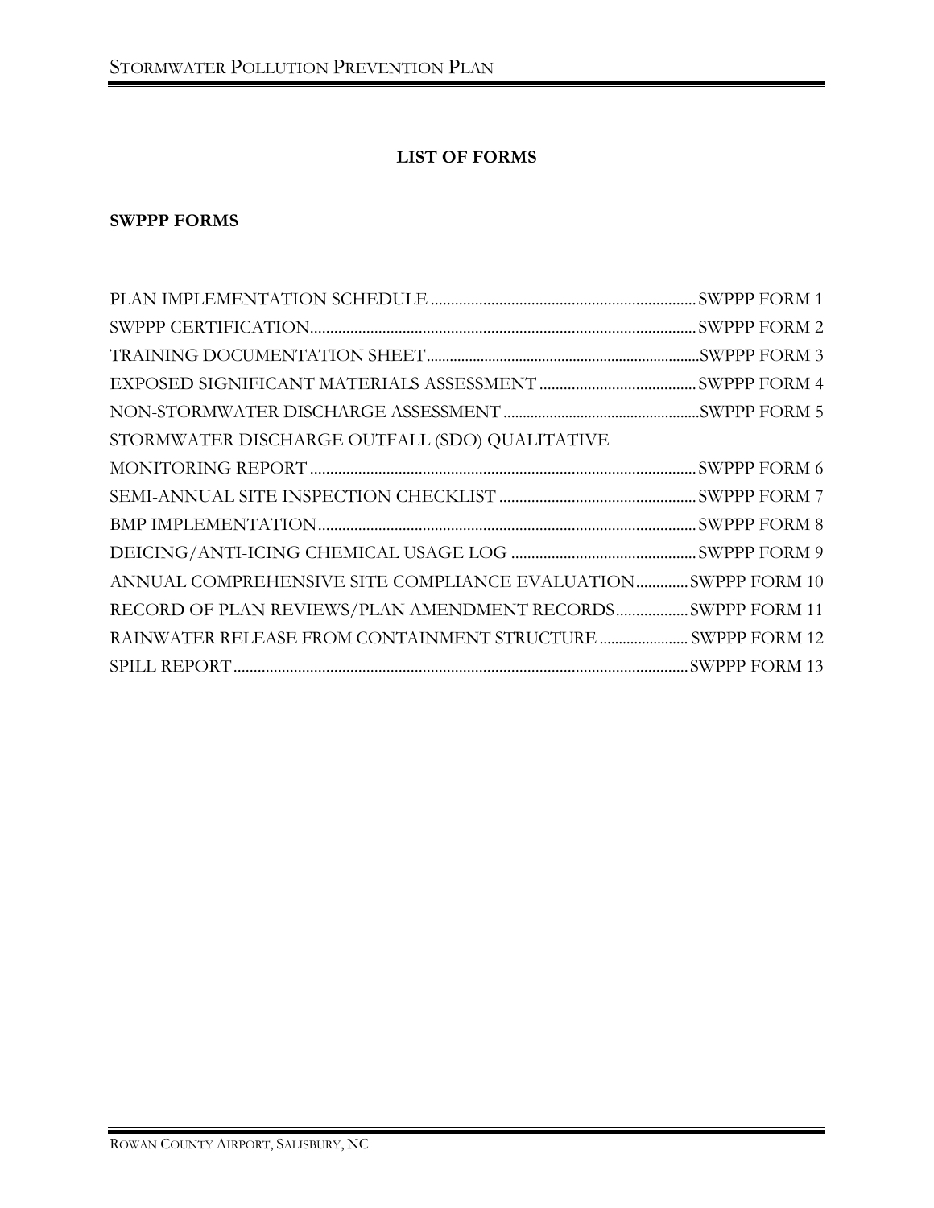## LIST OF FORMS

**SWPPP FORMS**

| | |
|---|---|
| PLAN IMPLEMENTATION SCHEDULE | SWPPP FORM 1 |
| SWPPP CERTIFICATION | SWPPP FORM 2 |
| TRAINING DOCUMENTATION SHEET | SWPPP FORM 3 |
| EXPOSED SIGNIFICANT MATERIALS ASSESSMENT | SWPPP FORM 4 |
| NON-STORMWATER DISCHARGE ASSESSMENT | SWPPP FORM 5 |
| STORMWATER DISCHARGE OUTFALL (SDO) QUALITATIVE MONITORING REPORT | SWPPP FORM 6 |
| SEMI-ANNUAL SITE INSPECTION CHECKLIST | SWPPP FORM 7 |
| BMP IMPLEMENTATION | SWPPP FORM 8 |
| DEICING/ANTI-ICING CHEMICAL USAGE LOG | SWPPP FORM 9 |
| ANNUAL COMPREHENSIVE SITE COMPLIANCE EVALUATION | SWPPP FORM 10 |
| RECORD OF PLAN REVIEWS/PLAN AMENDMENT RECORDS | SWPPP FORM 11 |
| RAINWATER RELEASE FROM CONTAINMENT STRUCTURE | SWPPP FORM 12 |
| SPILL REPORT | SWPPP FORM 13 |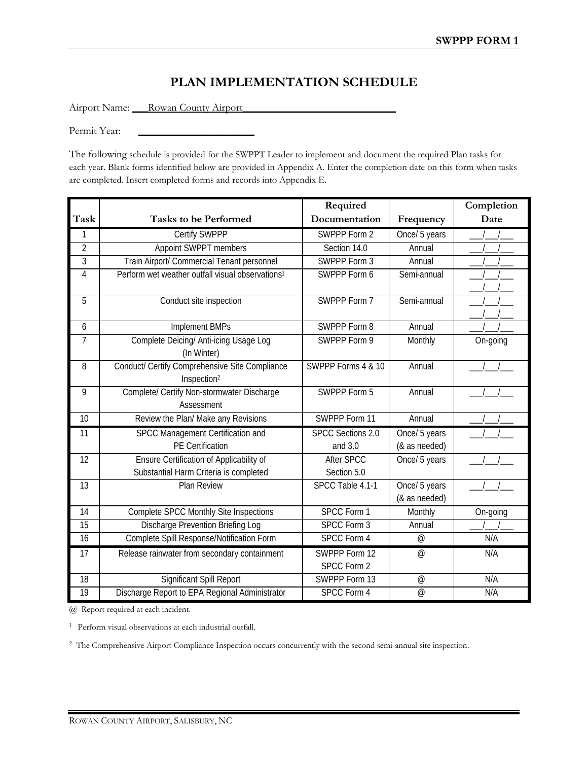# PLAN IMPLEMENTATION SCHEDULE

Airport Name: ___Rowan County Airport_____________________________

Permit Year: ______________________

The following schedule is provided for the SWPPT Leader to implement and document the required Plan tasks for each year. Blank forms identified below are provided in Appendix A. Enter the completion date on this form when tasks are completed. Insert completed forms and records into Appendix E.

| Task | Tasks to be Performed | Required Documentation | Frequency | Completion Date |
|---|---|---|---|---|
| 1 | Certify SWPPP | SWPPP Form 2 | Once/ 5 years | ___/___/___ |
| 2 | Appoint SWPPT members | Section 14.0 | Annual | ___/___/___ |
| 3 | Train Airport/ Commercial Tenant personnel | SWPPP Form 3 | Annual | ___/___/___ |
| 4 | Perform wet weather outfall visual observations[1] | SWPPP Form 6 | Semi-annual | ___/___/___ ___/___/___ |
| 5 | Conduct site inspection | SWPPP Form 7 | Semi-annual | ___/___/___ ___/___/___ |
| 6 | Implement BMPs | SWPPP Form 8 | Annual | ___/___/___ |
| 7 | Complete Deicing/ Anti-icing Usage Log (In Winter) | SWPPP Form 9 | Monthly | On-going |
| 8 | Conduct/ Certify Comprehensive Site Compliance Inspection[2] | SWPPP Forms 4 & 10 | Annual | ___/___/___ |
| 9 | Complete/ Certify Non-stormwater Discharge Assessment | SWPPP Form 5 | Annual | ___/___/___ |
| 10 | Review the Plan/ Make any Revisions | SWPPP Form 11 | Annual | ___/___/___ |
| 11 | SPCC Management Certification and PE Certification | SPCC Sections 2.0 and 3.0 | Once/ 5 years (& as needed) | ___/___/___ |
| 12 | Ensure Certification of Applicability of Substantial Harm Criteria is completed | After SPCC Section 5.0 | Once/ 5 years | ___/___/___ |
| 13 | Plan Review | SPCC Table 4.1-1 | Once/ 5 years (& as needed) | ___/___/___ |
| 14 | Complete SPCC Monthly Site Inspections | SPCC Form 1 | Monthly | On-going |
| 15 | Discharge Prevention Briefing Log | SPCC Form 3 | Annual | ___/___/___ |
| 16 | Complete Spill Response/Notification Form | SPCC Form 4 | @ | N/A |
| 17 | Release rainwater from secondary containment | SWPPP Form 12 SPCC Form 2 | @ | N/A |
| 18 | Significant Spill Report | SWPPP Form 13 | @ | N/A |
| 19 | Discharge Report to EPA Regional Administrator | SPCC Form 4 | @ | N/A |

@ Report required at each incident.

[1] Perform visual observations at each industrial outfall.

[2] The Comprehensive Airport Compliance Inspection occurs concurrently with the second semi-annual site inspection.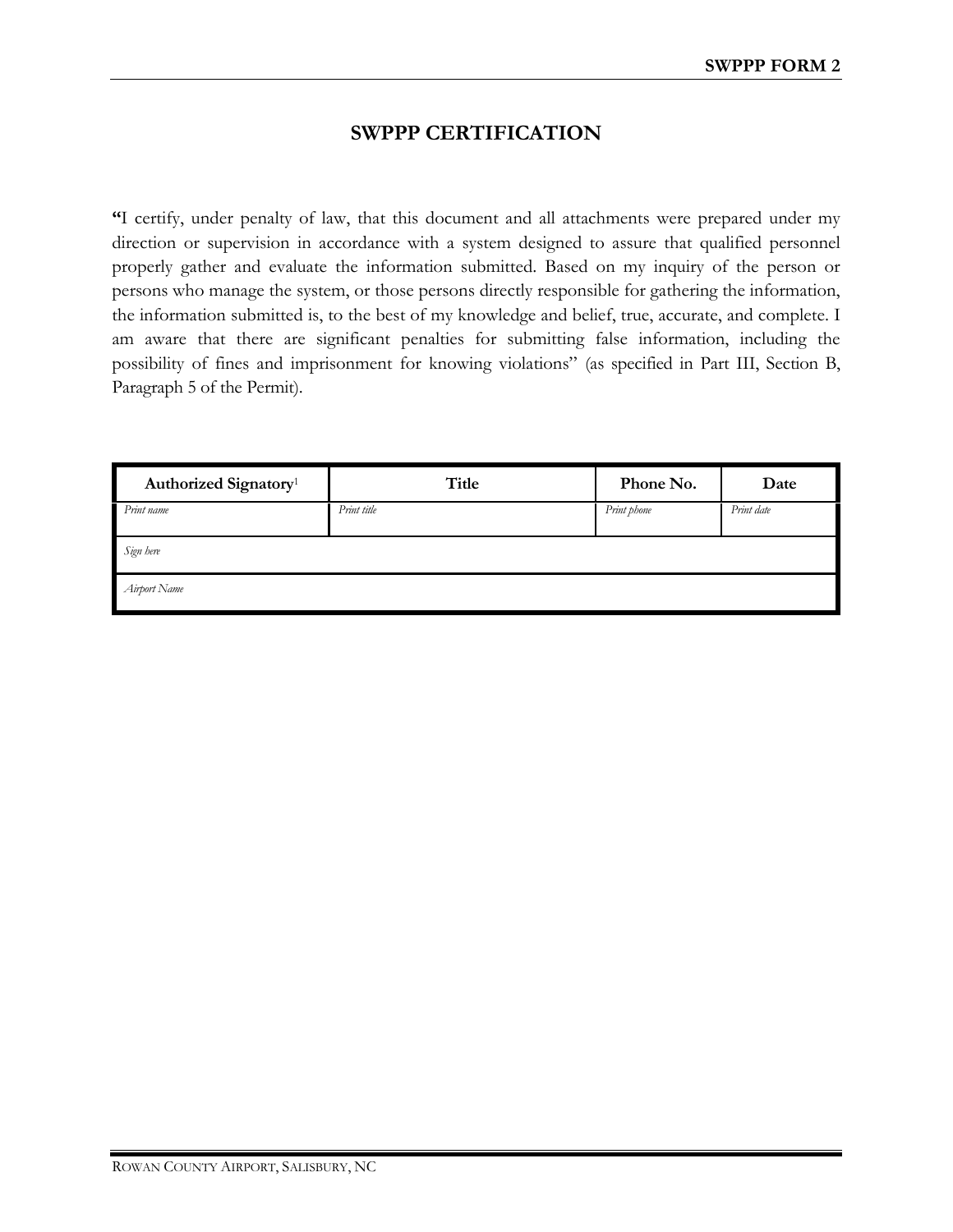# SWPPP CERTIFICATION

**"**I certify, under penalty of law, that this document and all attachments were prepared under my direction or supervision in accordance with a system designed to assure that qualified personnel properly gather and evaluate the information submitted. Based on my inquiry of the person or persons who manage the system, or those persons directly responsible for gathering the information, the information submitted is, to the best of my knowledge and belief, true, accurate, and complete. I am aware that there are significant penalties for submitting false information, including the possibility of fines and imprisonment for knowing violations" (as specified in Part III, Section B, Paragraph 5 of the Permit).

| Authorized Signatory[1] | Title | Phone No. | Date |
|---|---|---|---|
| *Print name* | *Print title* | *Print phone* | *Print date* |
| *Sign here* | | | |
| *Airport Name* | | | |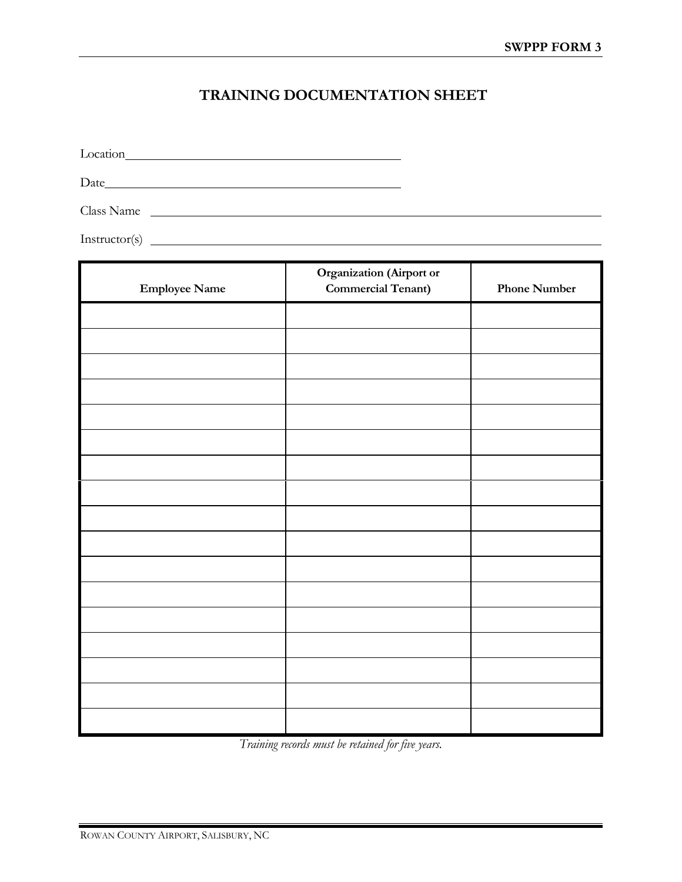SWPPP FORM 3

# TRAINING DOCUMENTATION SHEET

Location\_\_\_\_\_\_\_\_\_\_\_\_\_\_\_\_\_\_\_\_\_\_\_\_\_\_\_\_\_\_\_\_\_\_\_\_\_\_\_\_

Date\_\_\_\_\_\_\_\_\_\_\_\_\_\_\_\_\_\_\_\_\_\_\_\_\_\_\_\_\_\_\_\_\_\_\_\_\_\_\_\_\_\_\_

Class Name \_\_\_\_\_\_\_\_\_\_\_\_\_\_\_\_\_\_\_\_\_\_\_\_\_\_\_\_\_\_\_\_\_\_\_\_\_\_\_\_\_\_\_\_\_\_\_\_\_\_\_\_\_\_\_\_\_\_\_\_\_\_\_\_\_\_

Instructor(s) \_\_\_\_\_\_\_\_\_\_\_\_\_\_\_\_\_\_\_\_\_\_\_\_\_\_\_\_\_\_\_\_\_\_\_\_\_\_\_\_\_\_\_\_\_\_\_\_\_\_\_\_\_\_\_\_\_\_\_\_\_\_\_\_\_\_

| Employee Name | Organization (Airport or Commercial Tenant) | Phone Number |
|---|---|---|
| | | |
| | | |
| | | |
| | | |
| | | |
| | | |
| | | |
| | | |
| | | |
| | | |
| | | |
| | | |
| | | |
| | | |
| | | |
| | | |
| | | |

*Training records must be retained for five years.*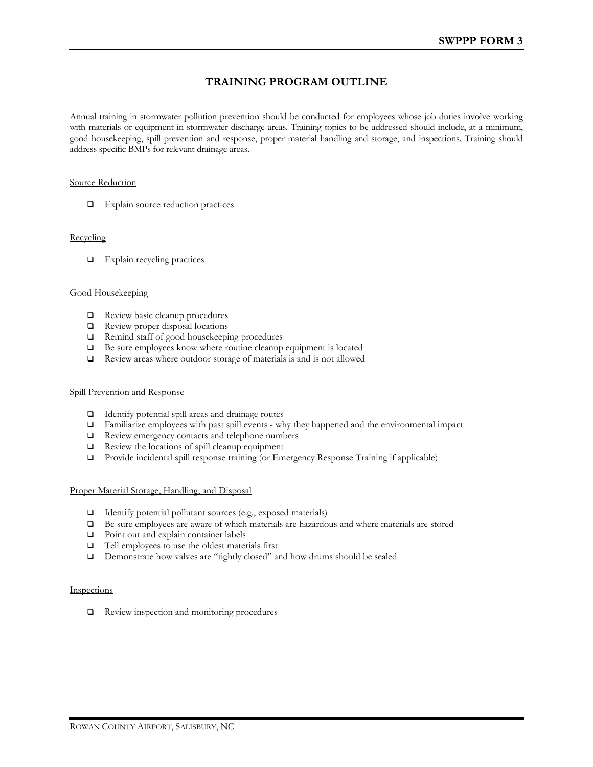# TRAINING PROGRAM OUTLINE

Annual training in stormwater pollution prevention should be conducted for employees whose job duties involve working with materials or equipment in stormwater discharge areas. Training topics to be addressed should include, at a minimum, good housekeeping, spill prevention and response, proper material handling and storage, and inspections. Training should address specific BMPs for relevant drainage areas.

<u>Source Reduction</u>

- ❑ Explain source reduction practices

<u>Recycling</u>

- ❑ Explain recycling practices

<u>Good Housekeeping</u>

- ❑ Review basic cleanup procedures
- ❑ Review proper disposal locations
- ❑ Remind staff of good housekeeping procedures
- ❑ Be sure employees know where routine cleanup equipment is located
- ❑ Review areas where outdoor storage of materials is and is not allowed

<u>Spill Prevention and Response</u>

- ❑ Identify potential spill areas and drainage routes
- ❑ Familiarize employees with past spill events - why they happened and the environmental impact
- ❑ Review emergency contacts and telephone numbers
- ❑ Review the locations of spill cleanup equipment
- ❑ Provide incidental spill response training (or Emergency Response Training if applicable)

<u>Proper Material Storage, Handling, and Disposal</u>

- ❑ Identify potential pollutant sources (e.g., exposed materials)
- ❑ Be sure employees are aware of which materials are hazardous and where materials are stored
- ❑ Point out and explain container labels
- ❑ Tell employees to use the oldest materials first
- ❑ Demonstrate how valves are "tightly closed" and how drums should be sealed

<u>Inspections</u>

- ❑ Review inspection and monitoring procedures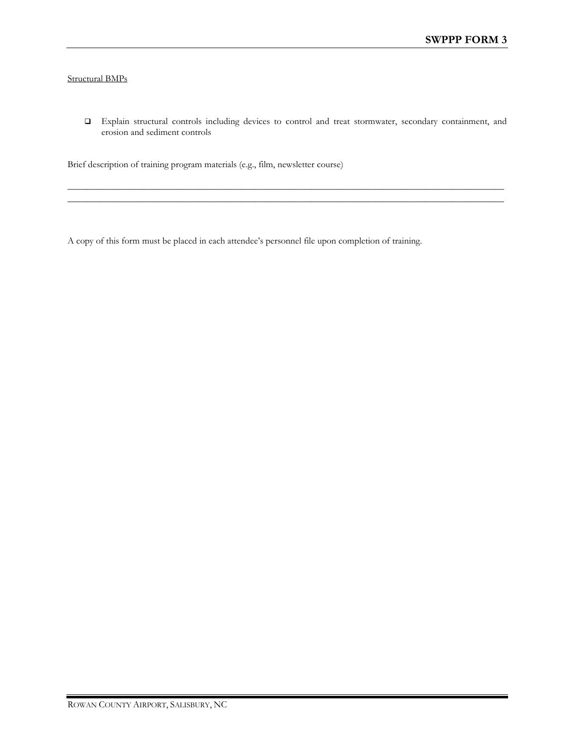Structural BMPs

- ☐ Explain structural controls including devices to control and treat stormwater, secondary containment, and erosion and sediment controls

Brief description of training program materials (e.g., film, newsletter course)

\_\_\_\_\_\_\_\_\_\_\_\_\_\_\_\_\_\_\_\_\_\_\_\_\_\_\_\_\_\_\_\_\_\_\_\_\_\_\_\_\_\_\_\_\_\_\_\_\_\_\_\_\_\_\_\_\_\_\_\_\_\_\_\_\_\_\_\_\_\_\_\_\_\_\_\_\_\_

\_\_\_\_\_\_\_\_\_\_\_\_\_\_\_\_\_\_\_\_\_\_\_\_\_\_\_\_\_\_\_\_\_\_\_\_\_\_\_\_\_\_\_\_\_\_\_\_\_\_\_\_\_\_\_\_\_\_\_\_\_\_\_\_\_\_\_\_\_\_\_\_\_\_\_\_\_\_

A copy of this form must be placed in each attendee's personnel file upon completion of training.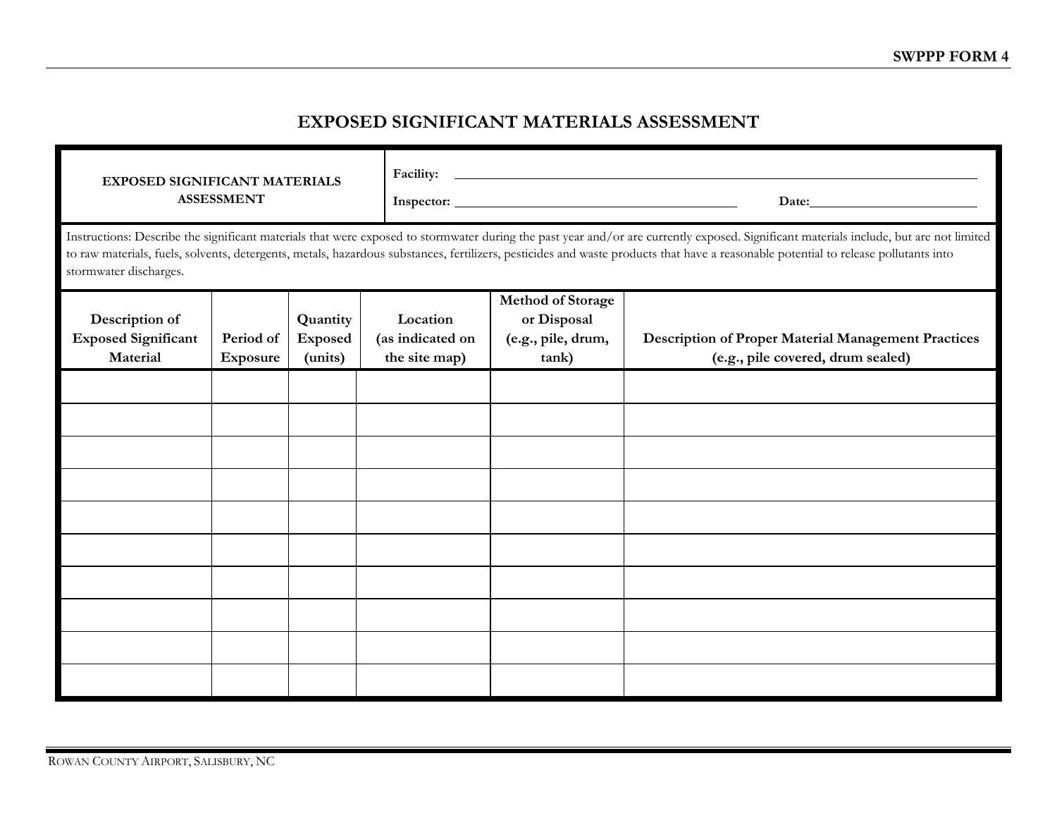# EXPOSED SIGNIFICANT MATERIALS ASSESSMENT

| EXPOSED SIGNIFICANT MATERIALS ASSESSMENT | Facility: ______________________ <br> Inspector: ______________________ Date: ______________ |
|---|---|

Instructions: Describe the significant materials that were exposed to stormwater during the past year and/or are currently exposed. Significant materials include, but are not limited to raw materials, fuels, solvents, detergents, metals, hazardous substances, fertilizers, pesticides and waste products that have a reasonable potential to release pollutants into stormwater discharges.

| Description of Exposed Significant Material | Period of Exposure | Quantity Exposed (units) | Location (as indicated on the site map) | Method of Storage or Disposal (e.g., pile, drum, tank) | Description of Proper Material Management Practices (e.g., pile covered, drum sealed) |
|---|---|---|---|---|---|
| | | | | | |
| | | | | | |
| | | | | | |
| | | | | | |
| | | | | | |
| | | | | | |
| | | | | | |
| | | | | | |
| | | | | | |
| | | | | | |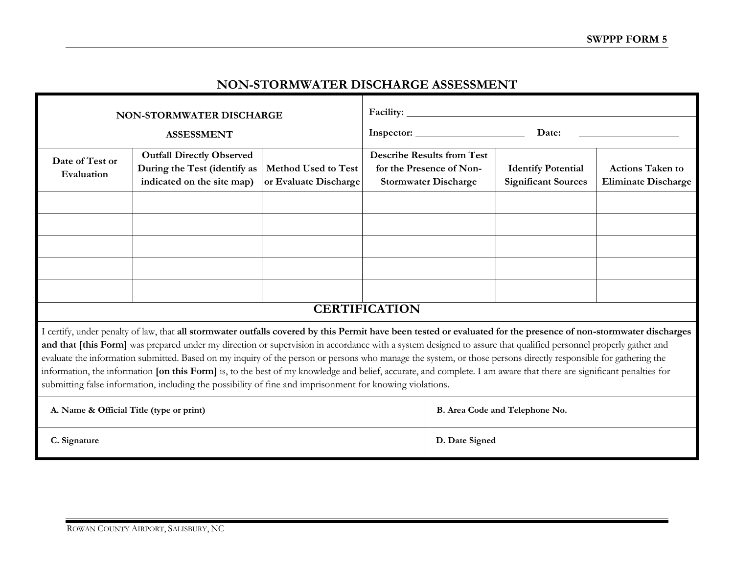# NON-STORMWATER DISCHARGE ASSESSMENT

**NON-STORMWATER DISCHARGE ASSESSMENT**

**Facility:** \_\_\_\_\_\_\_\_\_\_\_\_\_\_\_\_\_\_\_\_\_\_\_\_\_\_\_\_\_\_\_\_

**Inspector:** \_\_\_\_\_\_\_\_\_\_\_\_\_\_\_\_\_\_\_\_ **Date:** \_\_\_\_\_\_\_\_\_\_\_\_\_\_\_\_\_\_\_\_

| Date of Test or Evaluation | Outfall Directly Observed During the Test (identify as indicated on the site map) | Method Used to Test or Evaluate Discharge | Describe Results from Test for the Presence of Non-Stormwater Discharge | Identify Potential Significant Sources | Actions Taken to Eliminate Discharge |
|---|---|---|---|---|---|
| | | | | | |
| | | | | | |
| | | | | | |
| | | | | | |
| | | | | | |

## CERTIFICATION

I certify, under penalty of law, that **all stormwater outfalls covered by this Permit have been tested or evaluated for the presence of non-stormwater discharges and that [this Form]** was prepared under my direction or supervision in accordance with a system designed to assure that qualified personnel properly gather and evaluate the information submitted. Based on my inquiry of the person or persons who manage the system, or those persons directly responsible for gathering the information, the information **[on this Form]** is, to the best of my knowledge and belief, accurate, and complete. I am aware that there are significant penalties for submitting false information, including the possibility of fine and imprisonment for knowing violations.

| | |
|---|---|
| **A. Name & Official Title (type or print)** | **B. Area Code and Telephone No.** |
| **C. Signature** | **D. Date Signed** |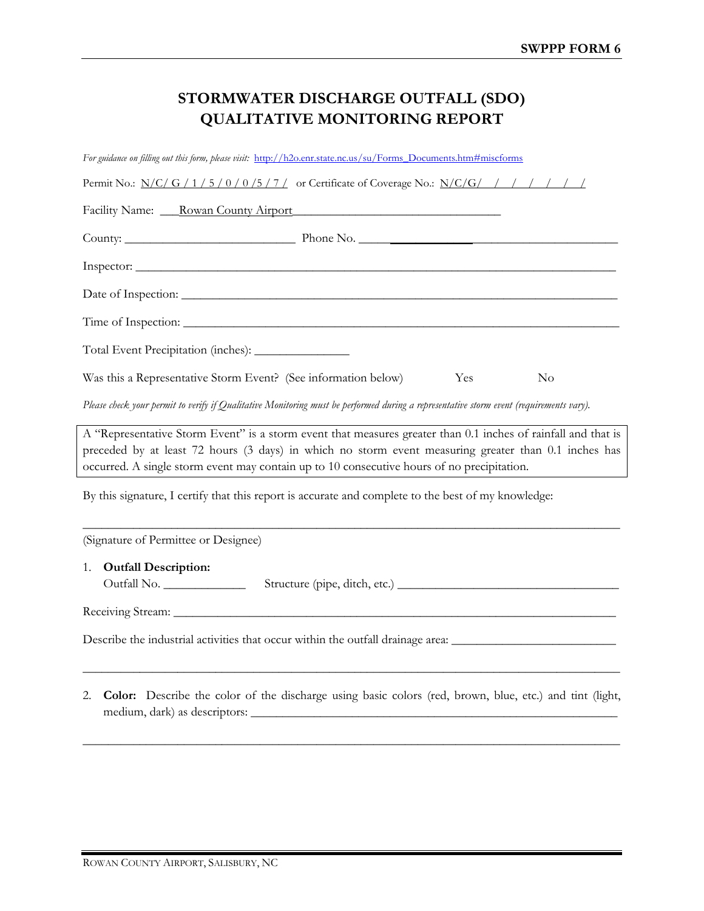# STORMWATER DISCHARGE OUTFALL (SDO) QUALITATIVE MONITORING REPORT

*For guidance on filling out this form, please visit:* http://h2o.enr.state.nc.us/su/Forms_Documents.htm#miscforms

Permit No.: N/C/ G / 1 / 5 / 0 / 0 /5 / 7 /  or Certificate of Coverage No.: N/C/G/ / / / / / /

Facility Name: Rowan County Airport

County: ____________________ Phone No. ____________________

Inspector: ____________________

Date of Inspection: ____________________

Time of Inspection: ____________________

Total Event Precipitation (inches): ____________

Was this a Representative Storm Event? (See information below)   Yes   No

*Please check your permit to verify if Qualitative Monitoring must be performed during a representative storm event (requirements vary).*

A "Representative Storm Event" is a storm event that measures greater than 0.1 inches of rainfall and that is preceded by at least 72 hours (3 days) in which no storm event measuring greater than 0.1 inches has occurred. A single storm event may contain up to 10 consecutive hours of no precipitation.

By this signature, I certify that this report is accurate and complete to the best of my knowledge:

____________________________________________

(Signature of Permittee or Designee)

1. **Outfall Description:**
   Outfall No. ____________ Structure (pipe, ditch, etc.) ____________________

Receiving Stream: ____________________

Describe the industrial activities that occur within the outfall drainage area: ____________________

____________________________________________

2. **Color:** Describe the color of the discharge using basic colors (red, brown, blue, etc.) and tint (light, medium, dark) as descriptors: ____________________

____________________________________________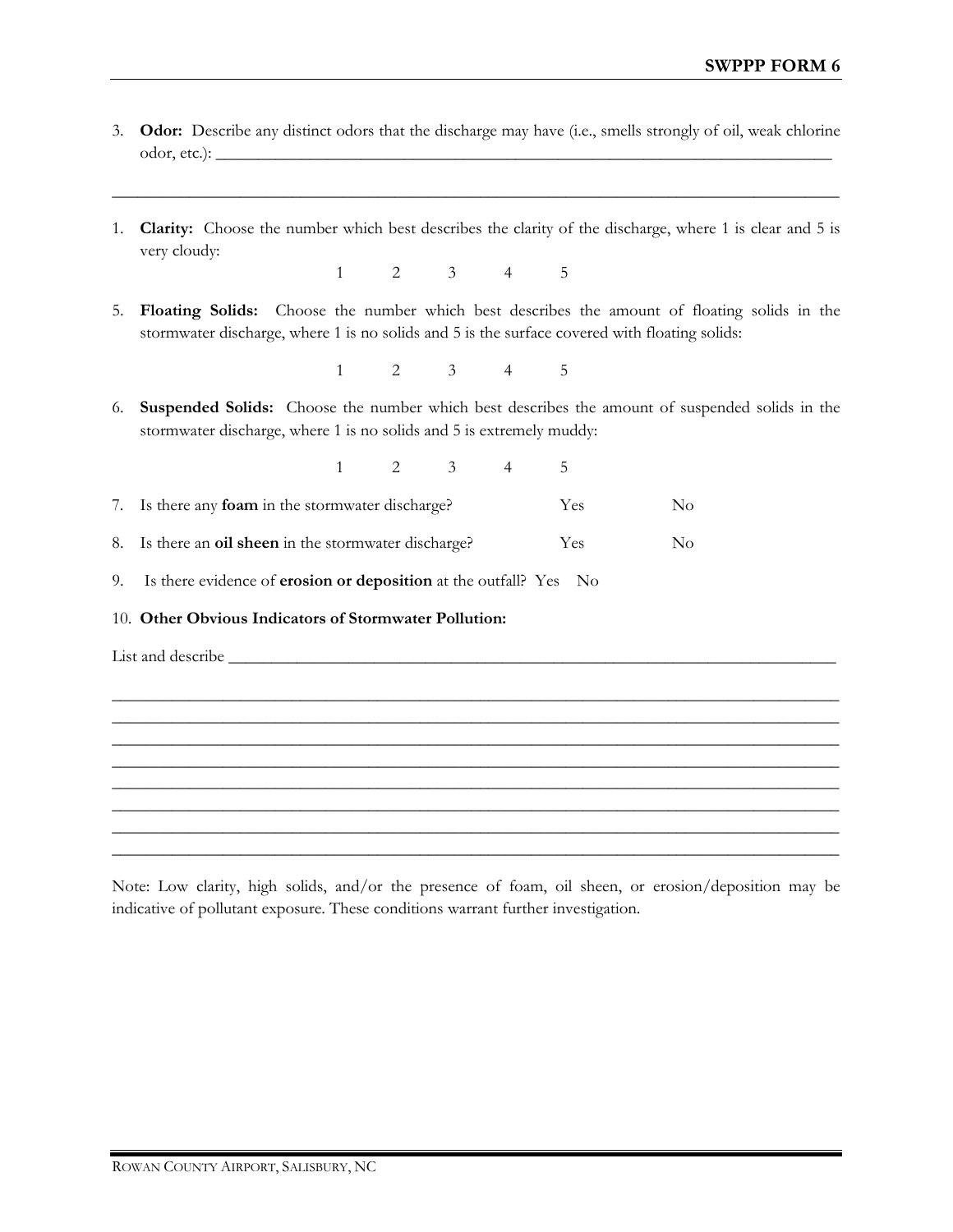3. **Odor:** Describe any distinct odors that the discharge may have (i.e., smells strongly of oil, weak chlorine odor, etc.): ______________________________________________________________

______________________________________________________________________________

1. **Clarity:** Choose the number which best describes the clarity of the discharge, where 1 is clear and 5 is very cloudy:

   1 2 3 4 5

5. **Floating Solids:** Choose the number which best describes the amount of floating solids in the stormwater discharge, where 1 is no solids and 5 is the surface covered with floating solids:

   1 2 3 4 5

6. **Suspended Solids:** Choose the number which best describes the amount of suspended solids in the stormwater discharge, where 1 is no solids and 5 is extremely muddy:

   1 2 3 4 5

7. Is there any **foam** in the stormwater discharge? Yes No

8. Is there an **oil sheen** in the stormwater discharge? Yes No

9. Is there evidence of **erosion or deposition** at the outfall? Yes No

10. **Other Obvious Indicators of Stormwater Pollution:**

List and describe ______________________________________________________________

______________________________________________________________________________

______________________________________________________________________________

______________________________________________________________________________

______________________________________________________________________________

______________________________________________________________________________

______________________________________________________________________________

______________________________________________________________________________

______________________________________________________________________________

Note: Low clarity, high solids, and/or the presence of foam, oil sheen, or erosion/deposition may be indicative of pollutant exposure. These conditions warrant further investigation.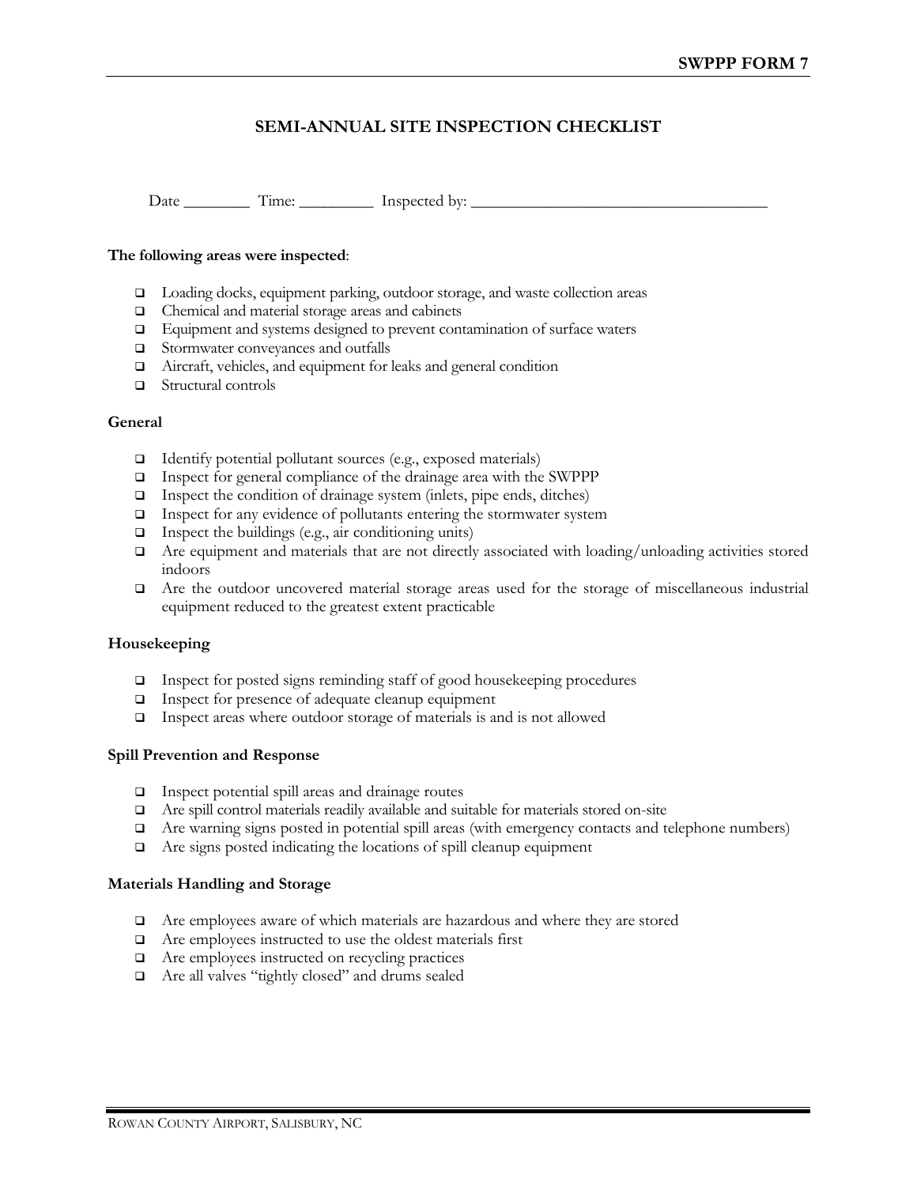# SEMI-ANNUAL SITE INSPECTION CHECKLIST

Date ________ Time: _________ Inspected by: ____________________________________

**The following areas were inspected**:

- ❑ Loading docks, equipment parking, outdoor storage, and waste collection areas
- ❑ Chemical and material storage areas and cabinets
- ❑ Equipment and systems designed to prevent contamination of surface waters
- ❑ Stormwater conveyances and outfalls
- ❑ Aircraft, vehicles, and equipment for leaks and general condition
- ❑ Structural controls

**General**

- ❑ Identify potential pollutant sources (e.g., exposed materials)
- ❑ Inspect for general compliance of the drainage area with the SWPPP
- ❑ Inspect the condition of drainage system (inlets, pipe ends, ditches)
- ❑ Inspect for any evidence of pollutants entering the stormwater system
- ❑ Inspect the buildings (e.g., air conditioning units)
- ❑ Are equipment and materials that are not directly associated with loading/unloading activities stored indoors
- ❑ Are the outdoor uncovered material storage areas used for the storage of miscellaneous industrial equipment reduced to the greatest extent practicable

**Housekeeping**

- ❑ Inspect for posted signs reminding staff of good housekeeping procedures
- ❑ Inspect for presence of adequate cleanup equipment
- ❑ Inspect areas where outdoor storage of materials is and is not allowed

**Spill Prevention and Response**

- ❑ Inspect potential spill areas and drainage routes
- ❑ Are spill control materials readily available and suitable for materials stored on-site
- ❑ Are warning signs posted in potential spill areas (with emergency contacts and telephone numbers)
- ❑ Are signs posted indicating the locations of spill cleanup equipment

**Materials Handling and Storage**

- ❑ Are employees aware of which materials are hazardous and where they are stored
- ❑ Are employees instructed to use the oldest materials first
- ❑ Are employees instructed on recycling practices
- ❑ Are all valves "tightly closed" and drums sealed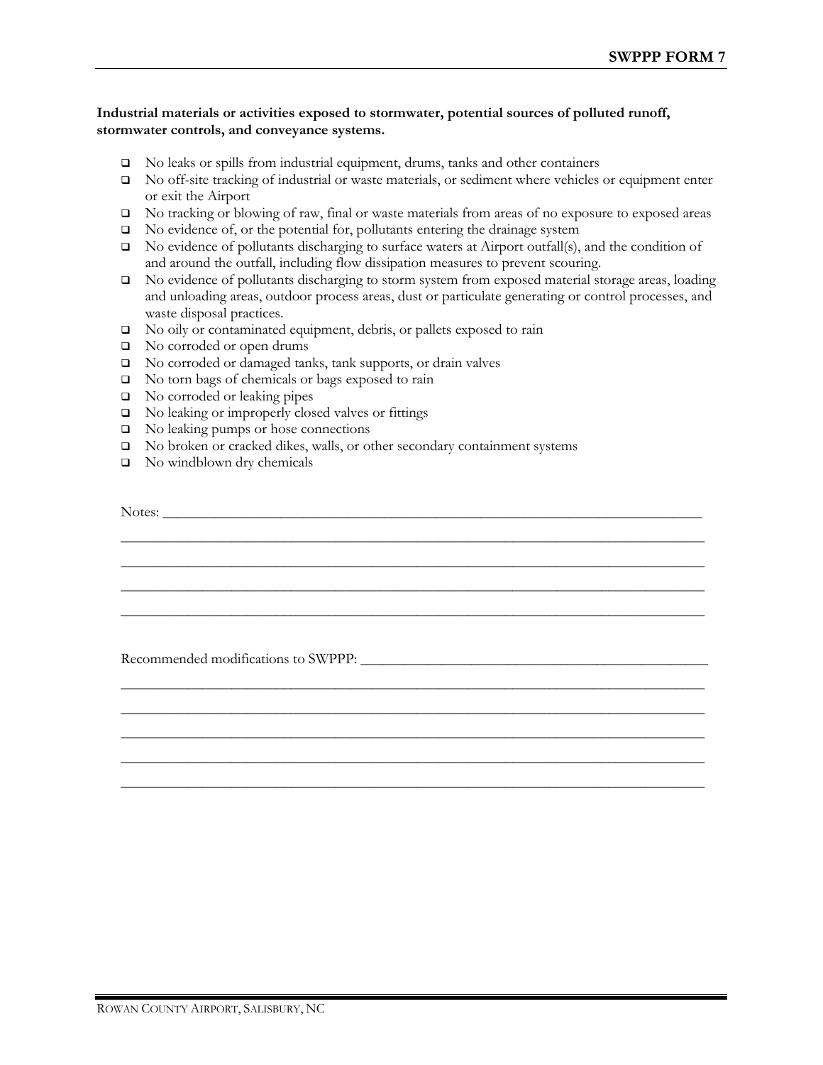**Industrial materials or activities exposed to stormwater, potential sources of polluted runoff, stormwater controls, and conveyance systems.**

- ☐ No leaks or spills from industrial equipment, drums, tanks and other containers
- ☐ No off-site tracking of industrial or waste materials, or sediment where vehicles or equipment enter or exit the Airport
- ☐ No tracking or blowing of raw, final or waste materials from areas of no exposure to exposed areas
- ☐ No evidence of, or the potential for, pollutants entering the drainage system
- ☐ No evidence of pollutants discharging to surface waters at Airport outfall(s), and the condition of and around the outfall, including flow dissipation measures to prevent scouring.
- ☐ No evidence of pollutants discharging to storm system from exposed material storage areas, loading and unloading areas, outdoor process areas, dust or particulate generating or control processes, and waste disposal practices.
- ☐ No oily or contaminated equipment, debris, or pallets exposed to rain
- ☐ No corroded or open drums
- ☐ No corroded or damaged tanks, tank supports, or drain valves
- ☐ No torn bags of chemicals or bags exposed to rain
- ☐ No corroded or leaking pipes
- ☐ No leaking or improperly closed valves or fittings
- ☐ No leaking pumps or hose connections
- ☐ No broken or cracked dikes, walls, or other secondary containment systems
- ☐ No windblown dry chemicals

Notes: ______________________________________________________________________________

______________________________________________________________________________

______________________________________________________________________________

______________________________________________________________________________

______________________________________________________________________________

Recommended modifications to SWPPP: ____________________________________________

______________________________________________________________________________

______________________________________________________________________________

______________________________________________________________________________

______________________________________________________________________________

______________________________________________________________________________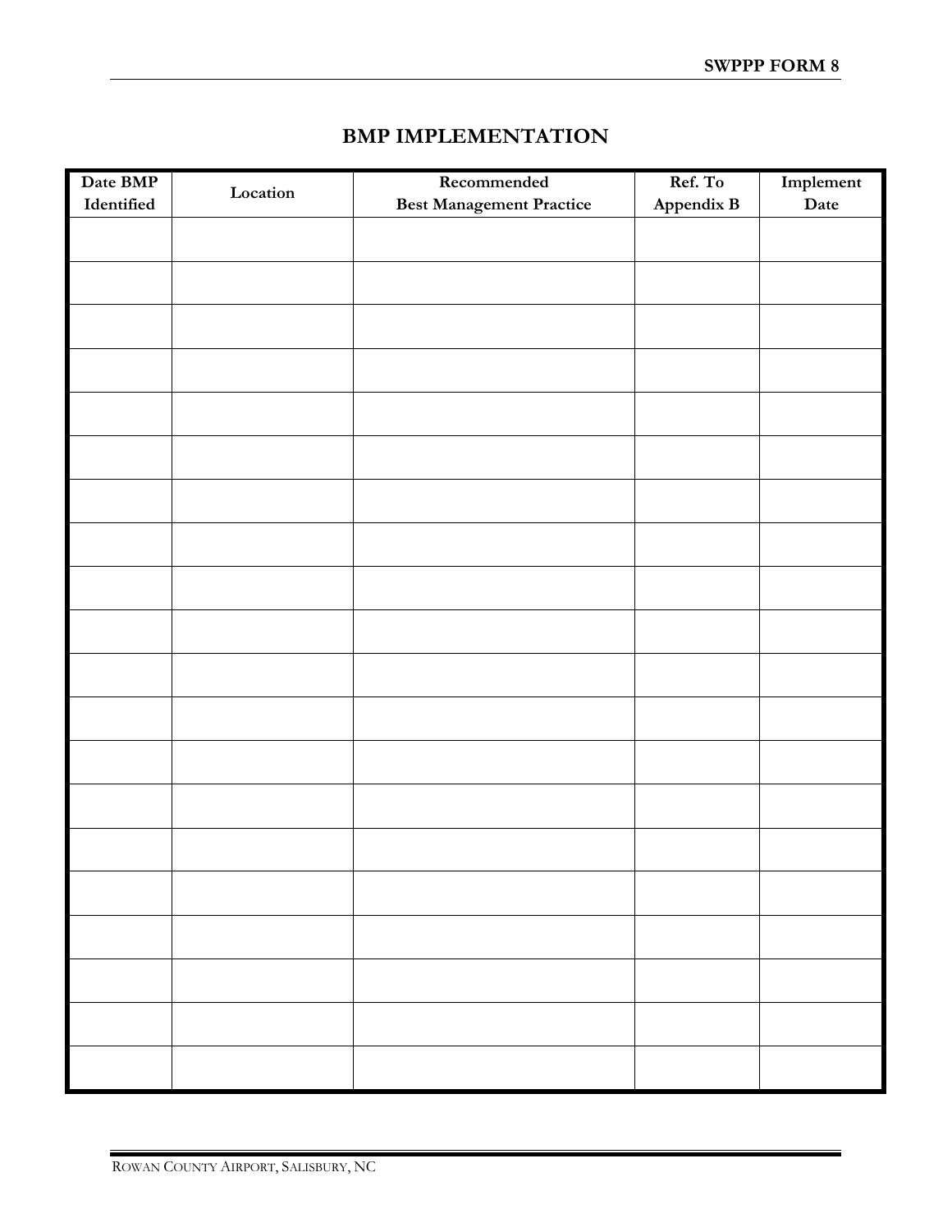# BMP IMPLEMENTATION

| Date BMP Identified | Location | Recommended Best Management Practice | Ref. To Appendix B | Implement Date |
|---|---|---|---|---|
| | | | | |
| | | | | |
| | | | | |
| | | | | |
| | | | | |
| | | | | |
| | | | | |
| | | | | |
| | | | | |
| | | | | |
| | | | | |
| | | | | |
| | | | | |
| | | | | |
| | | | | |
| | | | | |
| | | | | |
| | | | | |
| | | | | |
| | | | | |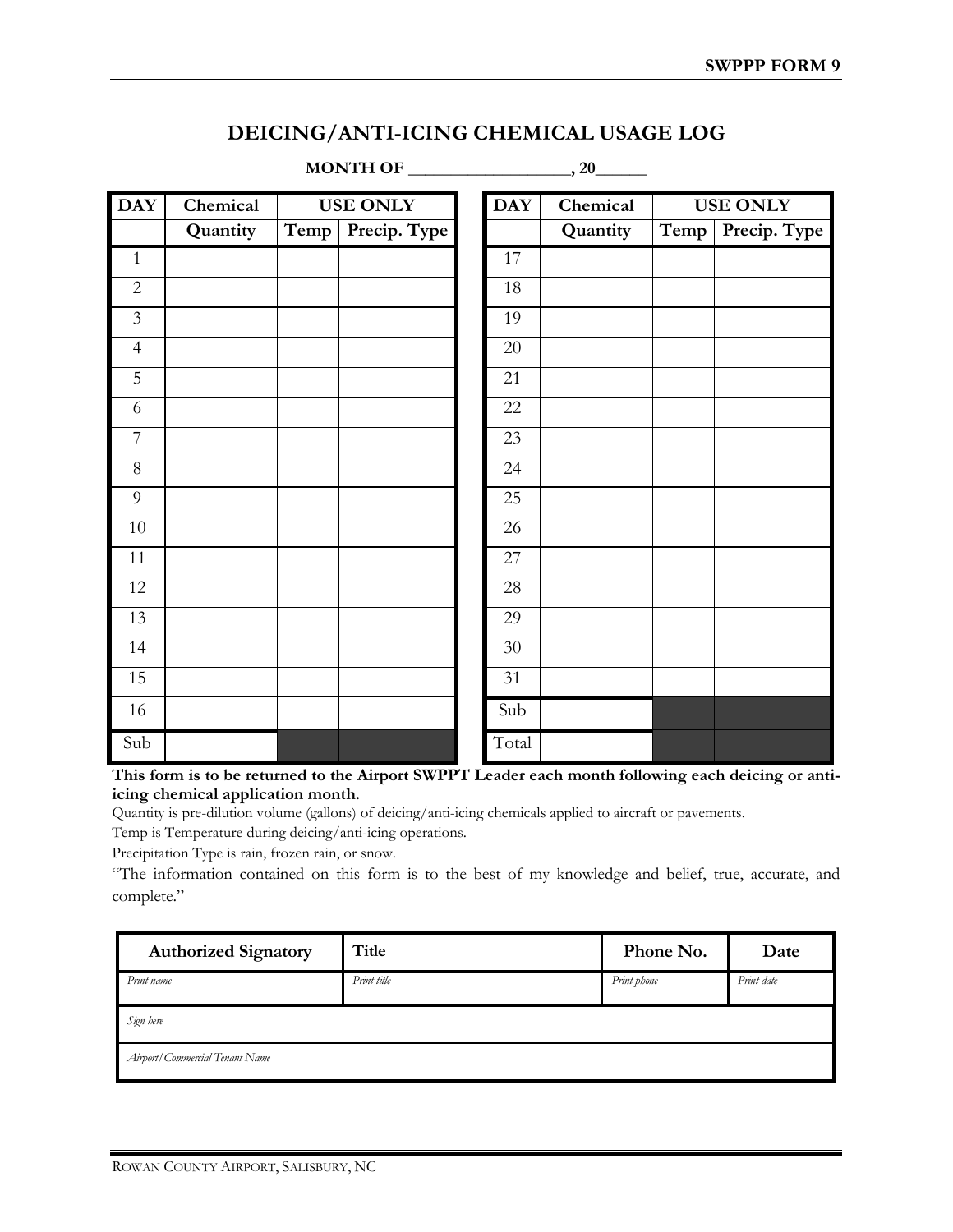# DEICING/ANTI-ICING CHEMICAL USAGE LOG

**MONTH OF ___________________, 20______**

| DAY | Chemical | USE ONLY | | DAY | Chemical | USE ONLY | |
|---|---|---|---|---|---|---|---|
| | Quantity | Temp | Precip. Type | | Quantity | Temp | Precip. Type |
| 1 | | | | 17 | | | |
| 2 | | | | 18 | | | |
| 3 | | | | 19 | | | |
| 4 | | | | 20 | | | |
| 5 | | | | 21 | | | |
| 6 | | | | 22 | | | |
| 7 | | | | 23 | | | |
| 8 | | | | 24 | | | |
| 9 | | | | 25 | | | |
| 10 | | | | 26 | | | |
| 11 | | | | 27 | | | |
| 12 | | | | 28 | | | |
| 13 | | | | 29 | | | |
| 14 | | | | 30 | | | |
| 15 | | | | 31 | | | |
| 16 | | | | Sub | | | |
| Sub | | | | Total | | | |

**This form is to be returned to the Airport SWPPT Leader each month following each deicing or anti-icing chemical application month.**

Quantity is pre-dilution volume (gallons) of deicing/anti-icing chemicals applied to aircraft or pavements.

Temp is Temperature during deicing/anti-icing operations.

Precipitation Type is rain, frozen rain, or snow.

"The information contained on this form is to the best of my knowledge and belief, true, accurate, and complete."

| Authorized Signatory | Title | Phone No. | Date |
|---|---|---|---|
| *Print name* | *Print title* | *Print phone* | *Print date* |
| *Sign here* | | | |
| *Airport/Commercial Tenant Name* | | | |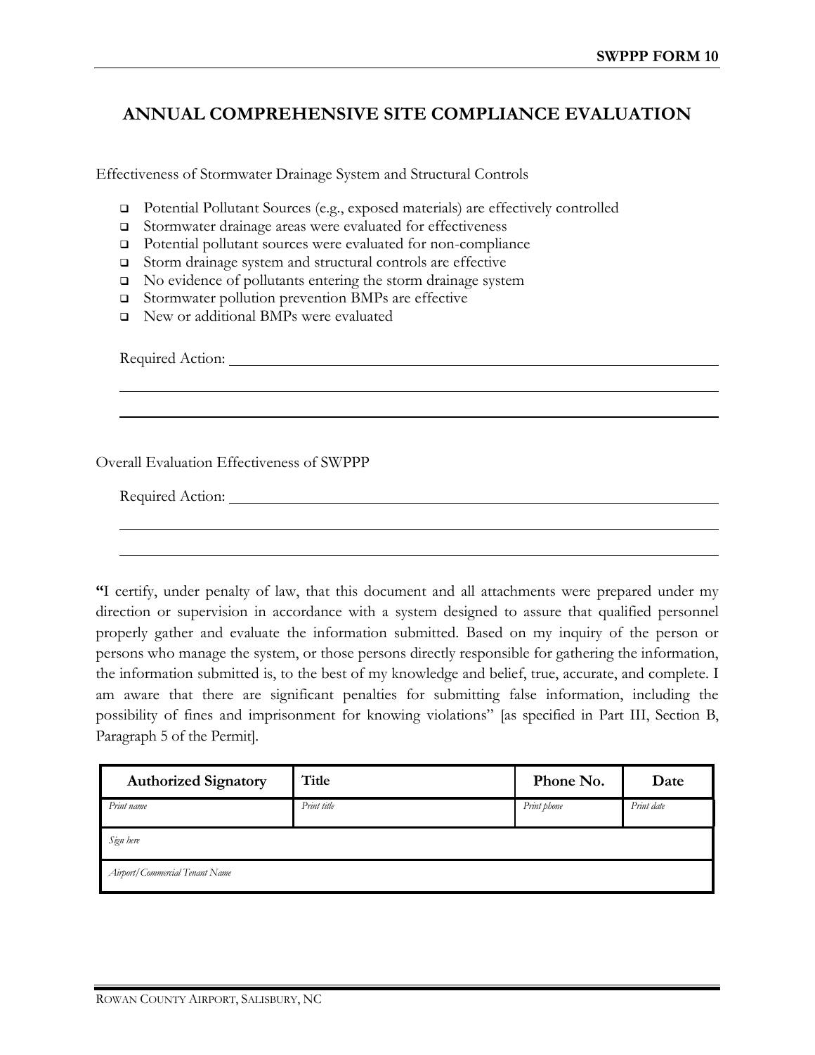**SWPPP FORM 10**

## ANNUAL COMPREHENSIVE SITE COMPLIANCE EVALUATION

Effectiveness of Stormwater Drainage System and Structural Controls

- ❑ Potential Pollutant Sources (e.g., exposed materials) are effectively controlled
- ❑ Stormwater drainage areas were evaluated for effectiveness
- ❑ Potential pollutant sources were evaluated for non-compliance
- ❑ Storm drainage system and structural controls are effective
- ❑ No evidence of pollutants entering the storm drainage system
- ❑ Stormwater pollution prevention BMPs are effective
- ❑ New or additional BMPs were evaluated

Required Action: ______________________________________________________________

______________________________________________________________

______________________________________________________________

Overall Evaluation Effectiveness of SWPPP

Required Action: ______________________________________________________________

______________________________________________________________

______________________________________________________________

**"**I certify, under penalty of law, that this document and all attachments were prepared under my direction or supervision in accordance with a system designed to assure that qualified personnel properly gather and evaluate the information submitted. Based on my inquiry of the person or persons who manage the system, or those persons directly responsible for gathering the information, the information submitted is, to the best of my knowledge and belief, true, accurate, and complete. I am aware that there are significant penalties for submitting false information, including the possibility of fines and imprisonment for knowing violations" [as specified in Part III, Section B, Paragraph 5 of the Permit].

| Authorized Signatory | Title | Phone No. | Date |
|---|---|---|---|
| *Print name* | *Print title* | *Print phone* | *Print date* |
| *Sign here* | | | |
| *Airport/Commercial Tenant Name* | | | |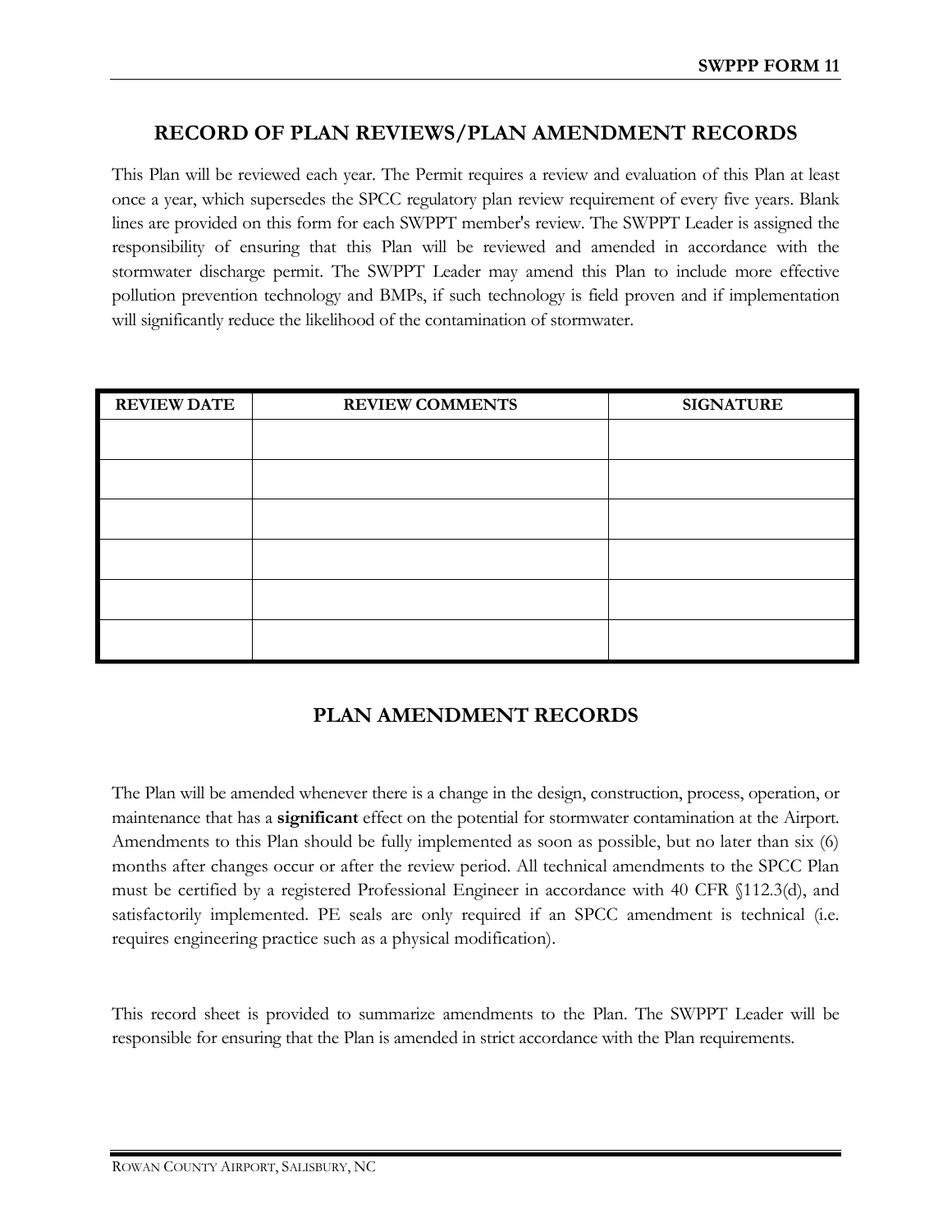## RECORD OF PLAN REVIEWS/PLAN AMENDMENT RECORDS

This Plan will be reviewed each year. The Permit requires a review and evaluation of this Plan at least once a year, which supersedes the SPCC regulatory plan review requirement of every five years. Blank lines are provided on this form for each SWPPT member's review. The SWPPT Leader is assigned the responsibility of ensuring that this Plan will be reviewed and amended in accordance with the stormwater discharge permit. The SWPPT Leader may amend this Plan to include more effective pollution prevention technology and BMPs, if such technology is field proven and if implementation will significantly reduce the likelihood of the contamination of stormwater.

| REVIEW DATE | REVIEW COMMENTS | SIGNATURE |
|---|---|---|
| | | |
| | | |
| | | |
| | | |
| | | |
| | | |

## PLAN AMENDMENT RECORDS

The Plan will be amended whenever there is a change in the design, construction, process, operation, or maintenance that has a **significant** effect on the potential for stormwater contamination at the Airport. Amendments to this Plan should be fully implemented as soon as possible, but no later than six (6) months after changes occur or after the review period. All technical amendments to the SPCC Plan must be certified by a registered Professional Engineer in accordance with 40 CFR §112.3(d), and satisfactorily implemented. PE seals are only required if an SPCC amendment is technical (i.e. requires engineering practice such as a physical modification).

This record sheet is provided to summarize amendments to the Plan. The SWPPT Leader will be responsible for ensuring that the Plan is amended in strict accordance with the Plan requirements.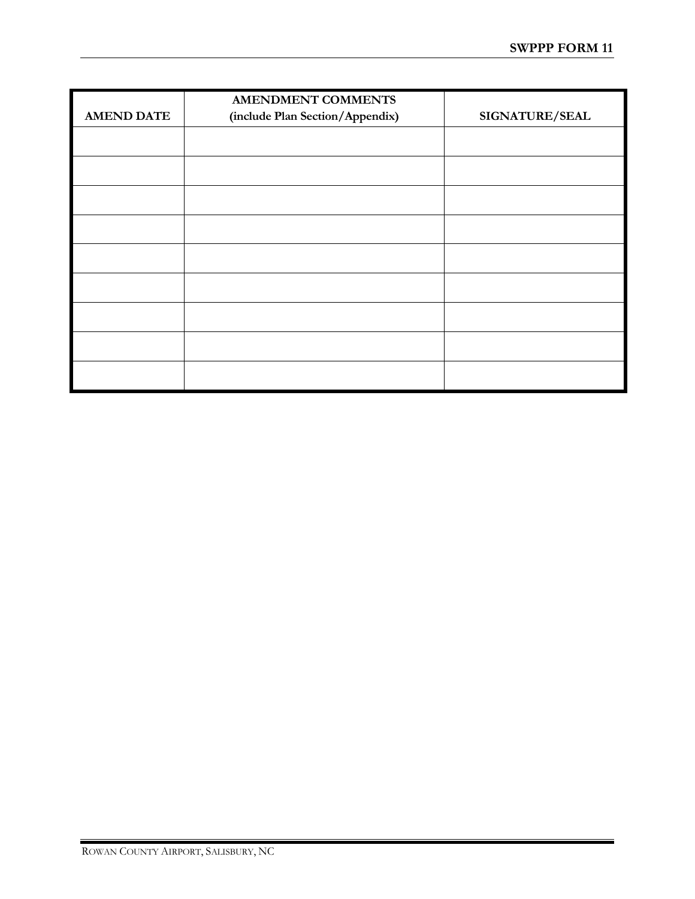# SWPPP FORM 11

| AMEND DATE | AMENDMENT COMMENTS (include Plan Section/Appendix) | SIGNATURE/SEAL |
|---|---|---|
| | | |
| | | |
| | | |
| | | |
| | | |
| | | |
| | | |
| | | |
| | | |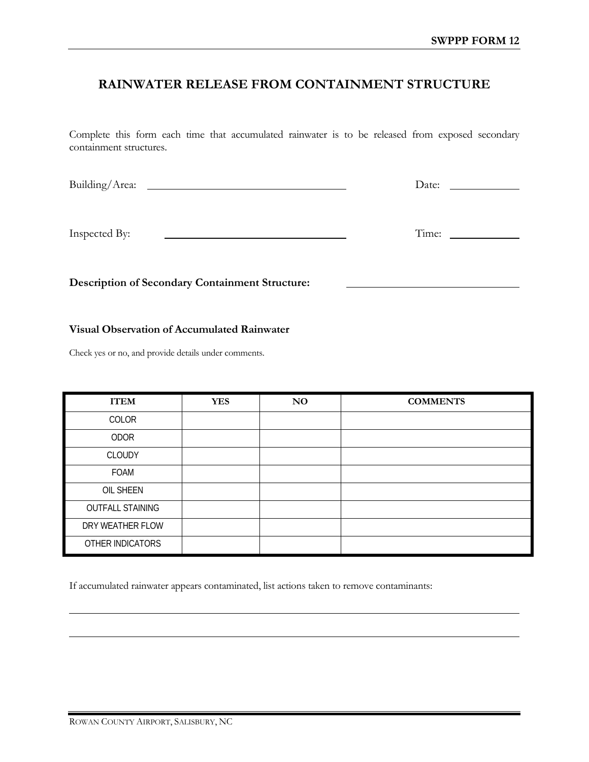# RAINWATER RELEASE FROM CONTAINMENT STRUCTURE

Complete this form each time that accumulated rainwater is to be released from exposed secondary containment structures.

Building/Area: ____________________ Date: __________

Inspected By: ____________________ Time: __________

**Description of Secondary Containment Structure:** ____________________

### Visual Observation of Accumulated Rainwater

Check yes or no, and provide details under comments.

| ITEM | YES | NO | COMMENTS |
|---|---|---|---|
| COLOR | | | |
| ODOR | | | |
| CLOUDY | | | |
| FOAM | | | |
| OIL SHEEN | | | |
| OUTFALL STAINING | | | |
| DRY WEATHER FLOW | | | |
| OTHER INDICATORS | | | |

If accumulated rainwater appears contaminated, list actions taken to remove contaminants:

____________________

____________________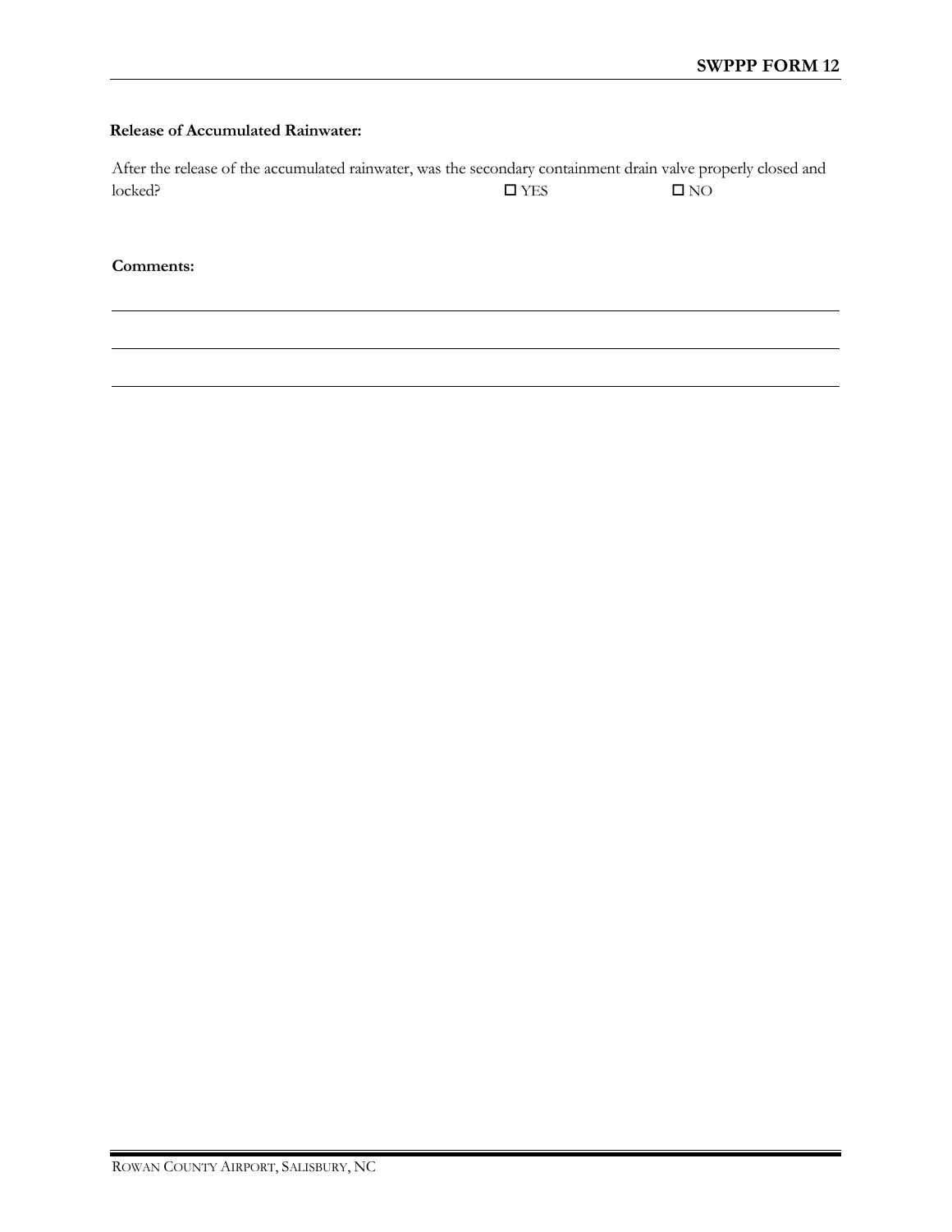**Release of Accumulated Rainwater:**

After the release of the accumulated rainwater, was the secondary containment drain valve properly closed and locked? ☐ YES ☐ NO

**Comments:**

___

___

___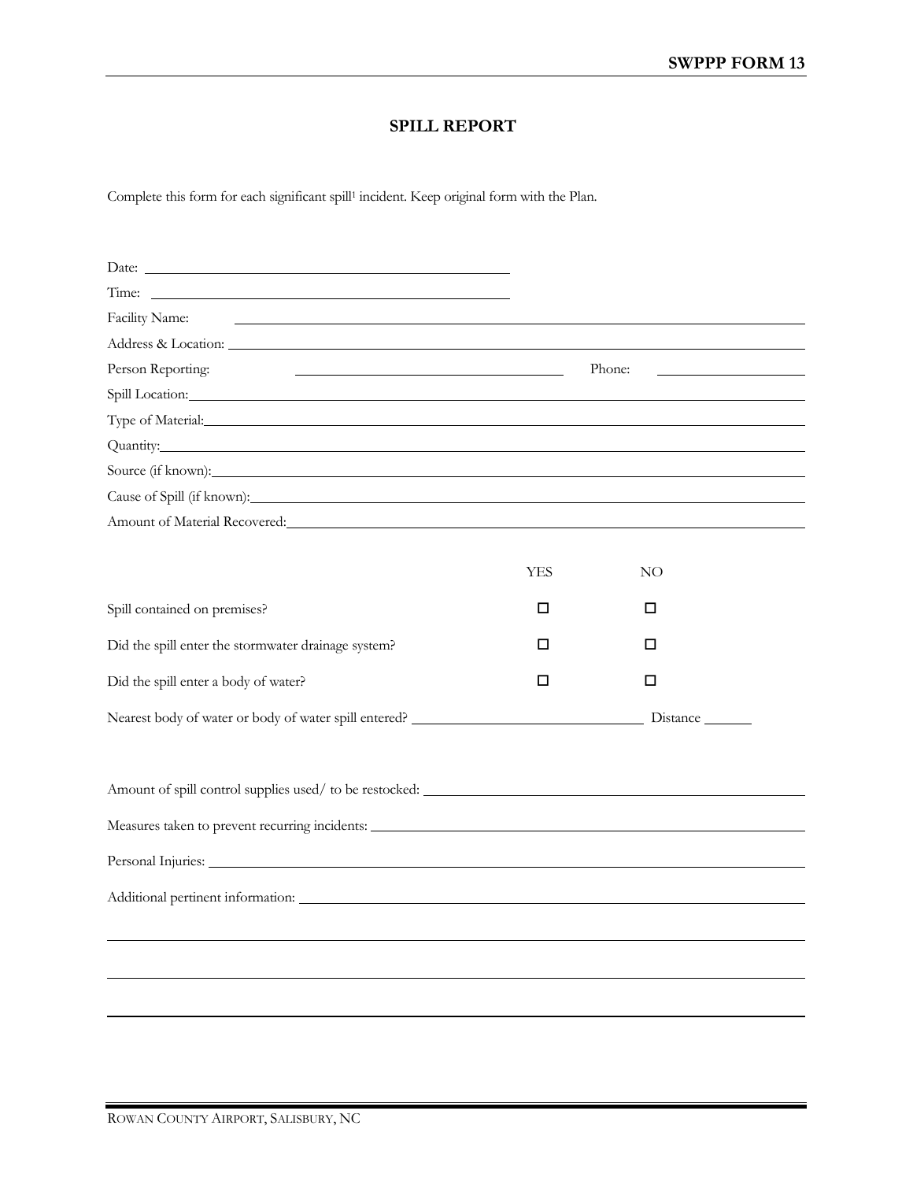# SPILL REPORT

Complete this form for each significant spill[1] incident. Keep original form with the Plan.

Date: ______________________________

Time: ______________________________

Facility Name: ______________________________

Address & Location: ______________________________

Person Reporting: ______________________________ Phone: ______________

Spill Location: ______________________________

Type of Material: ______________________________

Quantity: ______________________________

Source (if known): ______________________________

Cause of Spill (if known): ______________________________

Amount of Material Recovered: ______________________________

| | YES | NO |
|---|---|---|
| Spill contained on premises? | ☐ | ☐ |
| Did the spill enter the stormwater drainage system? | ☐ | ☐ |
| Did the spill enter a body of water? | ☐ | ☐ |

Nearest body of water or body of water spill entered? ______________________ Distance ________

Amount of spill control supplies used/ to be restocked: ______________________________

Measures taken to prevent recurring incidents: ______________________________

Personal Injuries: ______________________________

Additional pertinent information: ______________________________

______________________________

______________________________

______________________________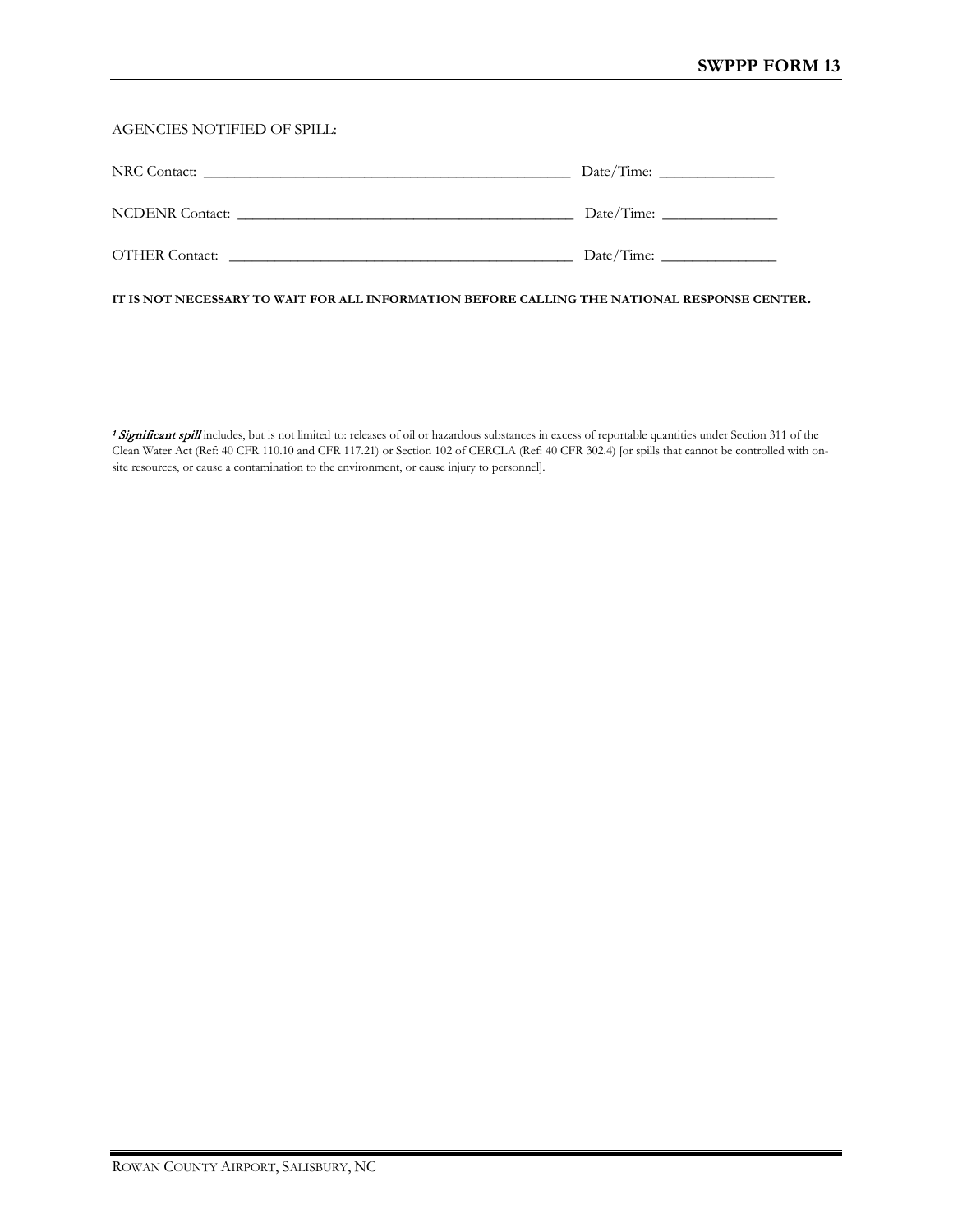AGENCIES NOTIFIED OF SPILL:

NRC Contact: ________________________________________________ Date/Time: ______________

NCDENR Contact: ____________________________________________ Date/Time: ______________

OTHER Contact: _____________________________________________ Date/Time: ______________

**IT IS NOT NECESSARY TO WAIT FOR ALL INFORMATION BEFORE CALLING THE NATIONAL RESPONSE CENTER.**

[1] ***Significant spill*** includes, but is not limited to: releases of oil or hazardous substances in excess of reportable quantities under Section 311 of the Clean Water Act (Ref: 40 CFR 110.10 and CFR 117.21) or Section 102 of CERCLA (Ref: 40 CFR 302.4) [or spills that cannot be controlled with on-site resources, or cause a contamination to the environment, or cause injury to personnel].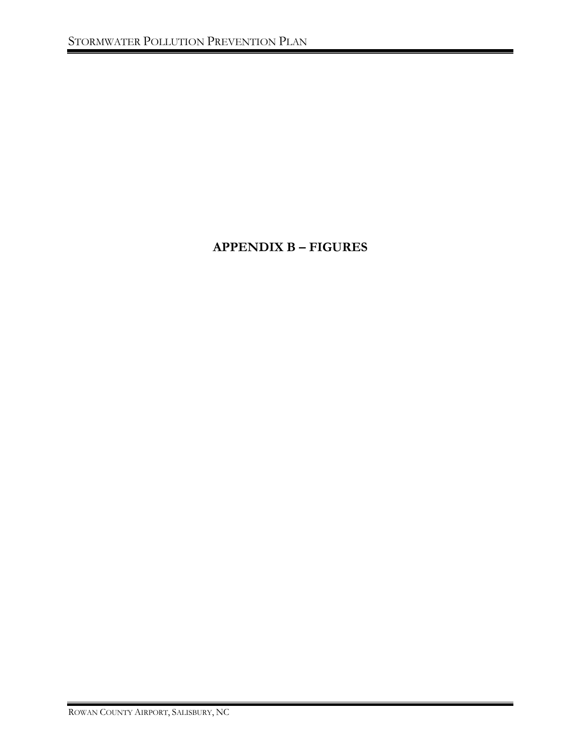# APPENDIX B – FIGURES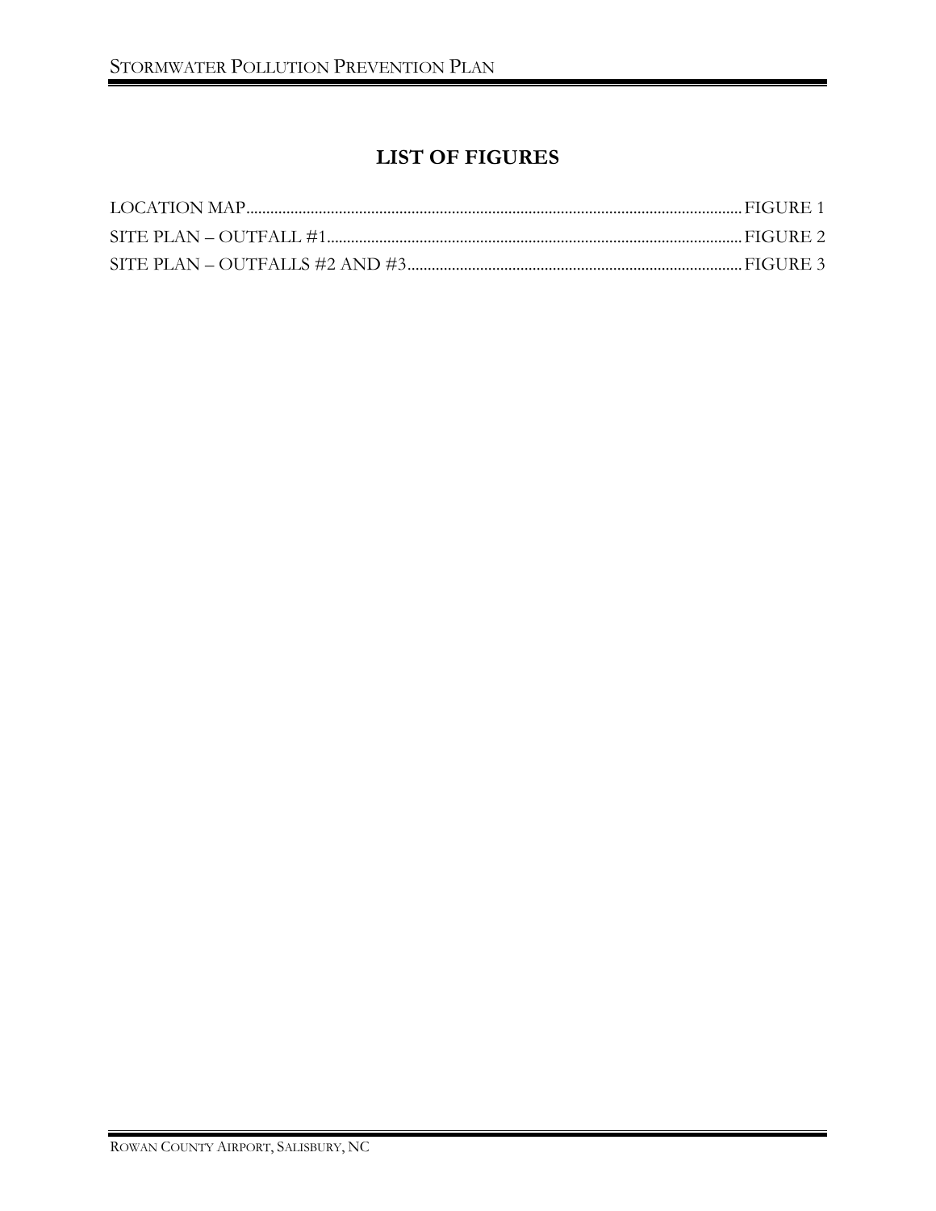# LIST OF FIGURES

LOCATION MAP............................................................................................................ FIGURE 1

SITE PLAN – OUTFALL #1....................................................................................... FIGURE 2

SITE PLAN – OUTFALLS #2 AND #3..................................................................... FIGURE 3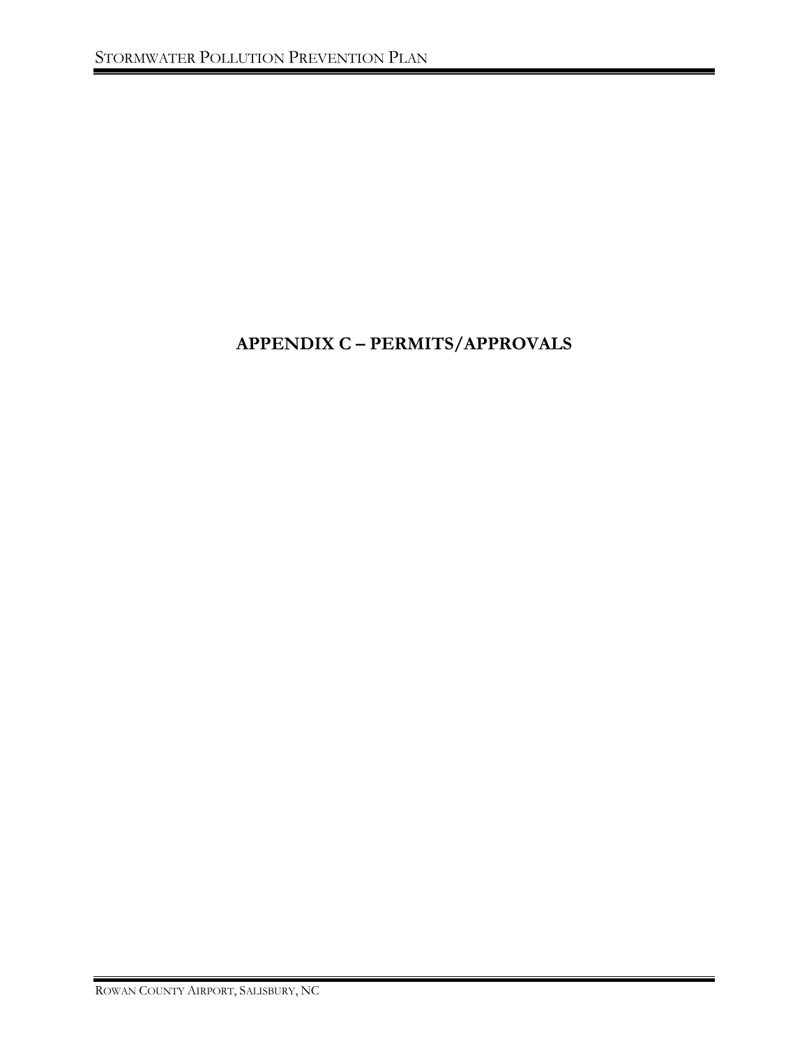# APPENDIX C – PERMITS/APPROVALS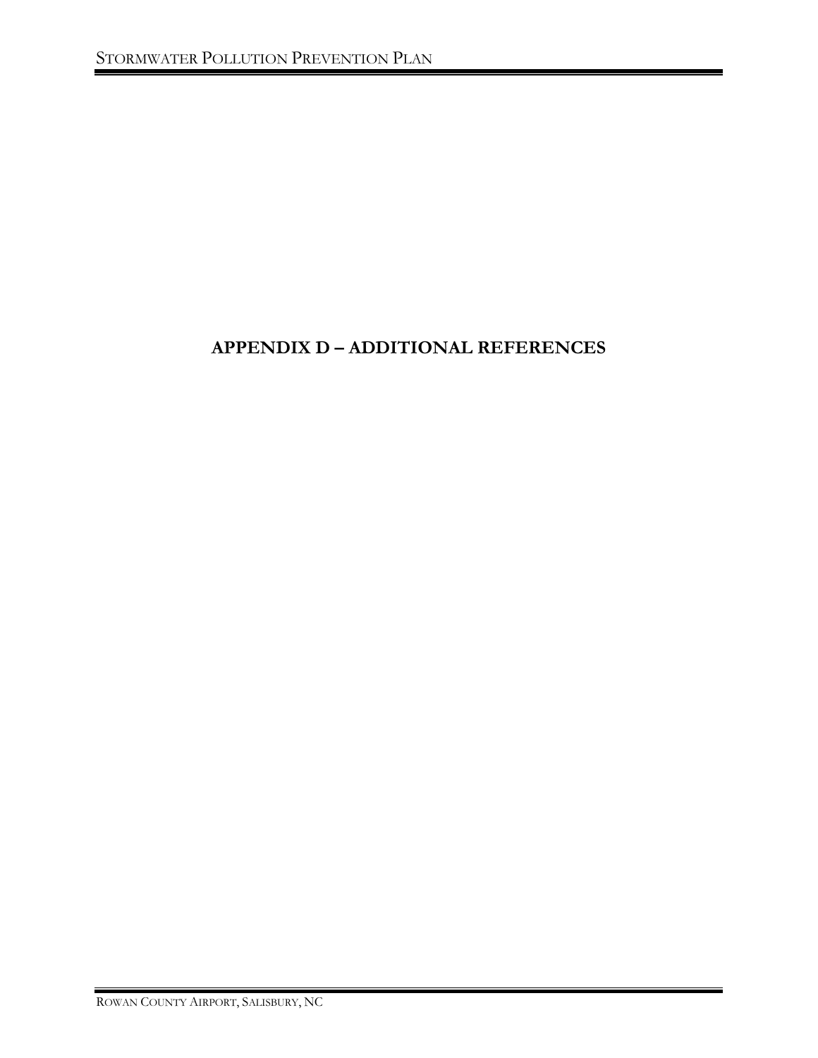# APPENDIX D – ADDITIONAL REFERENCES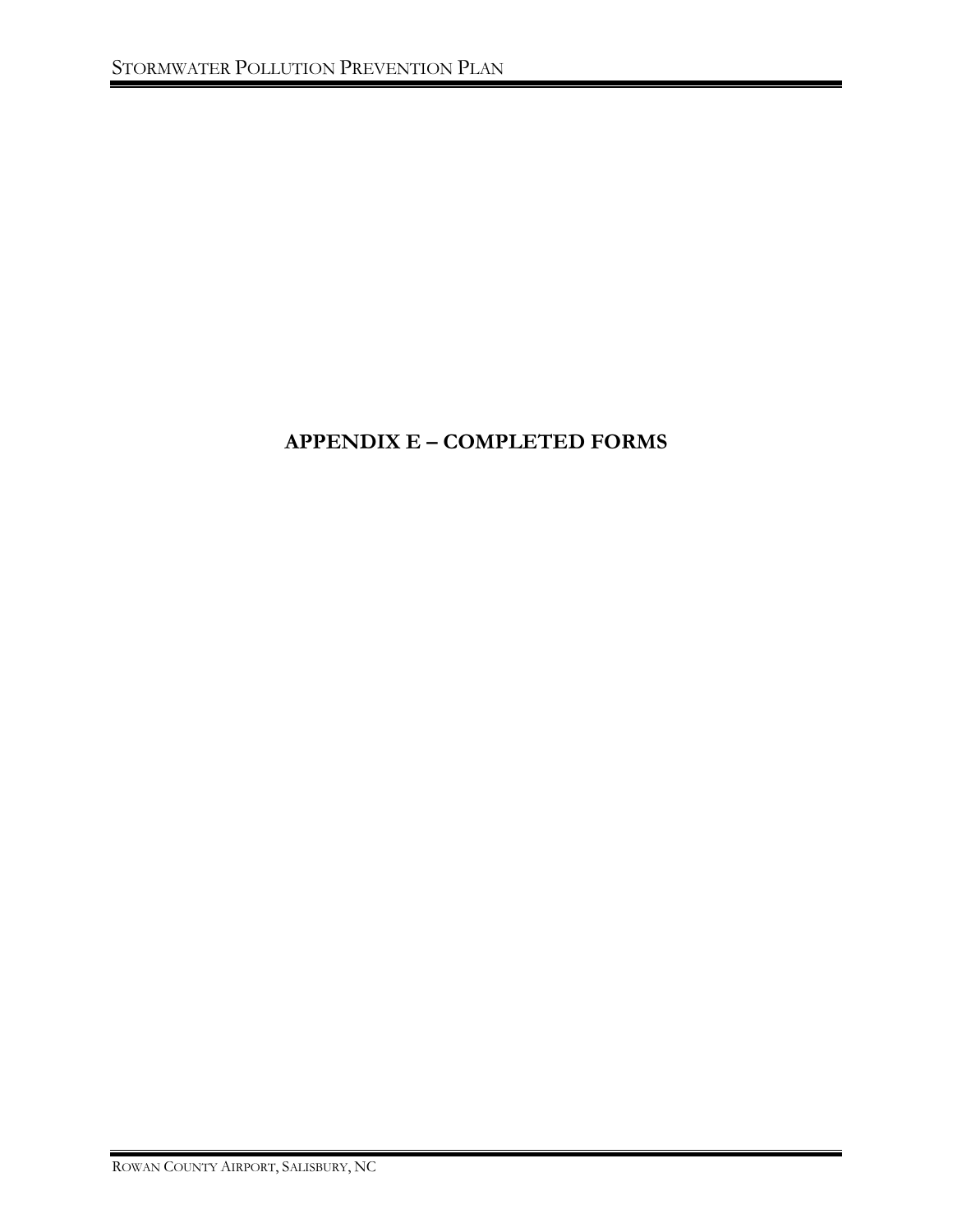# APPENDIX E – COMPLETED FORMS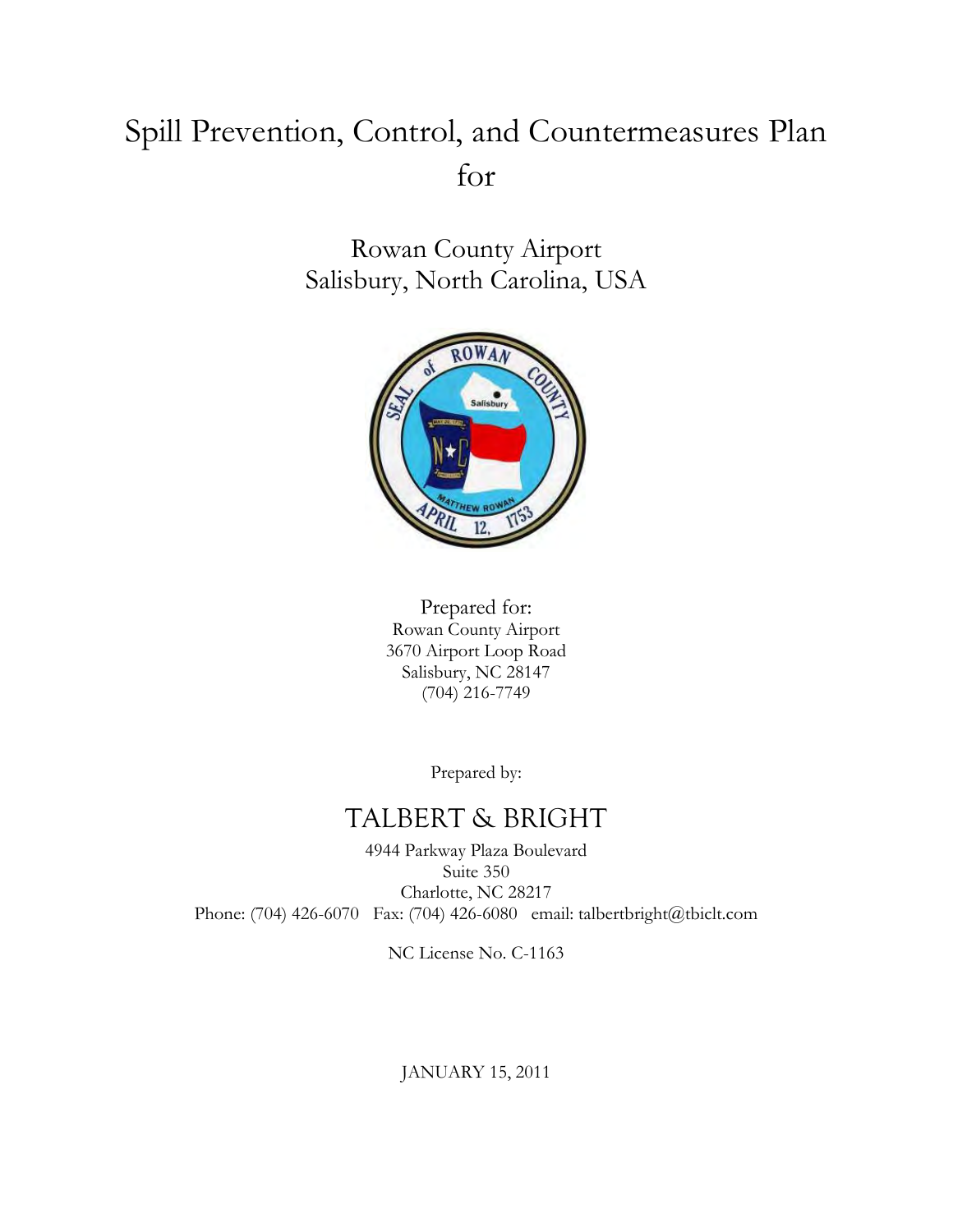# Spill Prevention, Control, and Countermeasures Plan for

Rowan County Airport
Salisbury, North Carolina, USA

Prepared for:
Rowan County Airport
3670 Airport Loop Road
Salisbury, NC 28147
(704) 216-7749

Prepared by:

## TALBERT & BRIGHT

4944 Parkway Plaza Boulevard
Suite 350
Charlotte, NC 28217
Phone: (704) 426-6070 Fax: (704) 426-6080 email: talbertbright@tbiclt.com

NC License No. C-1163

JANUARY 15, 2011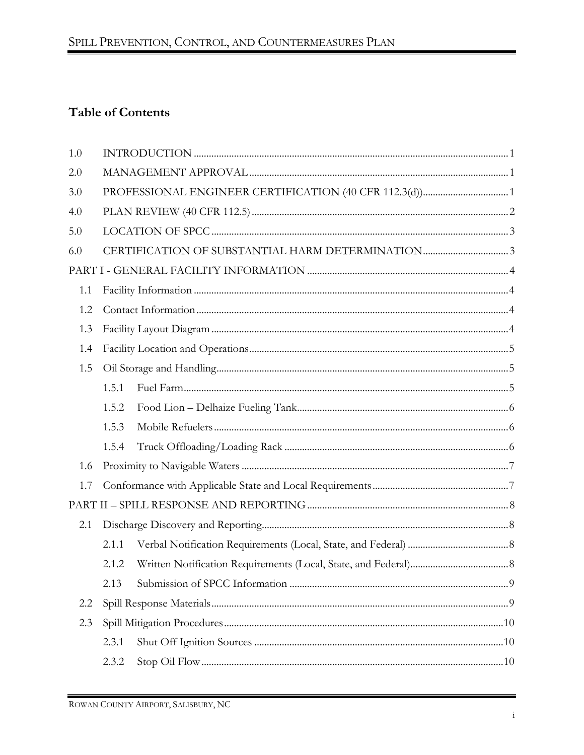## Table of Contents

1.0 INTRODUCTION ... 1
2.0 MANAGEMENT APPROVAL ... 1
3.0 PROFESSIONAL ENGINEER CERTIFICATION (40 CFR 112.3(d)) ... 1
4.0 PLAN REVIEW (40 CFR 112.5) ... 2
5.0 LOCATION OF SPCC ... 3
6.0 CERTIFICATION OF SUBSTANTIAL HARM DETERMINATION ... 3
PART I - GENERAL FACILITY INFORMATION ... 4
- 1.1 Facility Information ... 4
- 1.2 Contact Information ... 4
- 1.3 Facility Layout Diagram ... 4
- 1.4 Facility Location and Operations ... 5
- 1.5 Oil Storage and Handling ... 5
  - 1.5.1 Fuel Farm ... 5
  - 1.5.2 Food Lion – Delhaize Fueling Tank ... 6
  - 1.5.3 Mobile Refuelers ... 6
  - 1.5.4 Truck Offloading/Loading Rack ... 6
- 1.6 Proximity to Navigable Waters ... 7
- 1.7 Conformance with Applicable State and Local Requirements ... 7

PART II – SPILL RESPONSE AND REPORTING ... 8
- 2.1 Discharge Discovery and Reporting ... 8
  - 2.1.1 Verbal Notification Requirements (Local, State, and Federal) ... 8
  - 2.1.2 Written Notification Requirements (Local, State, and Federal) ... 8
  - 2.13 Submission of SPCC Information ... 9
- 2.2 Spill Response Materials ... 9
- 2.3 Spill Mitigation Procedures ... 10
  - 2.3.1 Shut Off Ignition Sources ... 10
  - 2.3.2 Stop Oil Flow ... 10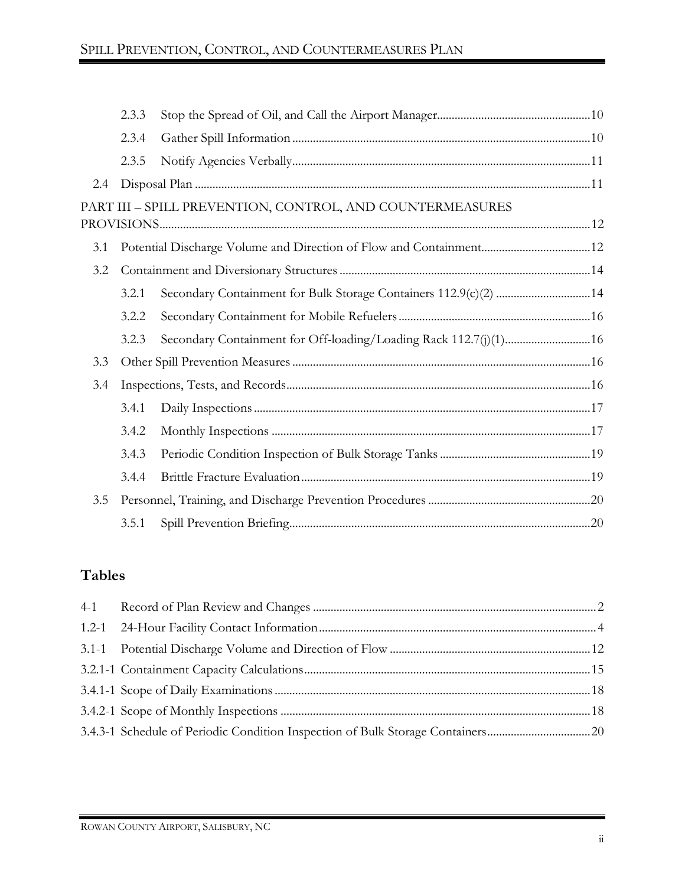2.3.3 Stop the Spread of Oil, and Call the Airport Manager....................................................10

2.3.4 Gather Spill Information....................................................................................................10

2.3.5 Notify Agencies Verbally....................................................................................................11

2.4 Disposal Plan.....................................................................................................................11

PART III – SPILL PREVENTION, CONTROL, AND COUNTERMEASURES PROVISIONS.................................................................................................................12

3.1 Potential Discharge Volume and Direction of Flow and Containment.....................................12

3.2 Containment and Diversionary Structures....................................................................................14

3.2.1 Secondary Containment for Bulk Storage Containers 112.9(c)(2) ................................14

3.2.2 Secondary Containment for Mobile Refuelers................................................................16

3.2.3 Secondary Containment for Off-loading/Loading Rack 112.7(j)(1).............................16

3.3 Other Spill Prevention Measures....................................................................................................16

3.4 Inspections, Tests, and Records......................................................................................................16

3.4.1 Daily Inspections.................................................................................................................17

3.4.2 Monthly Inspections...........................................................................................................17

3.4.3 Periodic Condition Inspection of Bulk Storage Tanks...................................................19

3.4.4 Brittle Fracture Evaluation.................................................................................................19

3.5 Personnel, Training, and Discharge Prevention Procedures.......................................................20

3.5.1 Spill Prevention Briefing.....................................................................................................20

## Tables

4-1 Record of Plan Review and Changes...............................................................................................2

1.2-1 24-Hour Facility Contact Information............................................................................................4

3.1-1 Potential Discharge Volume and Direction of Flow...................................................................12

3.2.1-1 Containment Capacity Calculations...............................................................................................15

3.4.1-1 Scope of Daily Examinations..........................................................................................................18

3.4.2-1 Scope of Monthly Inspections........................................................................................................18

3.4.3-1 Schedule of Periodic Condition Inspection of Bulk Storage Containers...................................20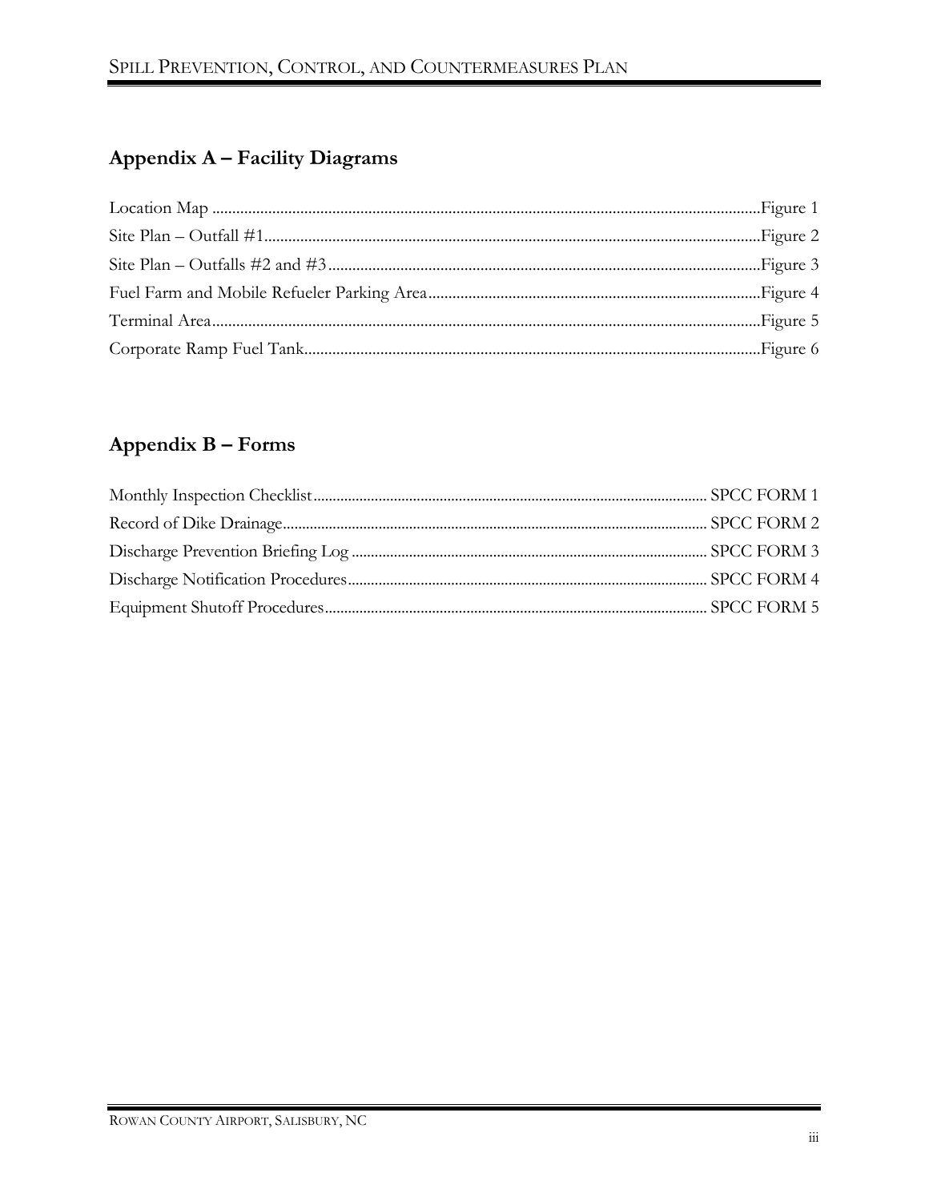## Appendix A – Facility Diagrams

Location Map ........................................................................................................................... Figure 1
Site Plan – Outfall #1 ................................................................................................................ Figure 2
Site Plan – Outfalls #2 and #3 ................................................................................................... Figure 3
Fuel Farm and Mobile Refueler Parking Area ............................................................................. Figure 4
Terminal Area ............................................................................................................................ Figure 5
Corporate Ramp Fuel Tank ......................................................................................................... Figure 6

## Appendix B – Forms

Monthly Inspection Checklist ........................................................................................... SPCC FORM 1
Record of Dike Drainage .................................................................................................. SPCC FORM 2
Discharge Prevention Briefing Log .................................................................................. SPCC FORM 3
Discharge Notification Procedures ................................................................................... SPCC FORM 4
Equipment Shutoff Procedures .......................................................................................... SPCC FORM 5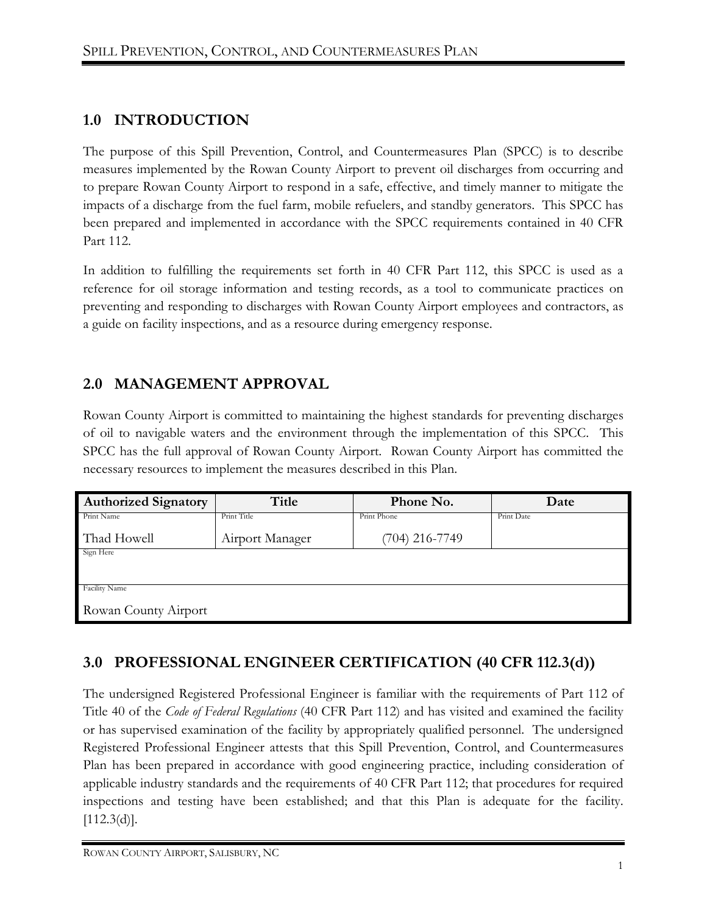## 1.0 INTRODUCTION

The purpose of this Spill Prevention, Control, and Countermeasures Plan (SPCC) is to describe measures implemented by the Rowan County Airport to prevent oil discharges from occurring and to prepare Rowan County Airport to respond in a safe, effective, and timely manner to mitigate the impacts of a discharge from the fuel farm, mobile refuelers, and standby generators. This SPCC has been prepared and implemented in accordance with the SPCC requirements contained in 40 CFR Part 112.

In addition to fulfilling the requirements set forth in 40 CFR Part 112, this SPCC is used as a reference for oil storage information and testing records, as a tool to communicate practices on preventing and responding to discharges with Rowan County Airport employees and contractors, as a guide on facility inspections, and as a resource during emergency response.

## 2.0 MANAGEMENT APPROVAL

Rowan County Airport is committed to maintaining the highest standards for preventing discharges of oil to navigable waters and the environment through the implementation of this SPCC. This SPCC has the full approval of Rowan County Airport. Rowan County Airport has committed the necessary resources to implement the measures described in this Plan.

| Authorized Signatory | Title | Phone No. | Date |
|---|---|---|---|
| Print Name<br>Thad Howell | Print Title<br>Airport Manager | Print Phone<br>(704) 216-7749 | Print Date |
| Sign Here | | | |
| Facility Name<br>Rowan County Airport | | | |

## 3.0 PROFESSIONAL ENGINEER CERTIFICATION (40 CFR 112.3(d))

The undersigned Registered Professional Engineer is familiar with the requirements of Part 112 of Title 40 of the *Code of Federal Regulations* (40 CFR Part 112) and has visited and examined the facility or has supervised examination of the facility by appropriately qualified personnel. The undersigned Registered Professional Engineer attests that this Spill Prevention, Control, and Countermeasures Plan has been prepared in accordance with good engineering practice, including consideration of applicable industry standards and the requirements of 40 CFR Part 112; that procedures for required inspections and testing have been established; and that this Plan is adequate for the facility. [112.3(d)].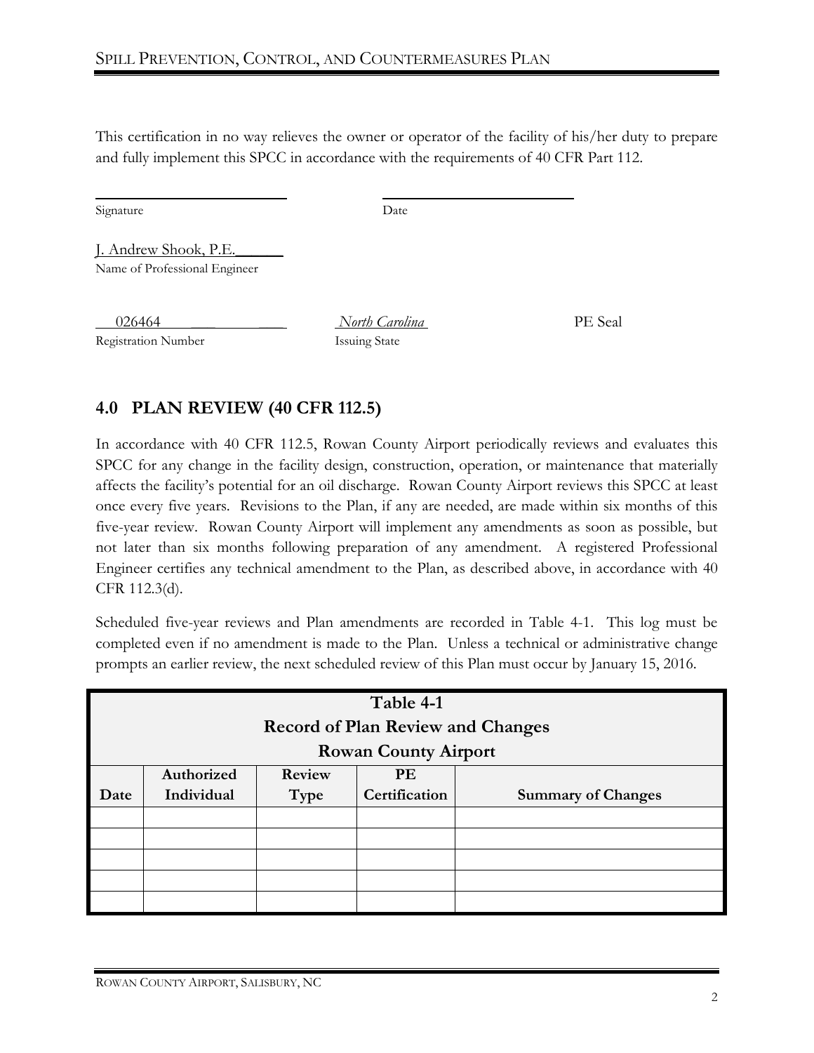This certification in no way relieves the owner or operator of the facility of his/her duty to prepare and fully implement this SPCC in accordance with the requirements of 40 CFR Part 112.

Signature ______________________ Date ______________________

J. Andrew Shook, P.E.
Name of Professional Engineer

026464 | *North Carolina* | PE Seal
Registration Number | Issuing State

## 4.0 PLAN REVIEW (40 CFR 112.5)

In accordance with 40 CFR 112.5, Rowan County Airport periodically reviews and evaluates this SPCC for any change in the facility design, construction, operation, or maintenance that materially affects the facility's potential for an oil discharge. Rowan County Airport reviews this SPCC at least once every five years. Revisions to the Plan, if any are needed, are made within six months of this five-year review. Rowan County Airport will implement any amendments as soon as possible, but not later than six months following preparation of any amendment. A registered Professional Engineer certifies any technical amendment to the Plan, as described above, in accordance with 40 CFR 112.3(d).

Scheduled five-year reviews and Plan amendments are recorded in Table 4-1. This log must be completed even if no amendment is made to the Plan. Unless a technical or administrative change prompts an earlier review, the next scheduled review of this Plan must occur by January 15, 2016.

**Table 4-1**
**Record of Plan Review and Changes**
**Rowan County Airport**

| Date | Authorized Individual | Review Type | PE Certification | Summary of Changes |
|---|---|---|---|---|
| | | | | |
| | | | | |
| | | | | |
| | | | | |
| | | | | |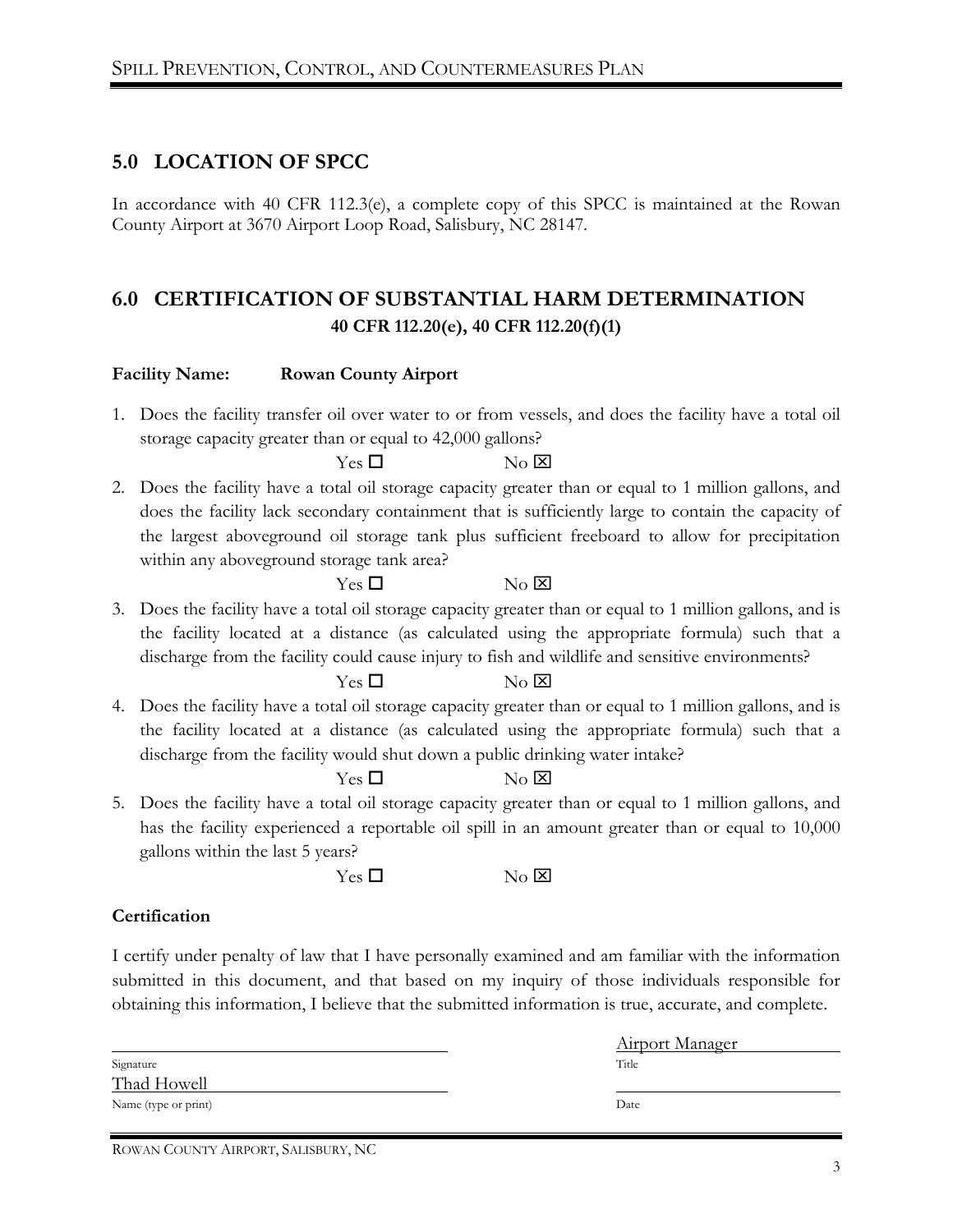## 5.0 LOCATION OF SPCC

In accordance with 40 CFR 112.3(e), a complete copy of this SPCC is maintained at the Rowan County Airport at 3670 Airport Loop Road, Salisbury, NC 28147.

## 6.0 CERTIFICATION OF SUBSTANTIAL HARM DETERMINATION

**40 CFR 112.20(e), 40 CFR 112.20(f)(1)**

**Facility Name:** **Rowan County Airport**

1. Does the facility transfer oil over water to or from vessels, and does the facility have a total oil storage capacity greater than or equal to 42,000 gallons?

   Yes ☐ No ☒

2. Does the facility have a total oil storage capacity greater than or equal to 1 million gallons, and does the facility lack secondary containment that is sufficiently large to contain the capacity of the largest aboveground oil storage tank plus sufficient freeboard to allow for precipitation within any aboveground storage tank area?

   Yes ☐ No ☒

3. Does the facility have a total oil storage capacity greater than or equal to 1 million gallons, and is the facility located at a distance (as calculated using the appropriate formula) such that a discharge from the facility could cause injury to fish and wildlife and sensitive environments?

   Yes ☐ No ☒

4. Does the facility have a total oil storage capacity greater than or equal to 1 million gallons, and is the facility located at a distance (as calculated using the appropriate formula) such that a discharge from the facility would shut down a public drinking water intake?

   Yes ☐ No ☒

5. Does the facility have a total oil storage capacity greater than or equal to 1 million gallons, and has the facility experienced a reportable oil spill in an amount greater than or equal to 10,000 gallons within the last 5 years?

   Yes ☐ No ☒

**Certification**

I certify under penalty of law that I have personally examined and am familiar with the information submitted in this document, and that based on my inquiry of those individuals responsible for obtaining this information, I believe that the submitted information is true, accurate, and complete.

| | |
|---|---|
| ______________________________ | Airport Manager |
| Signature | Title |
| Thad Howell | ______________________________ |
| Name (type or print) | Date |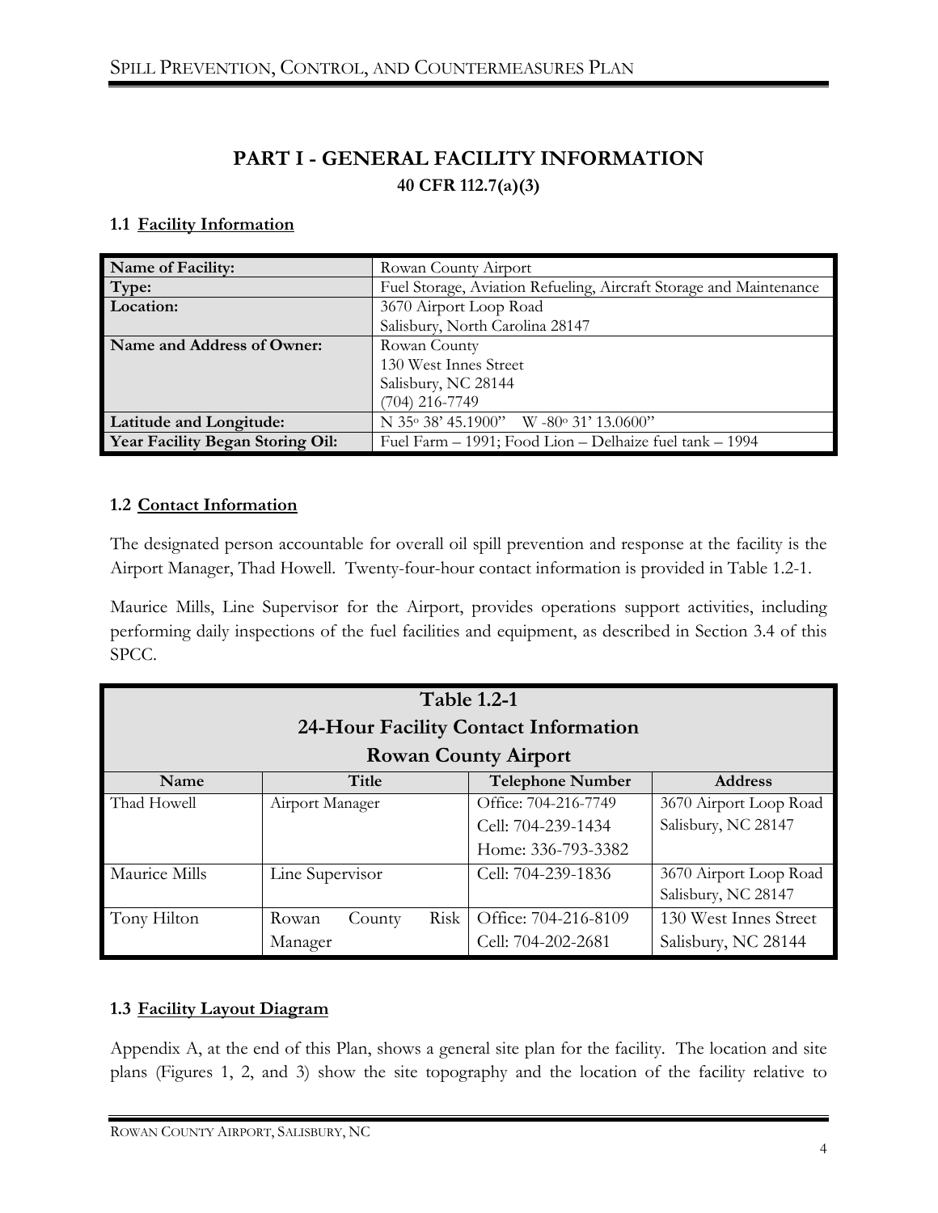# PART I - GENERAL FACILITY INFORMATION

**40 CFR 112.7(a)(3)**

### 1.1 Facility Information

| | |
|---|---|
| **Name of Facility:** | Rowan County Airport |
| **Type:** | Fuel Storage, Aviation Refueling, Aircraft Storage and Maintenance |
| **Location:** | 3670 Airport Loop Road<br>Salisbury, North Carolina 28147 |
| **Name and Address of Owner:** | Rowan County<br>130 West Innes Street<br>Salisbury, NC 28144<br>(704) 216-7749 |
| **Latitude and Longitude:** | N 35° 38' 45.1900" W -80° 31' 13.0600" |
| **Year Facility Began Storing Oil:** | Fuel Farm – 1991; Food Lion – Delhaize fuel tank – 1994 |

### 1.2 Contact Information

The designated person accountable for overall oil spill prevention and response at the facility is the Airport Manager, Thad Howell. Twenty-four-hour contact information is provided in Table 1.2-1.

Maurice Mills, Line Supervisor for the Airport, provides operations support activities, including performing daily inspections of the fuel facilities and equipment, as described in Section 3.4 of this SPCC.

**Table 1.2-1**
**24-Hour Facility Contact Information**
**Rowan County Airport**

| Name | Title | Telephone Number | Address |
|---|---|---|---|
| Thad Howell | Airport Manager | Office: 704-216-7749<br>Cell: 704-239-1434<br>Home: 336-793-3382 | 3670 Airport Loop Road<br>Salisbury, NC 28147 |
| Maurice Mills | Line Supervisor | Cell: 704-239-1836 | 3670 Airport Loop Road<br>Salisbury, NC 28147 |
| Tony Hilton | Rowan County Risk Manager | Office: 704-216-8109<br>Cell: 704-202-2681 | 130 West Innes Street<br>Salisbury, NC 28144 |

### 1.3 Facility Layout Diagram

Appendix A, at the end of this Plan, shows a general site plan for the facility. The location and site plans (Figures 1, 2, and 3) show the site topography and the location of the facility relative to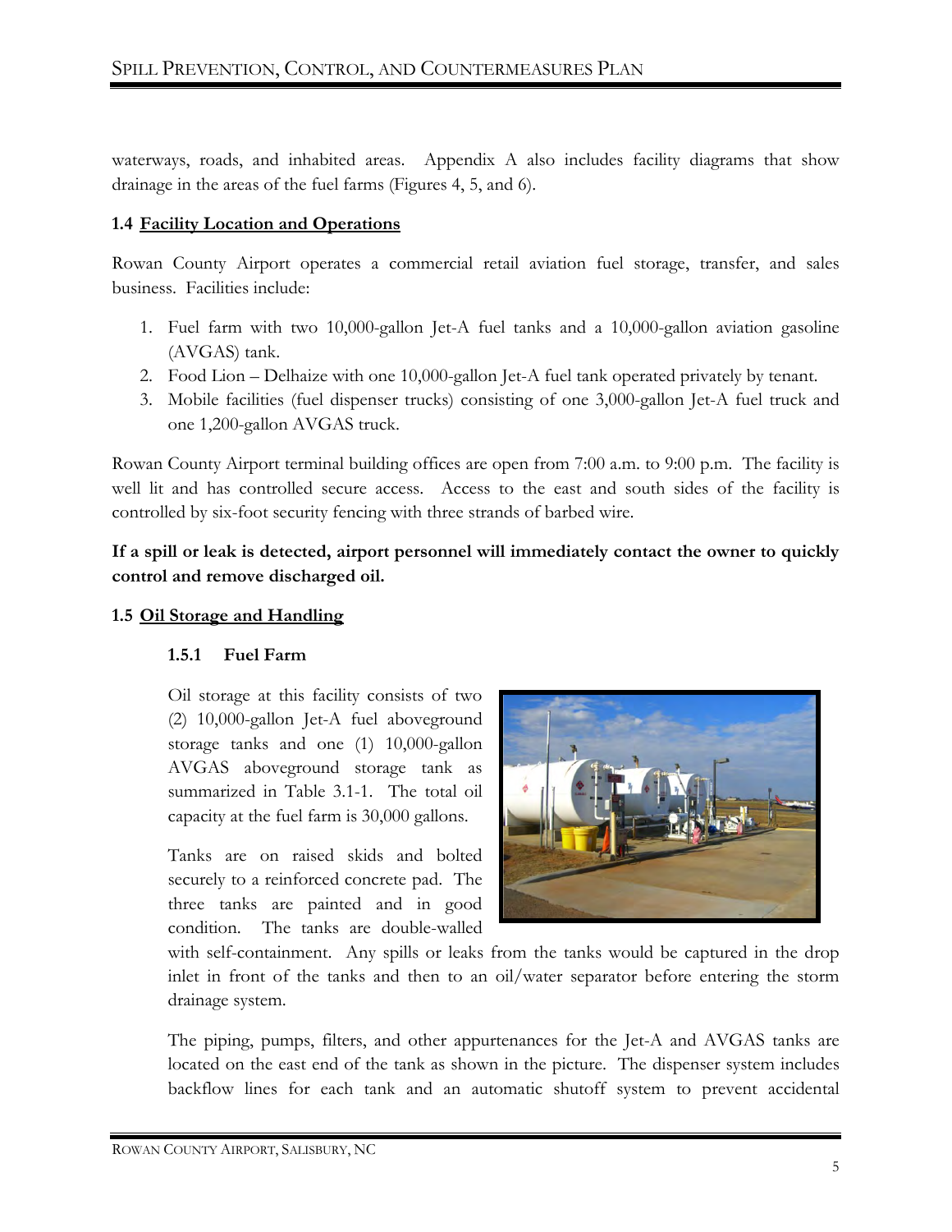waterways, roads, and inhabited areas. Appendix A also includes facility diagrams that show drainage in the areas of the fuel farms (Figures 4, 5, and 6).

## 1.4 Facility Location and Operations

Rowan County Airport operates a commercial retail aviation fuel storage, transfer, and sales business. Facilities include:

1. Fuel farm with two 10,000-gallon Jet-A fuel tanks and a 10,000-gallon aviation gasoline (AVGAS) tank.
2. Food Lion – Delhaize with one 10,000-gallon Jet-A fuel tank operated privately by tenant.
3. Mobile facilities (fuel dispenser trucks) consisting of one 3,000-gallon Jet-A fuel truck and one 1,200-gallon AVGAS truck.

Rowan County Airport terminal building offices are open from 7:00 a.m. to 9:00 p.m. The facility is well lit and has controlled secure access. Access to the east and south sides of the facility is controlled by six-foot security fencing with three strands of barbed wire.

**If a spill or leak is detected, airport personnel will immediately contact the owner to quickly control and remove discharged oil.**

## 1.5 Oil Storage and Handling

### 1.5.1 Fuel Farm

Oil storage at this facility consists of two (2) 10,000-gallon Jet-A fuel aboveground storage tanks and one (1) 10,000-gallon AVGAS aboveground storage tank as summarized in Table 3.1-1. The total oil capacity at the fuel farm is 30,000 gallons.

Tanks are on raised skids and bolted securely to a reinforced concrete pad. The three tanks are painted and in good condition. The tanks are double-walled with self-containment. Any spills or leaks from the tanks would be captured in the drop inlet in front of the tanks and then to an oil/water separator before entering the storm drainage system.

The piping, pumps, filters, and other appurtenances for the Jet-A and AVGAS tanks are located on the east end of the tank as shown in the picture. The dispenser system includes backflow lines for each tank and an automatic shutoff system to prevent accidental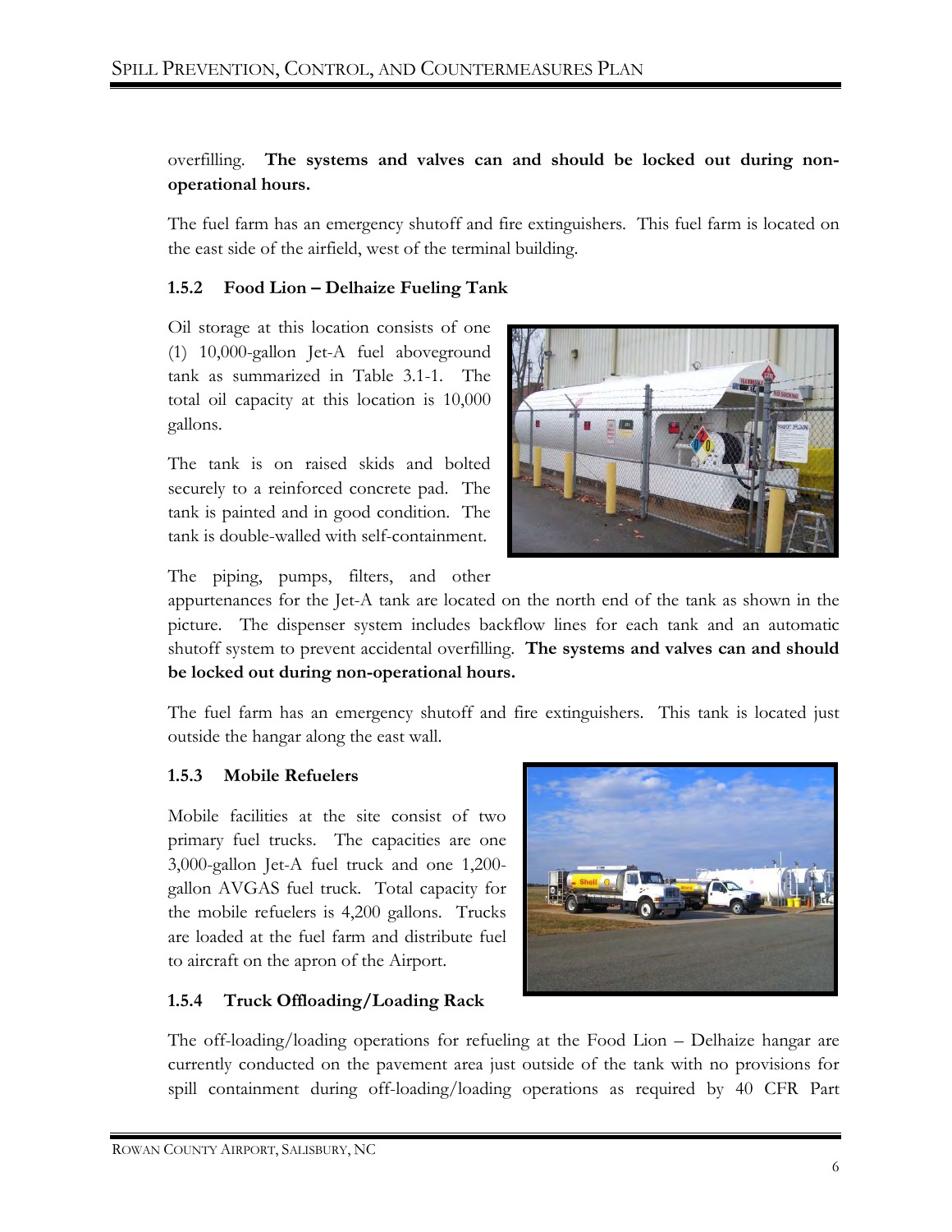overfilling. **The systems and valves can and should be locked out during non-operational hours.**

The fuel farm has an emergency shutoff and fire extinguishers. This fuel farm is located on the east side of the airfield, west of the terminal building.

### 1.5.2 Food Lion – Delhaize Fueling Tank

Oil storage at this location consists of one (1) 10,000-gallon Jet-A fuel aboveground tank as summarized in Table 3.1-1. The total oil capacity at this location is 10,000 gallons.

The tank is on raised skids and bolted securely to a reinforced concrete pad. The tank is painted and in good condition. The tank is double-walled with self-containment.

The piping, pumps, filters, and other appurtenances for the Jet-A tank are located on the north end of the tank as shown in the picture. The dispenser system includes backflow lines for each tank and an automatic shutoff system to prevent accidental overfilling. **The systems and valves can and should be locked out during non-operational hours.**

The fuel farm has an emergency shutoff and fire extinguishers. This tank is located just outside the hangar along the east wall.

### 1.5.3 Mobile Refuelers

Mobile facilities at the site consist of two primary fuel trucks. The capacities are one 3,000-gallon Jet-A fuel truck and one 1,200-gallon AVGAS fuel truck. Total capacity for the mobile refuelers is 4,200 gallons. Trucks are loaded at the fuel farm and distribute fuel to aircraft on the apron of the Airport.

### 1.5.4 Truck Offloading/Loading Rack

The off-loading/loading operations for refueling at the Food Lion – Delhaize hangar are currently conducted on the pavement area just outside of the tank with no provisions for spill containment during off-loading/loading operations as required by 40 CFR Part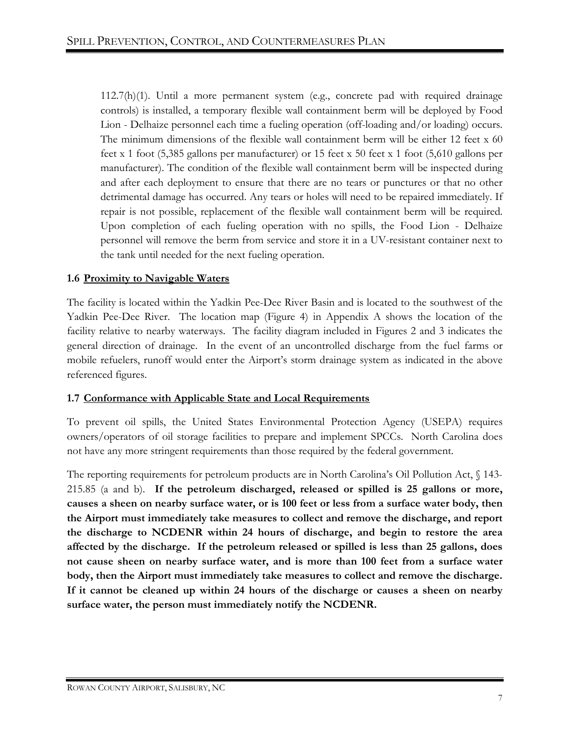112.7(h)(1). Until a more permanent system (e.g., concrete pad with required drainage controls) is installed, a temporary flexible wall containment berm will be deployed by Food Lion - Delhaize personnel each time a fueling operation (off-loading and/or loading) occurs. The minimum dimensions of the flexible wall containment berm will be either 12 feet x 60 feet x 1 foot (5,385 gallons per manufacturer) or 15 feet x 50 feet x 1 foot (5,610 gallons per manufacturer). The condition of the flexible wall containment berm will be inspected during and after each deployment to ensure that there are no tears or punctures or that no other detrimental damage has occurred. Any tears or holes will need to be repaired immediately. If repair is not possible, replacement of the flexible wall containment berm will be required. Upon completion of each fueling operation with no spills, the Food Lion - Delhaize personnel will remove the berm from service and store it in a UV-resistant container next to the tank until needed for the next fueling operation.

### 1.6 Proximity to Navigable Waters

The facility is located within the Yadkin Pee-Dee River Basin and is located to the southwest of the Yadkin Pee-Dee River. The location map (Figure 4) in Appendix A shows the location of the facility relative to nearby waterways. The facility diagram included in Figures 2 and 3 indicates the general direction of drainage. In the event of an uncontrolled discharge from the fuel farms or mobile refuelers, runoff would enter the Airport's storm drainage system as indicated in the above referenced figures.

### 1.7 Conformance with Applicable State and Local Requirements

To prevent oil spills, the United States Environmental Protection Agency (USEPA) requires owners/operators of oil storage facilities to prepare and implement SPCCs. North Carolina does not have any more stringent requirements than those required by the federal government.

The reporting requirements for petroleum products are in North Carolina's Oil Pollution Act, § 143-215.85 (a and b). **If the petroleum discharged, released or spilled is 25 gallons or more, causes a sheen on nearby surface water, or is 100 feet or less from a surface water body, then the Airport must immediately take measures to collect and remove the discharge, and report the discharge to NCDENR within 24 hours of discharge, and begin to restore the area affected by the discharge. If the petroleum released or spilled is less than 25 gallons, does not cause sheen on nearby surface water, and is more than 100 feet from a surface water body, then the Airport must immediately take measures to collect and remove the discharge. If it cannot be cleaned up within 24 hours of the discharge or causes a sheen on nearby surface water, the person must immediately notify the NCDENR.**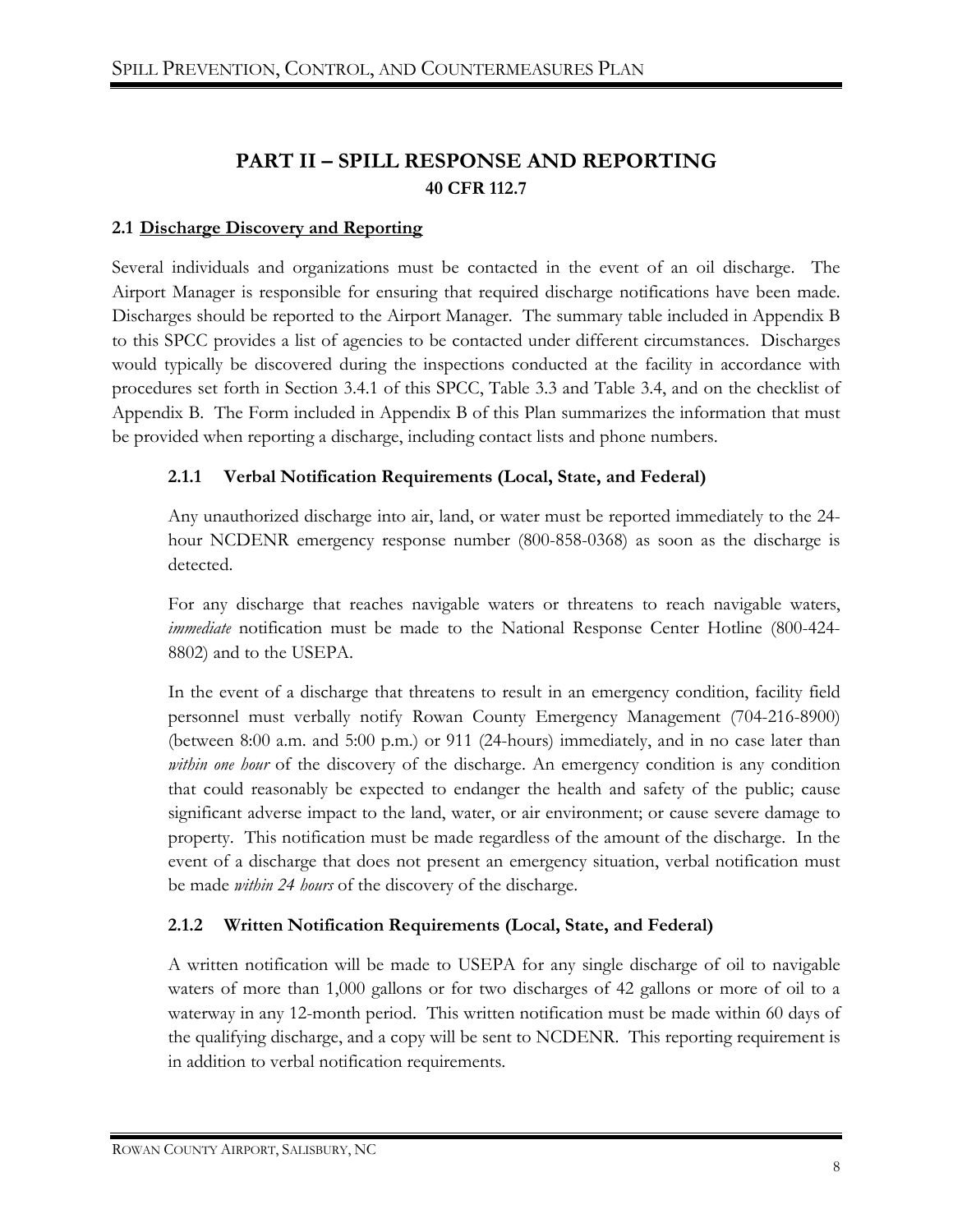# PART II – SPILL RESPONSE AND REPORTING

**40 CFR 112.7**

## 2.1 <u>Discharge Discovery and Reporting</u>

Several individuals and organizations must be contacted in the event of an oil discharge. The Airport Manager is responsible for ensuring that required discharge notifications have been made. Discharges should be reported to the Airport Manager. The summary table included in Appendix B to this SPCC provides a list of agencies to be contacted under different circumstances. Discharges would typically be discovered during the inspections conducted at the facility in accordance with procedures set forth in Section 3.4.1 of this SPCC, Table 3.3 and Table 3.4, and on the checklist of Appendix B. The Form included in Appendix B of this Plan summarizes the information that must be provided when reporting a discharge, including contact lists and phone numbers.

### 2.1.1 Verbal Notification Requirements (Local, State, and Federal)

Any unauthorized discharge into air, land, or water must be reported immediately to the 24-hour NCDENR emergency response number (800-858-0368) as soon as the discharge is detected.

For any discharge that reaches navigable waters or threatens to reach navigable waters, *immediate* notification must be made to the National Response Center Hotline (800-424-8802) and to the USEPA.

In the event of a discharge that threatens to result in an emergency condition, facility field personnel must verbally notify Rowan County Emergency Management (704-216-8900) (between 8:00 a.m. and 5:00 p.m.) or 911 (24-hours) immediately, and in no case later than *within one hour* of the discovery of the discharge. An emergency condition is any condition that could reasonably be expected to endanger the health and safety of the public; cause significant adverse impact to the land, water, or air environment; or cause severe damage to property. This notification must be made regardless of the amount of the discharge. In the event of a discharge that does not present an emergency situation, verbal notification must be made *within 24 hours* of the discovery of the discharge.

### 2.1.2 Written Notification Requirements (Local, State, and Federal)

A written notification will be made to USEPA for any single discharge of oil to navigable waters of more than 1,000 gallons or for two discharges of 42 gallons or more of oil to a waterway in any 12-month period. This written notification must be made within 60 days of the qualifying discharge, and a copy will be sent to NCDENR. This reporting requirement is in addition to verbal notification requirements.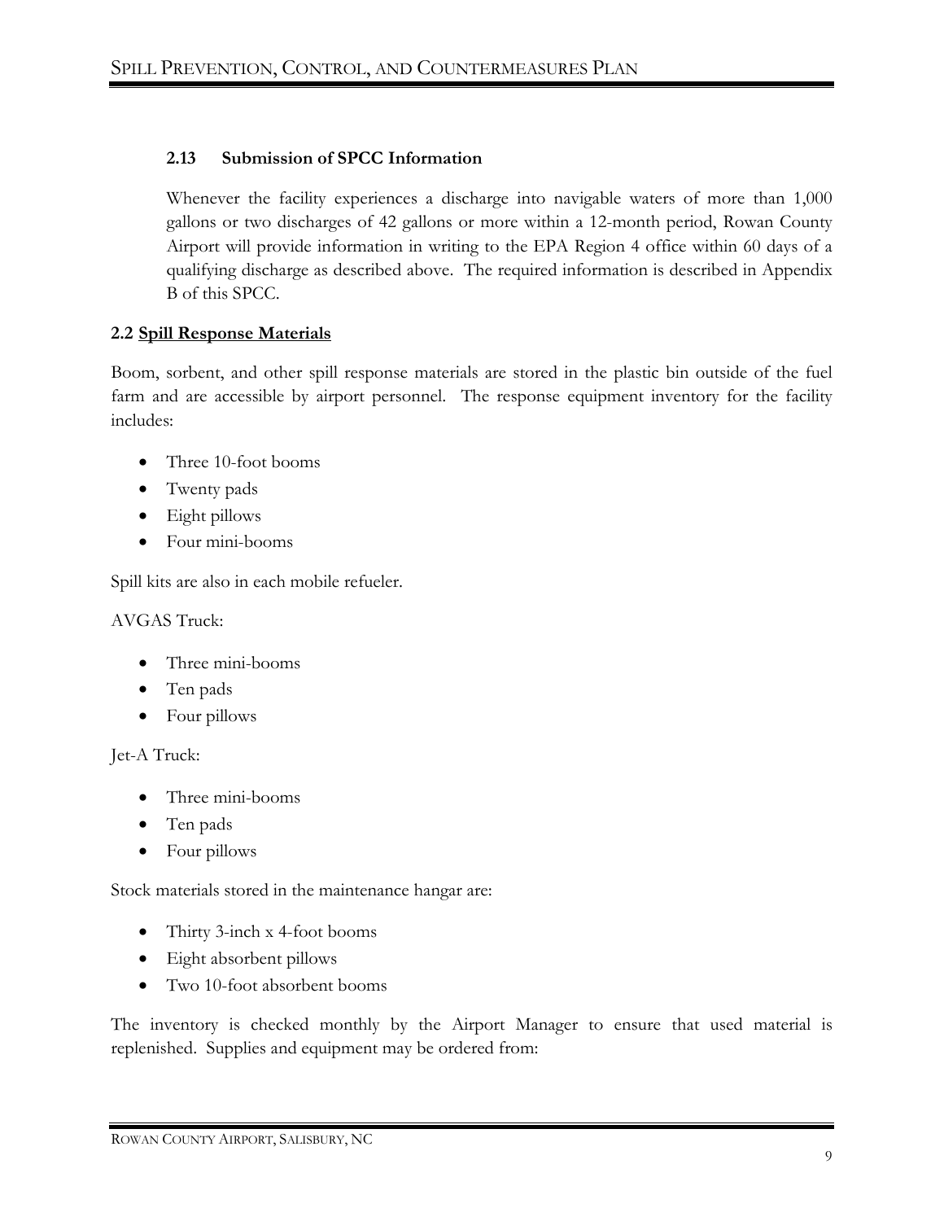### 2.13 Submission of SPCC Information

Whenever the facility experiences a discharge into navigable waters of more than 1,000 gallons or two discharges of 42 gallons or more within a 12-month period, Rowan County Airport will provide information in writing to the EPA Region 4 office within 60 days of a qualifying discharge as described above. The required information is described in Appendix B of this SPCC.

## 2.2 <u>Spill Response Materials</u>

Boom, sorbent, and other spill response materials are stored in the plastic bin outside of the fuel farm and are accessible by airport personnel. The response equipment inventory for the facility includes:

- Three 10-foot booms
- Twenty pads
- Eight pillows
- Four mini-booms

Spill kits are also in each mobile refueler.

AVGAS Truck:

- Three mini-booms
- Ten pads
- Four pillows

Jet-A Truck:

- Three mini-booms
- Ten pads
- Four pillows

Stock materials stored in the maintenance hangar are:

- Thirty 3-inch x 4-foot booms
- Eight absorbent pillows
- Two 10-foot absorbent booms

The inventory is checked monthly by the Airport Manager to ensure that used material is replenished. Supplies and equipment may be ordered from: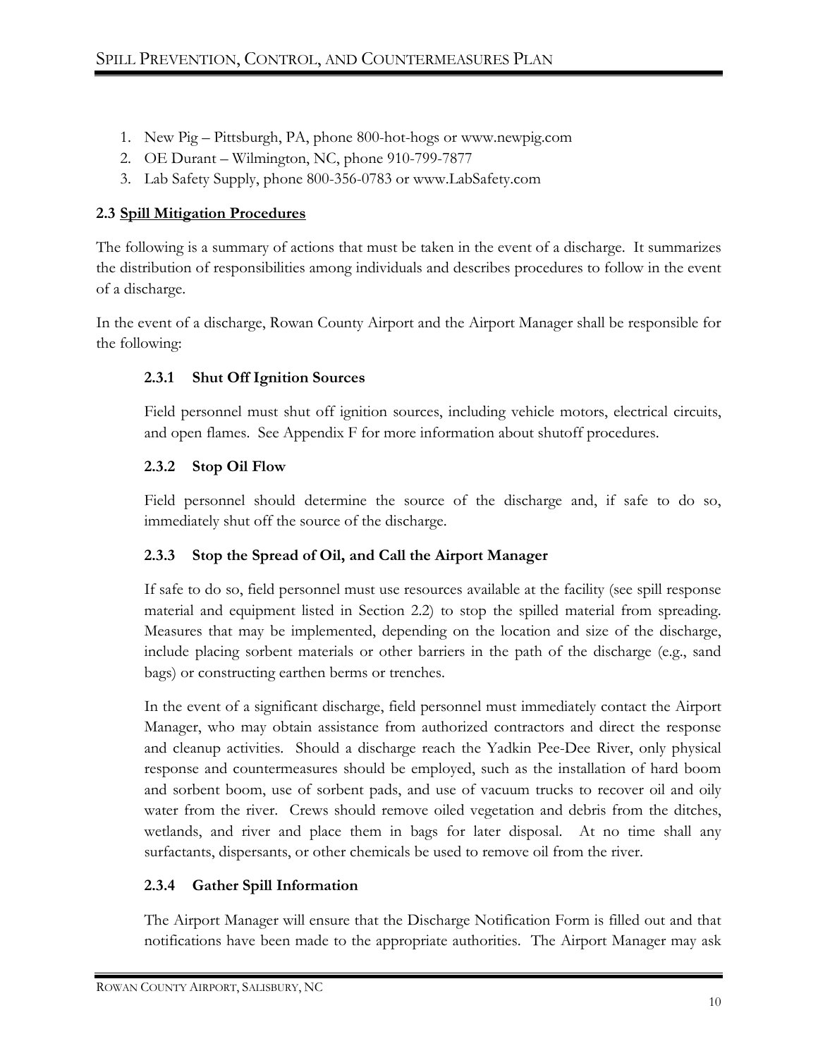1. New Pig – Pittsburgh, PA, phone 800-hot-hogs or www.newpig.com
2. OE Durant – Wilmington, NC, phone 910-799-7877
3. Lab Safety Supply, phone 800-356-0783 or www.LabSafety.com

### 2.3 Spill Mitigation Procedures

The following is a summary of actions that must be taken in the event of a discharge. It summarizes the distribution of responsibilities among individuals and describes procedures to follow in the event of a discharge.

In the event of a discharge, Rowan County Airport and the Airport Manager shall be responsible for the following:

#### 2.3.1 Shut Off Ignition Sources

Field personnel must shut off ignition sources, including vehicle motors, electrical circuits, and open flames. See Appendix F for more information about shutoff procedures.

#### 2.3.2 Stop Oil Flow

Field personnel should determine the source of the discharge and, if safe to do so, immediately shut off the source of the discharge.

#### 2.3.3 Stop the Spread of Oil, and Call the Airport Manager

If safe to do so, field personnel must use resources available at the facility (see spill response material and equipment listed in Section 2.2) to stop the spilled material from spreading. Measures that may be implemented, depending on the location and size of the discharge, include placing sorbent materials or other barriers in the path of the discharge (e.g., sand bags) or constructing earthen berms or trenches.

In the event of a significant discharge, field personnel must immediately contact the Airport Manager, who may obtain assistance from authorized contractors and direct the response and cleanup activities. Should a discharge reach the Yadkin Pee-Dee River, only physical response and countermeasures should be employed, such as the installation of hard boom and sorbent boom, use of sorbent pads, and use of vacuum trucks to recover oil and oily water from the river. Crews should remove oiled vegetation and debris from the ditches, wetlands, and river and place them in bags for later disposal. At no time shall any surfactants, dispersants, or other chemicals be used to remove oil from the river.

#### 2.3.4 Gather Spill Information

The Airport Manager will ensure that the Discharge Notification Form is filled out and that notifications have been made to the appropriate authorities. The Airport Manager may ask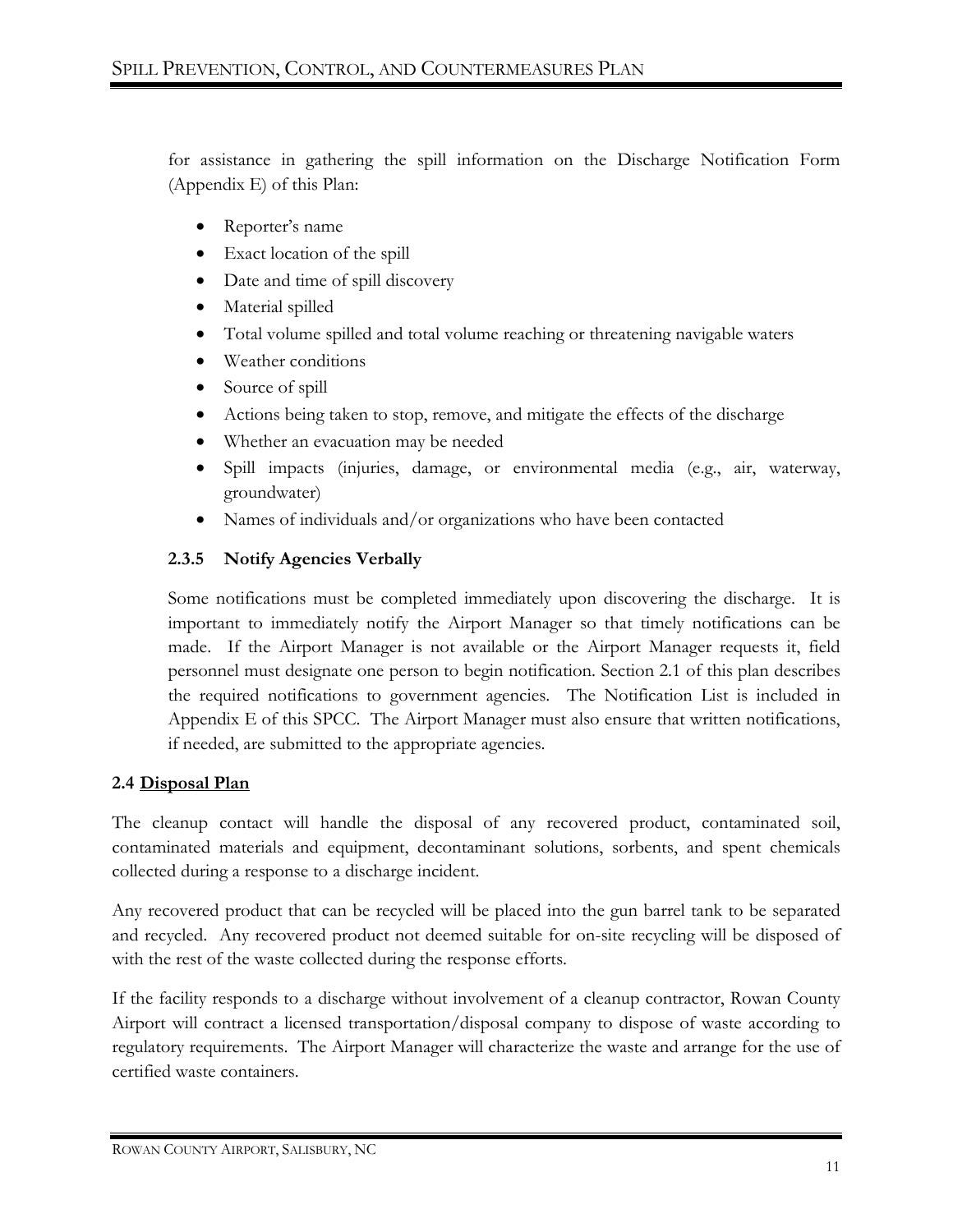for assistance in gathering the spill information on the Discharge Notification Form (Appendix E) of this Plan:

- Reporter's name
- Exact location of the spill
- Date and time of spill discovery
- Material spilled
- Total volume spilled and total volume reaching or threatening navigable waters
- Weather conditions
- Source of spill
- Actions being taken to stop, remove, and mitigate the effects of the discharge
- Whether an evacuation may be needed
- Spill impacts (injuries, damage, or environmental media (e.g., air, waterway, groundwater)
- Names of individuals and/or organizations who have been contacted

### 2.3.5 Notify Agencies Verbally

Some notifications must be completed immediately upon discovering the discharge. It is important to immediately notify the Airport Manager so that timely notifications can be made. If the Airport Manager is not available or the Airport Manager requests it, field personnel must designate one person to begin notification. Section 2.1 of this plan describes the required notifications to government agencies. The Notification List is included in Appendix E of this SPCC. The Airport Manager must also ensure that written notifications, if needed, are submitted to the appropriate agencies.

## 2.4 Disposal Plan

The cleanup contact will handle the disposal of any recovered product, contaminated soil, contaminated materials and equipment, decontaminant solutions, sorbents, and spent chemicals collected during a response to a discharge incident.

Any recovered product that can be recycled will be placed into the gun barrel tank to be separated and recycled. Any recovered product not deemed suitable for on-site recycling will be disposed of with the rest of the waste collected during the response efforts.

If the facility responds to a discharge without involvement of a cleanup contractor, Rowan County Airport will contract a licensed transportation/disposal company to dispose of waste according to regulatory requirements. The Airport Manager will characterize the waste and arrange for the use of certified waste containers.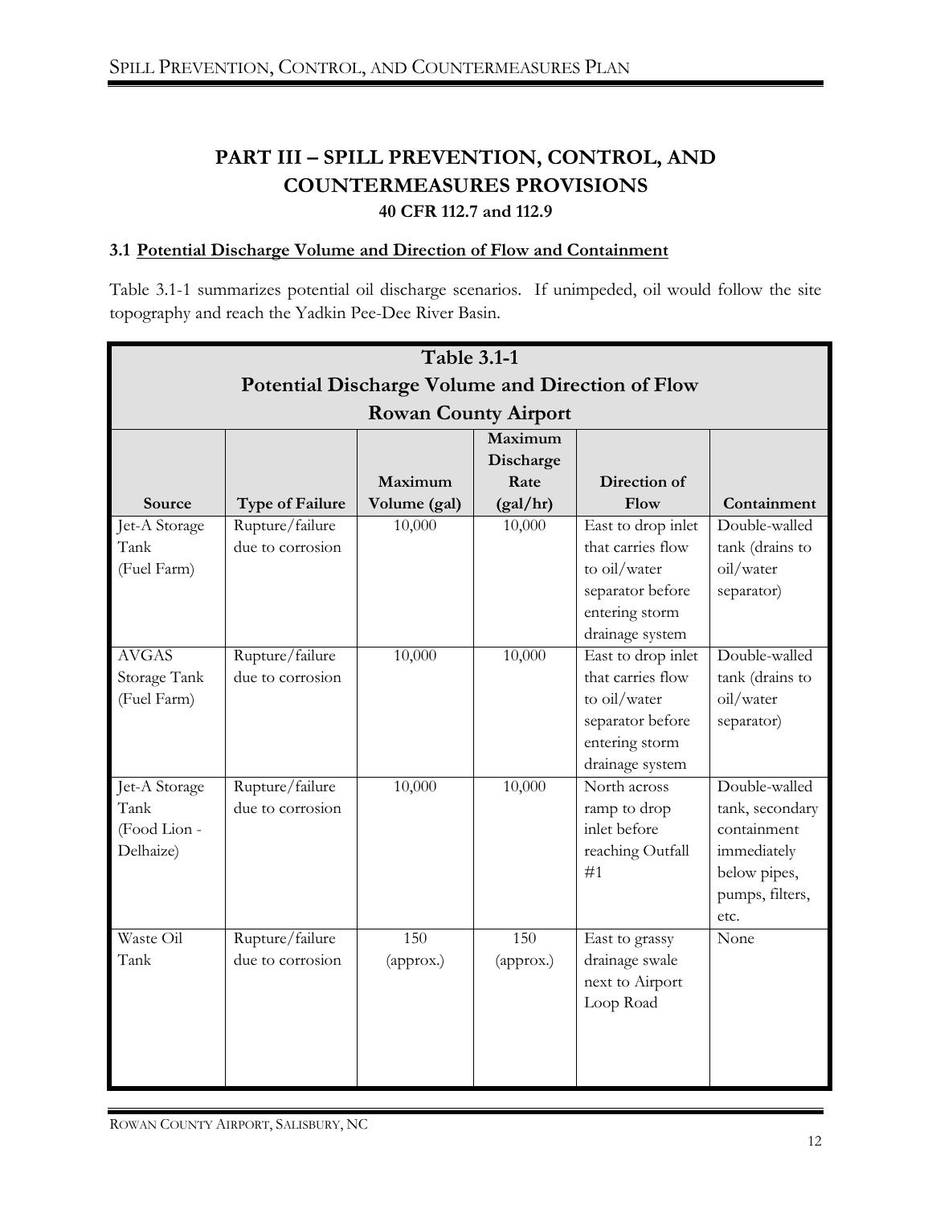# PART III – SPILL PREVENTION, CONTROL, AND COUNTERMEASURES PROVISIONS

**40 CFR 112.7 and 112.9**

### 3.1 Potential Discharge Volume and Direction of Flow and Containment

Table 3.1-1 summarizes potential oil discharge scenarios. If unimpeded, oil would follow the site topography and reach the Yadkin Pee-Dee River Basin.

**Table 3.1-1**
**Potential Discharge Volume and Direction of Flow**
**Rowan County Airport**

| Source | Type of Failure | Maximum Volume (gal) | Maximum Discharge Rate (gal/hr) | Direction of Flow | Containment |
|---|---|---|---|---|---|
| Jet-A Storage Tank (Fuel Farm) | Rupture/failure due to corrosion | 10,000 | 10,000 | East to drop inlet that carries flow to oil/water separator before entering storm drainage system | Double-walled tank (drains to oil/water separator) |
| AVGAS Storage Tank (Fuel Farm) | Rupture/failure due to corrosion | 10,000 | 10,000 | East to drop inlet that carries flow to oil/water separator before entering storm drainage system | Double-walled tank (drains to oil/water separator) |
| Jet-A Storage Tank (Food Lion - Delhaize) | Rupture/failure due to corrosion | 10,000 | 10,000 | North across ramp to drop inlet before reaching Outfall #1 | Double-walled tank, secondary containment immediately below pipes, pumps, filters, etc. |
| Waste Oil Tank | Rupture/failure due to corrosion | 150 (approx.) | 150 (approx.) | East to grassy drainage swale next to Airport Loop Road | None |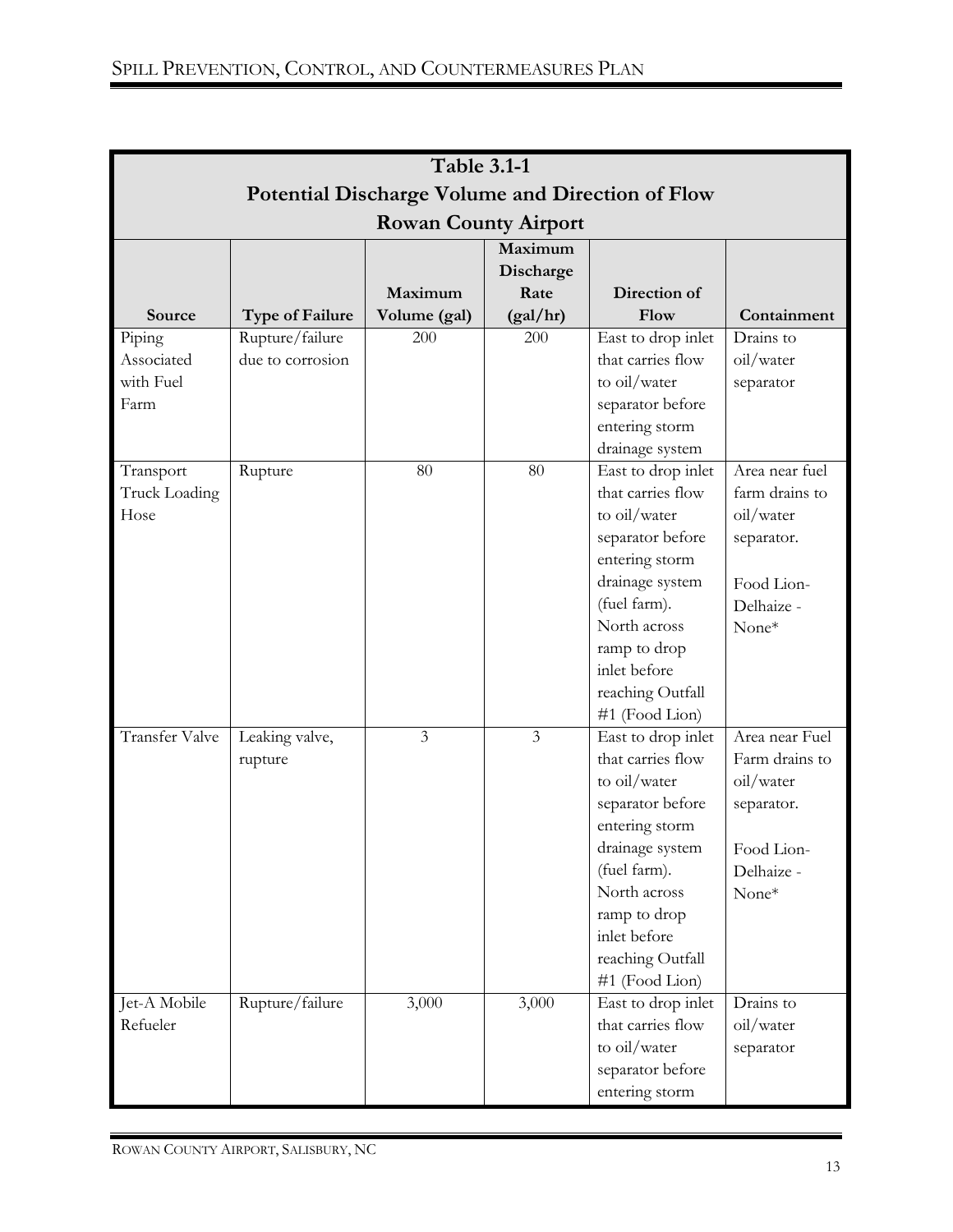| Table 3.1-1<br>Potential Discharge Volume and Direction of Flow<br>Rowan County Airport | | | | | |
|---|---|---|---|---|---|
| **Source** | **Type of Failure** | **Maximum Volume (gal)** | **Maximum Discharge Rate (gal/hr)** | **Direction of Flow** | **Containment** |
| Piping Associated with Fuel Farm | Rupture/failure due to corrosion | 200 | 200 | East to drop inlet that carries flow to oil/water separator before entering storm drainage system | Drains to oil/water separator |
| Transport Truck Loading Hose | Rupture | 80 | 80 | East to drop inlet that carries flow to oil/water separator before entering storm drainage system (fuel farm). North across ramp to drop inlet before reaching Outfall #1 (Food Lion) | Area near fuel farm drains to oil/water separator. Food Lion-Delhaize - None* |
| Transfer Valve | Leaking valve, rupture | 3 | 3 | East to drop inlet that carries flow to oil/water separator before entering storm drainage system (fuel farm). North across ramp to drop inlet before reaching Outfall #1 (Food Lion) | Area near Fuel Farm drains to oil/water separator. Food Lion-Delhaize - None* |
| Jet-A Mobile Refueler | Rupture/failure | 3,000 | 3,000 | East to drop inlet that carries flow to oil/water separator before entering storm | Drains to oil/water separator |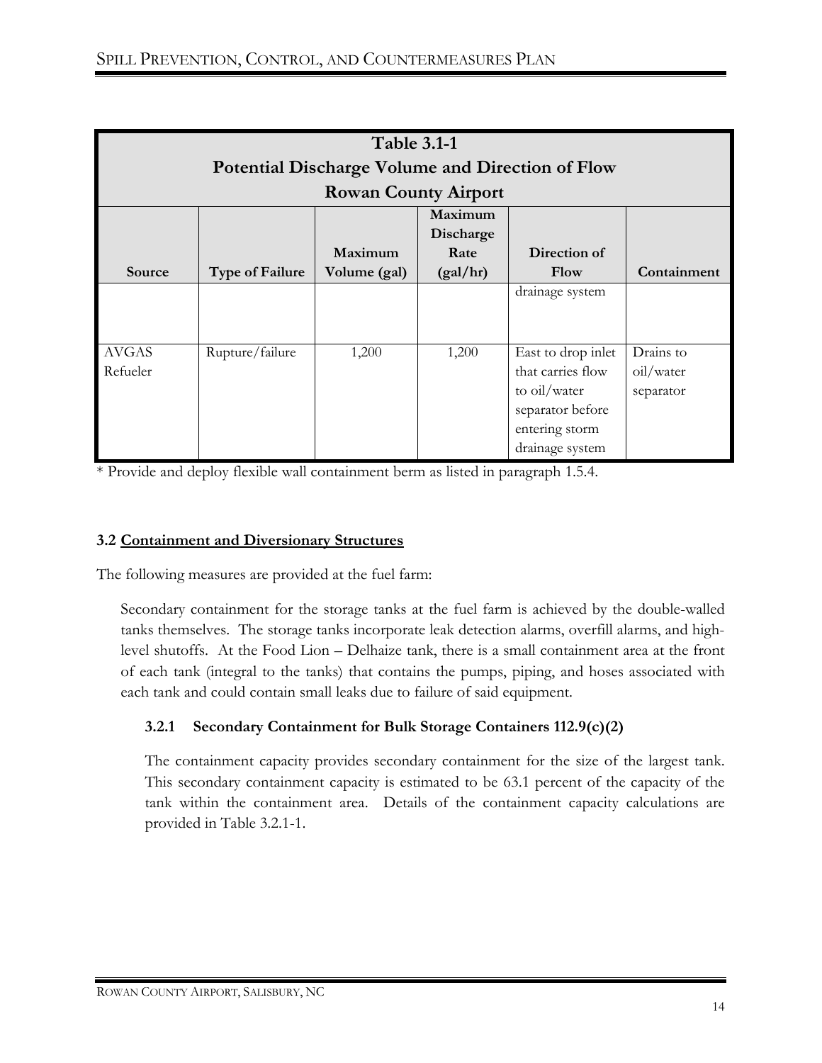| Table 3.1-1 Potential Discharge Volume and Direction of Flow Rowan County Airport | | | | | |
|---|---|---|---|---|---|
| Source | Type of Failure | Maximum Volume (gal) | Maximum Discharge Rate (gal/hr) | Direction of Flow | Containment |
| | | | | drainage system | |
| AVGAS Refueler | Rupture/failure | 1,200 | 1,200 | East to drop inlet that carries flow to oil/water separator before entering storm drainage system | Drains to oil/water separator |

* Provide and deploy flexible wall containment berm as listed in paragraph 1.5.4.

### 3.2 Containment and Diversionary Structures

The following measures are provided at the fuel farm:

Secondary containment for the storage tanks at the fuel farm is achieved by the double-walled tanks themselves. The storage tanks incorporate leak detection alarms, overfill alarms, and high-level shutoffs. At the Food Lion – Delhaize tank, there is a small containment area at the front of each tank (integral to the tanks) that contains the pumps, piping, and hoses associated with each tank and could contain small leaks due to failure of said equipment.

#### 3.2.1 Secondary Containment for Bulk Storage Containers 112.9(c)(2)

The containment capacity provides secondary containment for the size of the largest tank. This secondary containment capacity is estimated to be 63.1 percent of the capacity of the tank within the containment area. Details of the containment capacity calculations are provided in Table 3.2.1-1.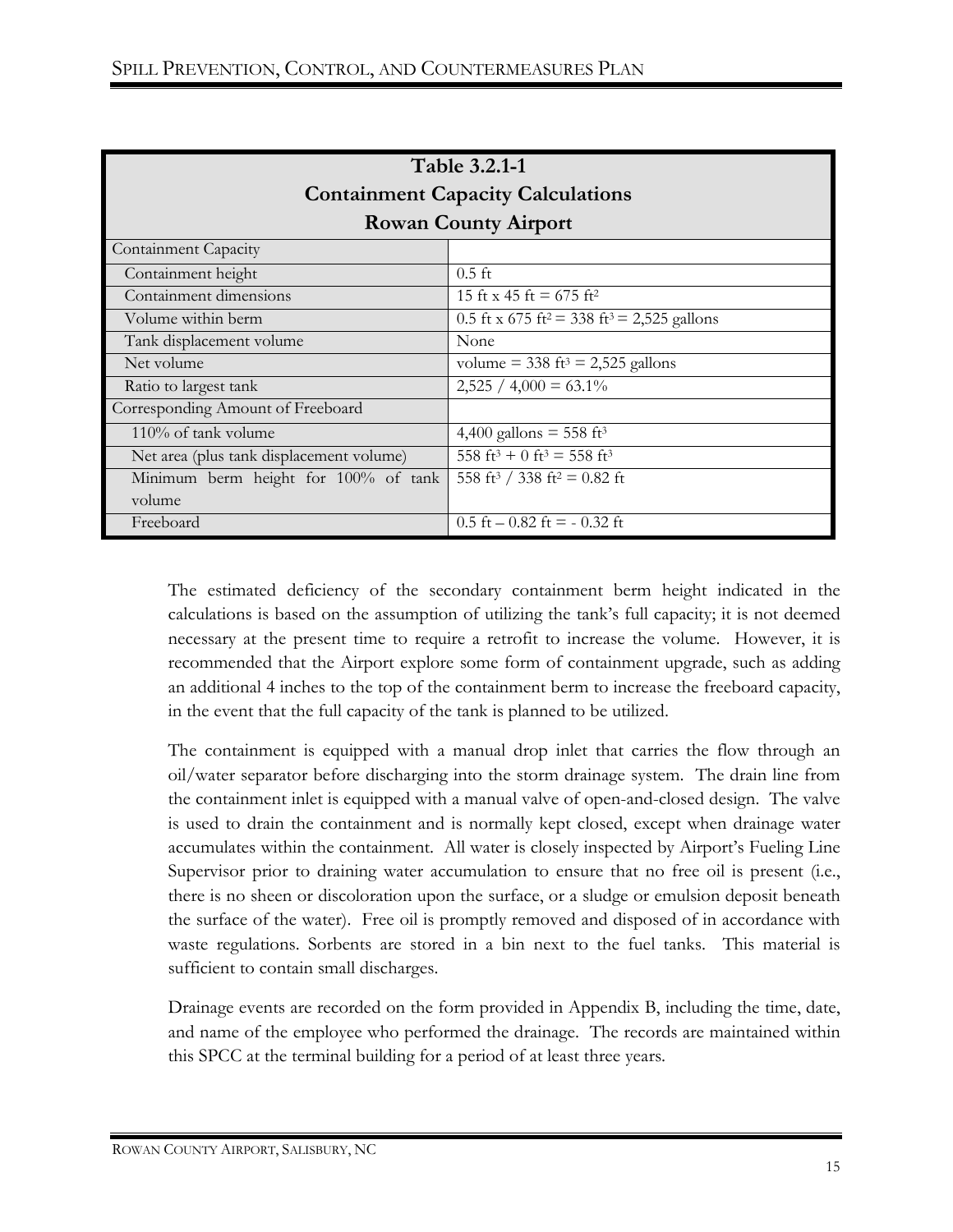| Table 3.2.1-1<br>Containment Capacity Calculations<br>Rowan County Airport | |
|---|---|
| Containment Capacity | |
| Containment height | 0.5 ft |
| Containment dimensions | 15 ft x 45 ft = 675 $ft^2$ |
| Volume within berm | 0.5 ft x 675 $ft^2$ = 338 $ft^3$ = 2,525 gallons |
| Tank displacement volume | None |
| Net volume | volume = 338 $ft^3$ = 2,525 gallons |
| Ratio to largest tank | 2,525 / 4,000 = 63.1% |
| Corresponding Amount of Freeboard | |
| 110% of tank volume | 4,400 gallons = 558 $ft^3$ |
| Net area (plus tank displacement volume) | 558 $ft^3$ + 0 $ft^3$ = 558 $ft^3$ |
| Minimum berm height for 100% of tank volume | 558 $ft^3$ / 338 $ft^2$ = 0.82 ft |
| Freeboard | 0.5 ft – 0.82 ft = - 0.32 ft |

The estimated deficiency of the secondary containment berm height indicated in the calculations is based on the assumption of utilizing the tank's full capacity; it is not deemed necessary at the present time to require a retrofit to increase the volume. However, it is recommended that the Airport explore some form of containment upgrade, such as adding an additional 4 inches to the top of the containment berm to increase the freeboard capacity, in the event that the full capacity of the tank is planned to be utilized.

The containment is equipped with a manual drop inlet that carries the flow through an oil/water separator before discharging into the storm drainage system. The drain line from the containment inlet is equipped with a manual valve of open-and-closed design. The valve is used to drain the containment and is normally kept closed, except when drainage water accumulates within the containment. All water is closely inspected by Airport's Fueling Line Supervisor prior to draining water accumulation to ensure that no free oil is present (i.e., there is no sheen or discoloration upon the surface, or a sludge or emulsion deposit beneath the surface of the water). Free oil is promptly removed and disposed of in accordance with waste regulations. Sorbents are stored in a bin next to the fuel tanks. This material is sufficient to contain small discharges.

Drainage events are recorded on the form provided in Appendix B, including the time, date, and name of the employee who performed the drainage. The records are maintained within this SPCC at the terminal building for a period of at least three years.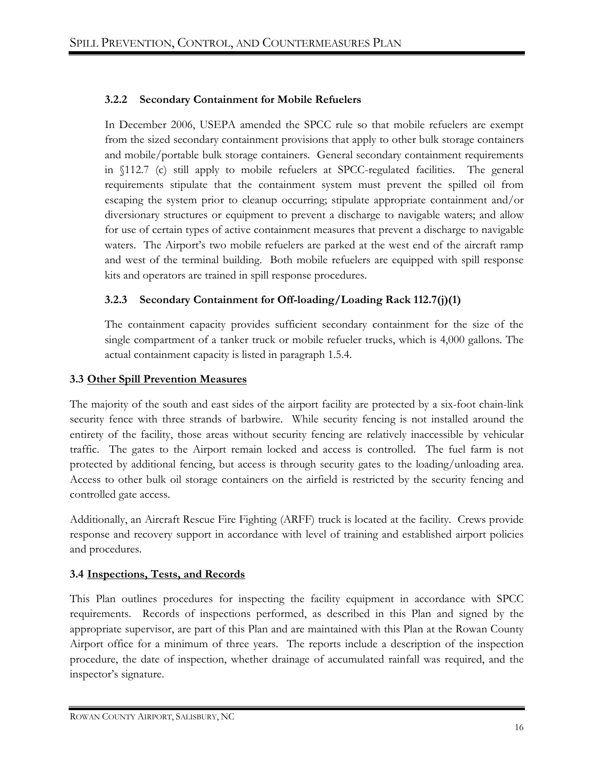### 3.2.2 Secondary Containment for Mobile Refuelers

In December 2006, USEPA amended the SPCC rule so that mobile refuelers are exempt from the sized secondary containment provisions that apply to other bulk storage containers and mobile/portable bulk storage containers. General secondary containment requirements in §112.7 (c) still apply to mobile refuelers at SPCC-regulated facilities. The general requirements stipulate that the containment system must prevent the spilled oil from escaping the system prior to cleanup occurring; stipulate appropriate containment and/or diversionary structures or equipment to prevent a discharge to navigable waters; and allow for use of certain types of active containment measures that prevent a discharge to navigable waters. The Airport's two mobile refuelers are parked at the west end of the aircraft ramp and west of the terminal building. Both mobile refuelers are equipped with spill response kits and operators are trained in spill response procedures.

### 3.2.3 Secondary Containment for Off-loading/Loading Rack 112.7(j)(1)

The containment capacity provides sufficient secondary containment for the size of the single compartment of a tanker truck or mobile refueler trucks, which is 4,000 gallons. The actual containment capacity is listed in paragraph 1.5.4.

## 3.3 Other Spill Prevention Measures

The majority of the south and east sides of the airport facility are protected by a six-foot chain-link security fence with three strands of barbwire. While security fencing is not installed around the entirety of the facility, those areas without security fencing are relatively inaccessible by vehicular traffic. The gates to the Airport remain locked and access is controlled. The fuel farm is not protected by additional fencing, but access is through security gates to the loading/unloading area. Access to other bulk oil storage containers on the airfield is restricted by the security fencing and controlled gate access.

Additionally, an Aircraft Rescue Fire Fighting (ARFF) truck is located at the facility. Crews provide response and recovery support in accordance with level of training and established airport policies and procedures.

## 3.4 Inspections, Tests, and Records

This Plan outlines procedures for inspecting the facility equipment in accordance with SPCC requirements. Records of inspections performed, as described in this Plan and signed by the appropriate supervisor, are part of this Plan and are maintained with this Plan at the Rowan County Airport office for a minimum of three years. The reports include a description of the inspection procedure, the date of inspection, whether drainage of accumulated rainfall was required, and the inspector's signature.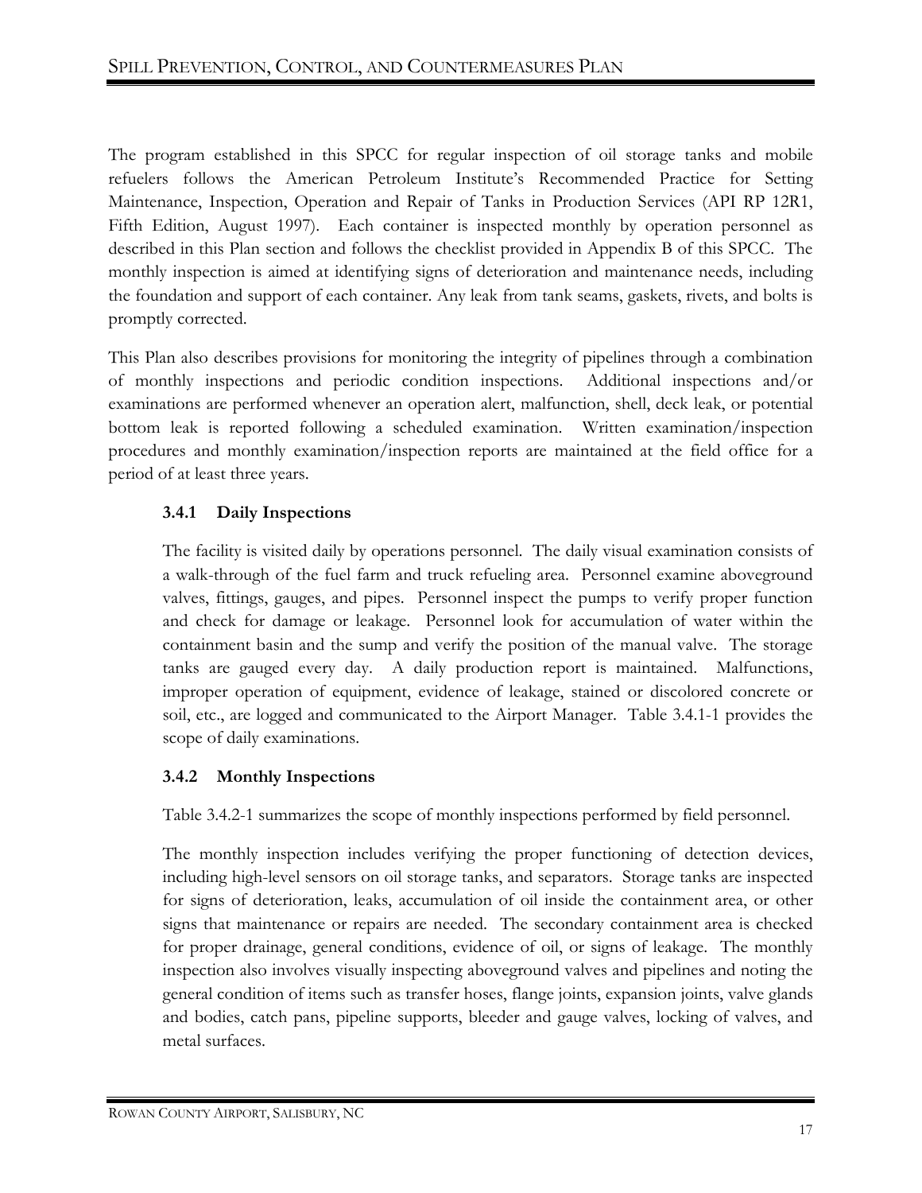The program established in this SPCC for regular inspection of oil storage tanks and mobile refuelers follows the American Petroleum Institute's Recommended Practice for Setting Maintenance, Inspection, Operation and Repair of Tanks in Production Services (API RP 12R1, Fifth Edition, August 1997). Each container is inspected monthly by operation personnel as described in this Plan section and follows the checklist provided in Appendix B of this SPCC. The monthly inspection is aimed at identifying signs of deterioration and maintenance needs, including the foundation and support of each container. Any leak from tank seams, gaskets, rivets, and bolts is promptly corrected.

This Plan also describes provisions for monitoring the integrity of pipelines through a combination of monthly inspections and periodic condition inspections. Additional inspections and/or examinations are performed whenever an operation alert, malfunction, shell, deck leak, or potential bottom leak is reported following a scheduled examination. Written examination/inspection procedures and monthly examination/inspection reports are maintained at the field office for a period of at least three years.

### 3.4.1 Daily Inspections

The facility is visited daily by operations personnel. The daily visual examination consists of a walk-through of the fuel farm and truck refueling area. Personnel examine aboveground valves, fittings, gauges, and pipes. Personnel inspect the pumps to verify proper function and check for damage or leakage. Personnel look for accumulation of water within the containment basin and the sump and verify the position of the manual valve. The storage tanks are gauged every day. A daily production report is maintained. Malfunctions, improper operation of equipment, evidence of leakage, stained or discolored concrete or soil, etc., are logged and communicated to the Airport Manager. Table 3.4.1-1 provides the scope of daily examinations.

### 3.4.2 Monthly Inspections

Table 3.4.2-1 summarizes the scope of monthly inspections performed by field personnel.

The monthly inspection includes verifying the proper functioning of detection devices, including high-level sensors on oil storage tanks, and separators. Storage tanks are inspected for signs of deterioration, leaks, accumulation of oil inside the containment area, or other signs that maintenance or repairs are needed. The secondary containment area is checked for proper drainage, general conditions, evidence of oil, or signs of leakage. The monthly inspection also involves visually inspecting aboveground valves and pipelines and noting the general condition of items such as transfer hoses, flange joints, expansion joints, valve glands and bodies, catch pans, pipeline supports, bleeder and gauge valves, locking of valves, and metal surfaces.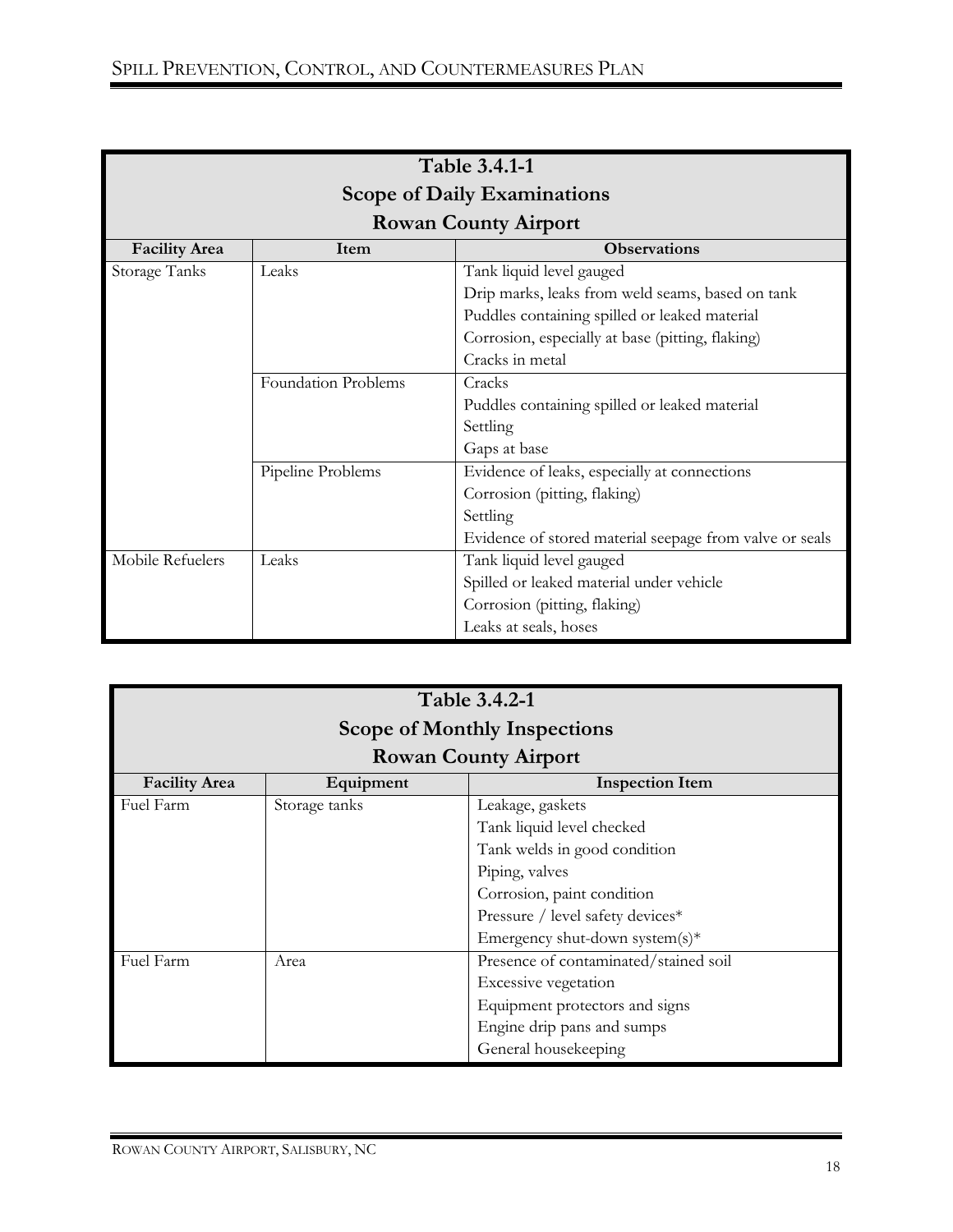| Table 3.4.1-1 Scope of Daily Examinations Rowan County Airport | | |
|---|---|---|
| **Facility Area** | **Item** | **Observations** |
| Storage Tanks | Leaks | Tank liquid level gauged<br>Drip marks, leaks from weld seams, based on tank<br>Puddles containing spilled or leaked material<br>Corrosion, especially at base (pitting, flaking)<br>Cracks in metal |
| | Foundation Problems | Cracks<br>Puddles containing spilled or leaked material<br>Settling<br>Gaps at base |
| | Pipeline Problems | Evidence of leaks, especially at connections<br>Corrosion (pitting, flaking)<br>Settling<br>Evidence of stored material seepage from valve or seals |
| Mobile Refuelers | Leaks | Tank liquid level gauged<br>Spilled or leaked material under vehicle<br>Corrosion (pitting, flaking)<br>Leaks at seals, hoses |

| Table 3.4.2-1 Scope of Monthly Inspections Rowan County Airport | | |
|---|---|---|
| **Facility Area** | **Equipment** | **Inspection Item** |
| Fuel Farm | Storage tanks | Leakage, gaskets<br>Tank liquid level checked<br>Tank welds in good condition<br>Piping, valves<br>Corrosion, paint condition<br>Pressure / level safety devices*<br>Emergency shut-down system(s)* |
| Fuel Farm | Area | Presence of contaminated/stained soil<br>Excessive vegetation<br>Equipment protectors and signs<br>Engine drip pans and sumps<br>General housekeeping |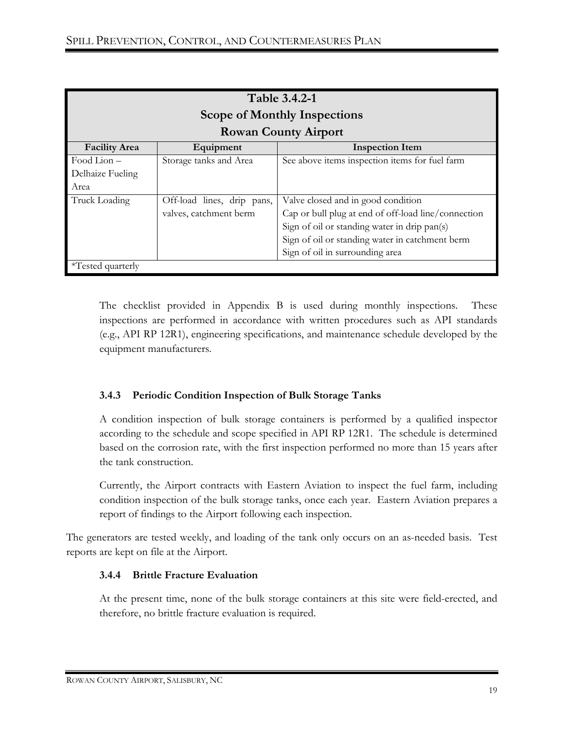**Table 3.4.2-1**
**Scope of Monthly Inspections**
**Rowan County Airport**

| Facility Area | Equipment | Inspection Item |
|---|---|---|
| Food Lion – Delhaize Fueling Area | Storage tanks and Area | See above items inspection items for fuel farm |
| Truck Loading | Off-load lines, drip pans, valves, catchment berm | Valve closed and in good condition<br>Cap or bull plug at end of off-load line/connection<br>Sign of oil or standing water in drip pan(s)<br>Sign of oil or standing water in catchment berm<br>Sign of oil in surrounding area |
| *Tested quarterly | | |

The checklist provided in Appendix B is used during monthly inspections. These inspections are performed in accordance with written procedures such as API standards (e.g., API RP 12R1), engineering specifications, and maintenance schedule developed by the equipment manufacturers.

### 3.4.3 Periodic Condition Inspection of Bulk Storage Tanks

A condition inspection of bulk storage containers is performed by a qualified inspector according to the schedule and scope specified in API RP 12R1. The schedule is determined based on the corrosion rate, with the first inspection performed no more than 15 years after the tank construction.

Currently, the Airport contracts with Eastern Aviation to inspect the fuel farm, including condition inspection of the bulk storage tanks, once each year. Eastern Aviation prepares a report of findings to the Airport following each inspection.

The generators are tested weekly, and loading of the tank only occurs on an as-needed basis. Test reports are kept on file at the Airport.

### 3.4.4 Brittle Fracture Evaluation

At the present time, none of the bulk storage containers at this site were field-erected, and therefore, no brittle fracture evaluation is required.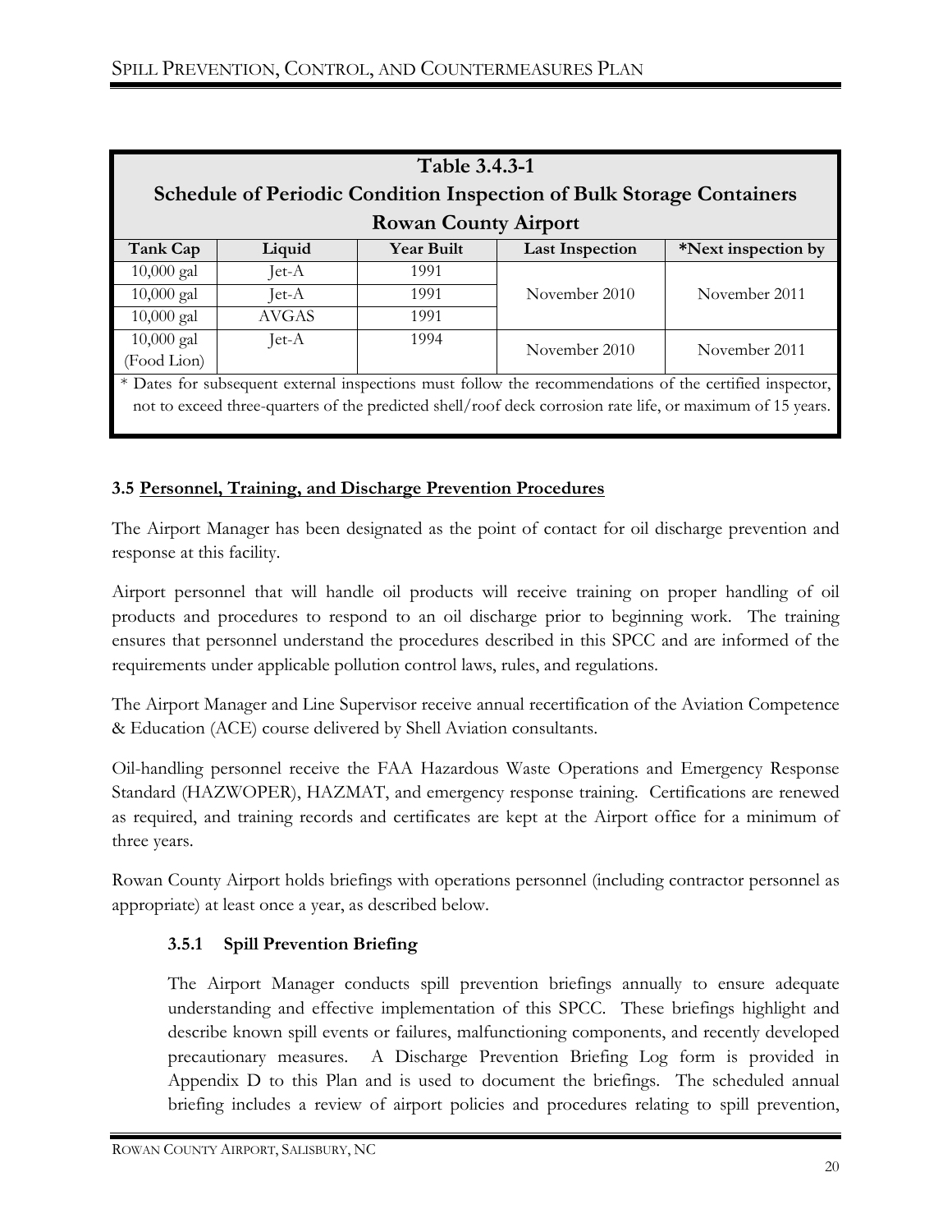**Table 3.4.3-1**
**Schedule of Periodic Condition Inspection of Bulk Storage Containers**
**Rowan County Airport**

| Tank Cap | Liquid | Year Built | Last Inspection | *Next inspection by |
|---|---|---|---|---|
| 10,000 gal | Jet-A | 1991 | November 2010 | November 2011 |
| 10,000 gal | Jet-A | 1991 | | |
| 10,000 gal | AVGAS | 1991 | | |
| 10,000 gal (Food Lion) | Jet-A | 1994 | November 2010 | November 2011 |

* Dates for subsequent external inspections must follow the recommendations of the certified inspector, not to exceed three-quarters of the predicted shell/roof deck corrosion rate life, or maximum of 15 years.

### 3.5 Personnel, Training, and Discharge Prevention Procedures

The Airport Manager has been designated as the point of contact for oil discharge prevention and response at this facility.

Airport personnel that will handle oil products will receive training on proper handling of oil products and procedures to respond to an oil discharge prior to beginning work. The training ensures that personnel understand the procedures described in this SPCC and are informed of the requirements under applicable pollution control laws, rules, and regulations.

The Airport Manager and Line Supervisor receive annual recertification of the Aviation Competence & Education (ACE) course delivered by Shell Aviation consultants.

Oil-handling personnel receive the FAA Hazardous Waste Operations and Emergency Response Standard (HAZWOPER), HAZMAT, and emergency response training. Certifications are renewed as required, and training records and certificates are kept at the Airport office for a minimum of three years.

Rowan County Airport holds briefings with operations personnel (including contractor personnel as appropriate) at least once a year, as described below.

#### 3.5.1 Spill Prevention Briefing

The Airport Manager conducts spill prevention briefings annually to ensure adequate understanding and effective implementation of this SPCC. These briefings highlight and describe known spill events or failures, malfunctioning components, and recently developed precautionary measures. A Discharge Prevention Briefing Log form is provided in Appendix D to this Plan and is used to document the briefings. The scheduled annual briefing includes a review of airport policies and procedures relating to spill prevention,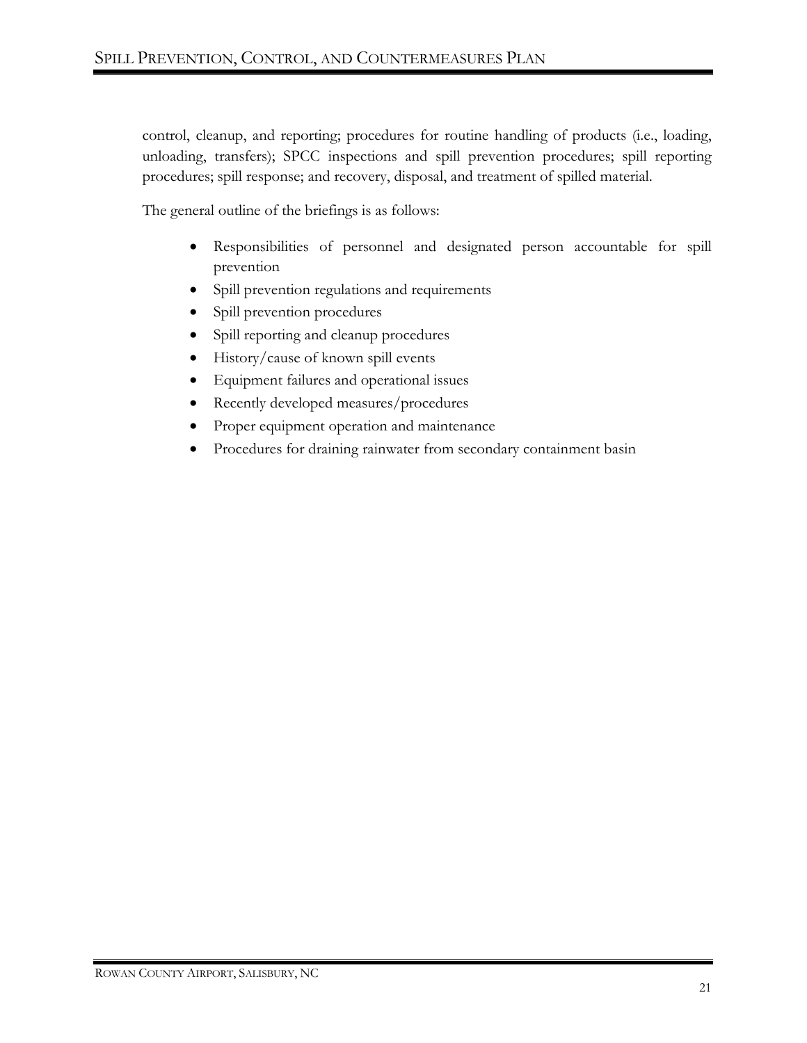control, cleanup, and reporting; procedures for routine handling of products (i.e., loading, unloading, transfers); SPCC inspections and spill prevention procedures; spill reporting procedures; spill response; and recovery, disposal, and treatment of spilled material.

The general outline of the briefings is as follows:

- Responsibilities of personnel and designated person accountable for spill prevention
- Spill prevention regulations and requirements
- Spill prevention procedures
- Spill reporting and cleanup procedures
- History/cause of known spill events
- Equipment failures and operational issues
- Recently developed measures/procedures
- Proper equipment operation and maintenance
- Procedures for draining rainwater from secondary containment basin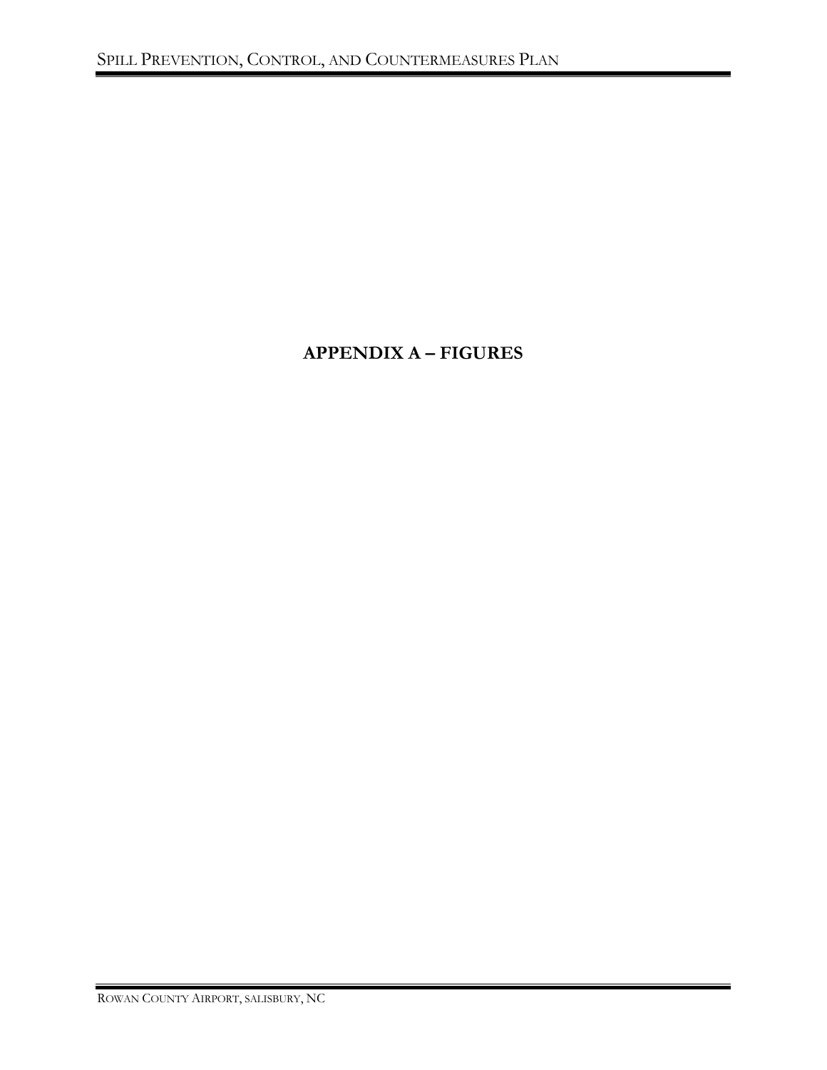# APPENDIX A – FIGURES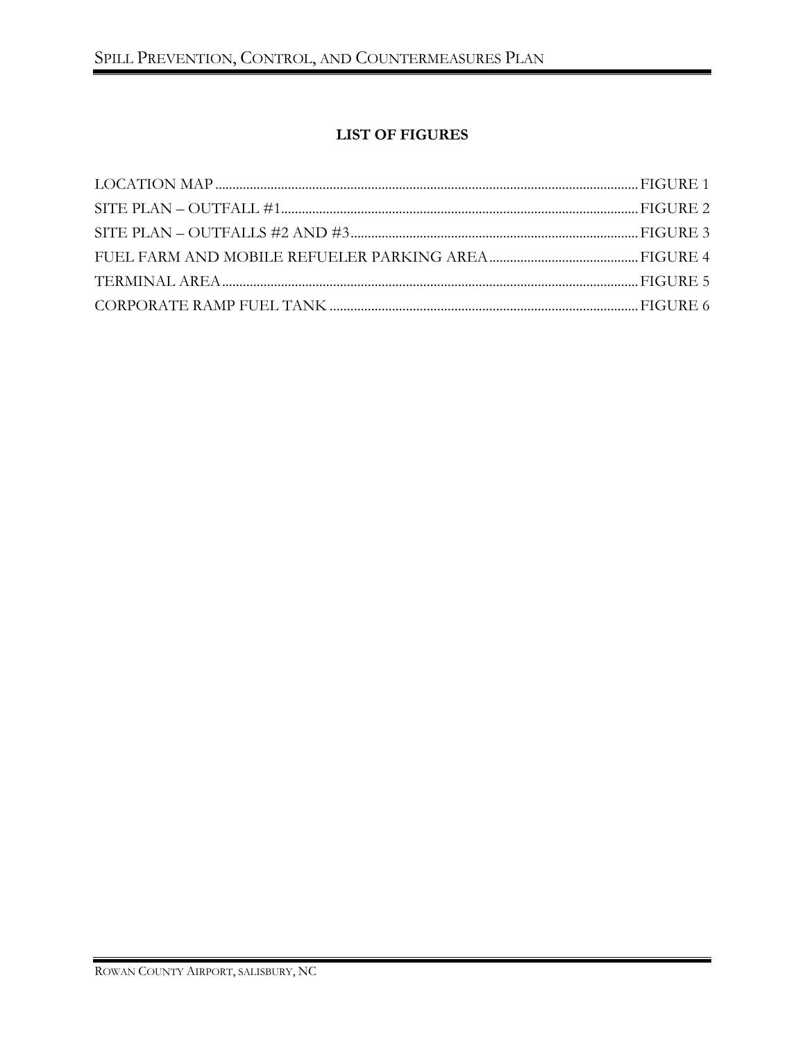## LIST OF FIGURES

LOCATION MAP ........................................................................................................................ FIGURE 1

SITE PLAN – OUTFALL #1...................................................................................................... FIGURE 2

SITE PLAN – OUTFALLS #2 AND #3.................................................................................. FIGURE 3

FUEL FARM AND MOBILE REFUELER PARKING AREA........................................... FIGURE 4

TERMINAL AREA...................................................................................................................... FIGURE 5

CORPORATE RAMP FUEL TANK ........................................................................................ FIGURE 6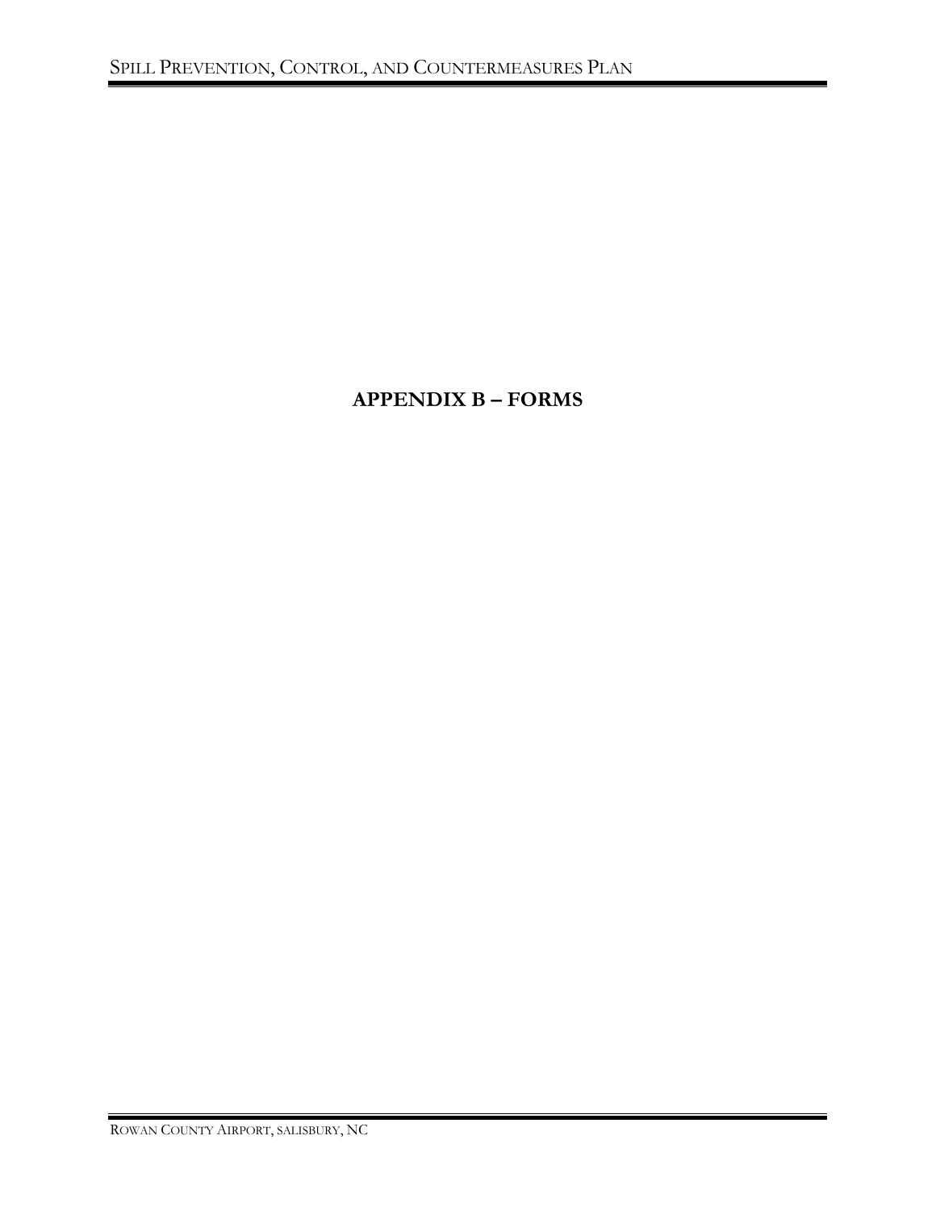# APPENDIX B – FORMS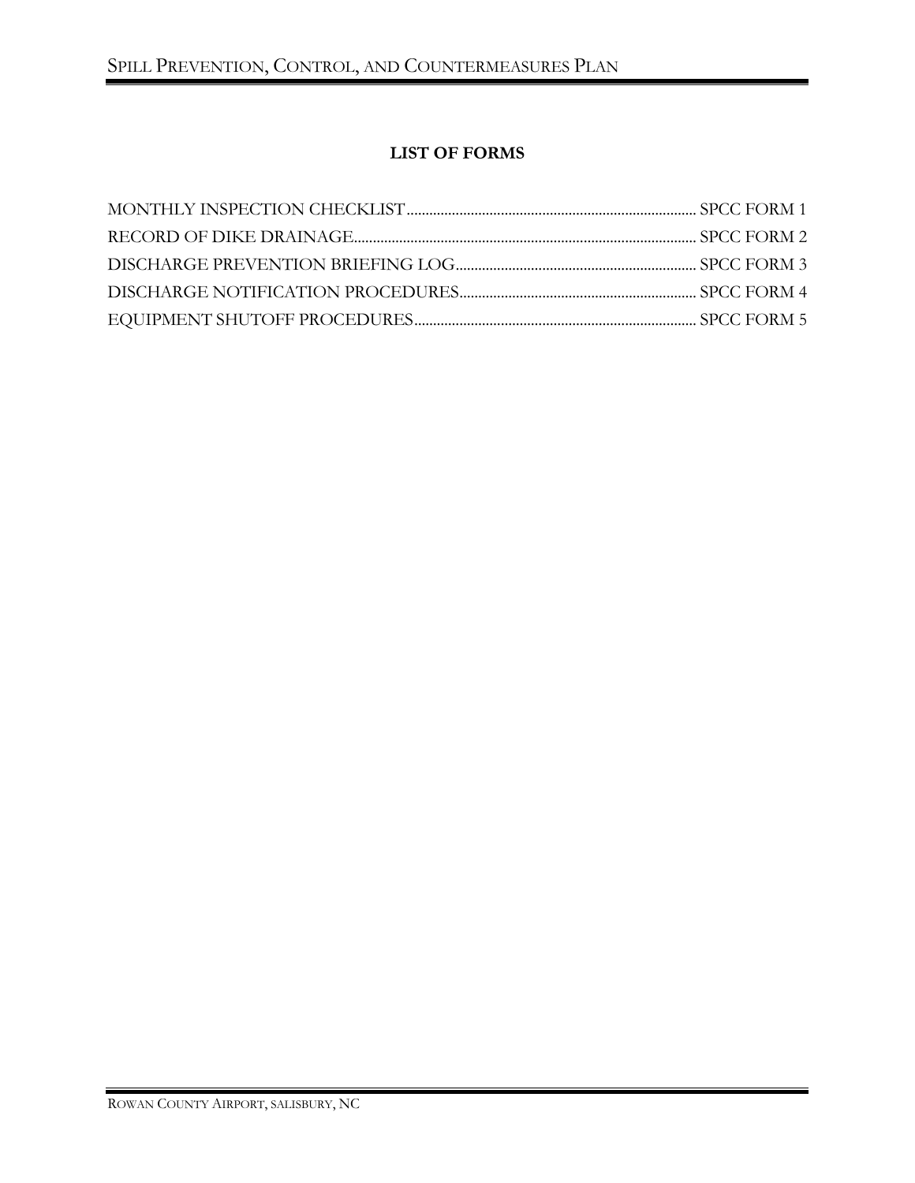## LIST OF FORMS

MONTHLY INSPECTION CHECKLIST ........................................................................ SPCC FORM 1
RECORD OF DIKE DRAINAGE.......................................................................................... SPCC FORM 2
DISCHARGE PREVENTION BRIEFING LOG................................................................ SPCC FORM 3
DISCHARGE NOTIFICATION PROCEDURES.............................................................. SPCC FORM 4
EQUIPMENT SHUTOFF PROCEDURES.......................................................................... SPCC FORM 5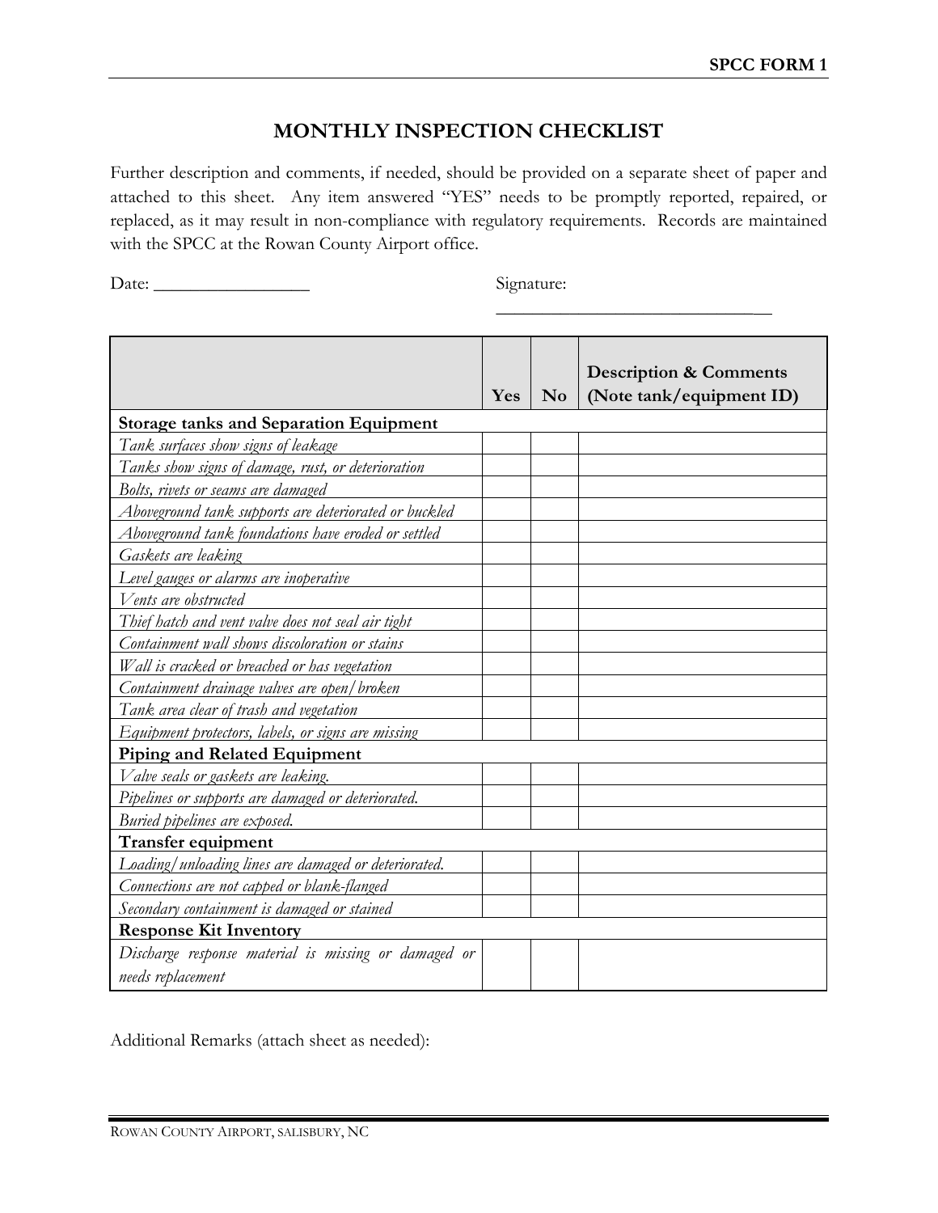**SPCC FORM 1**

# MONTHLY INSPECTION CHECKLIST

Further description and comments, if needed, should be provided on a separate sheet of paper and attached to this sheet. Any item answered "YES" needs to be promptly reported, repaired, or replaced, as it may result in non-compliance with regulatory requirements. Records are maintained with the SPCC at the Rowan County Airport office.

Date: _________________ Signature: ________________________________

| | Yes | No | Description & Comments (Note tank/equipment ID) |
|---|---|---|---|
| **Storage tanks and Separation Equipment** | | | |
| *Tank surfaces show signs of leakage* | | | |
| *Tanks show signs of damage, rust, or deterioration* | | | |
| *Bolts, rivets or seams are damaged* | | | |
| *Aboveground tank supports are deteriorated or buckled* | | | |
| *Aboveground tank foundations have eroded or settled* | | | |
| *Gaskets are leaking* | | | |
| *Level gauges or alarms are inoperative* | | | |
| *Vents are obstructed* | | | |
| *Thief hatch and vent valve does not seal air tight* | | | |
| *Containment wall shows discoloration or stains* | | | |
| *Wall is cracked or breached or has vegetation* | | | |
| *Containment drainage valves are open/broken* | | | |
| *Tank area clear of trash and vegetation* | | | |
| *Equipment protectors, labels, or signs are missing* | | | |
| **Piping and Related Equipment** | | | |
| *Valve seals or gaskets are leaking.* | | | |
| *Pipelines or supports are damaged or deteriorated.* | | | |
| *Buried pipelines are exposed.* | | | |
| **Transfer equipment** | | | |
| *Loading/unloading lines are damaged or deteriorated.* | | | |
| *Connections are not capped or blank-flanged* | | | |
| *Secondary containment is damaged or stained* | | | |
| **Response Kit Inventory** | | | |
| *Discharge response material is missing or damaged or needs replacement* | | | |

Additional Remarks (attach sheet as needed):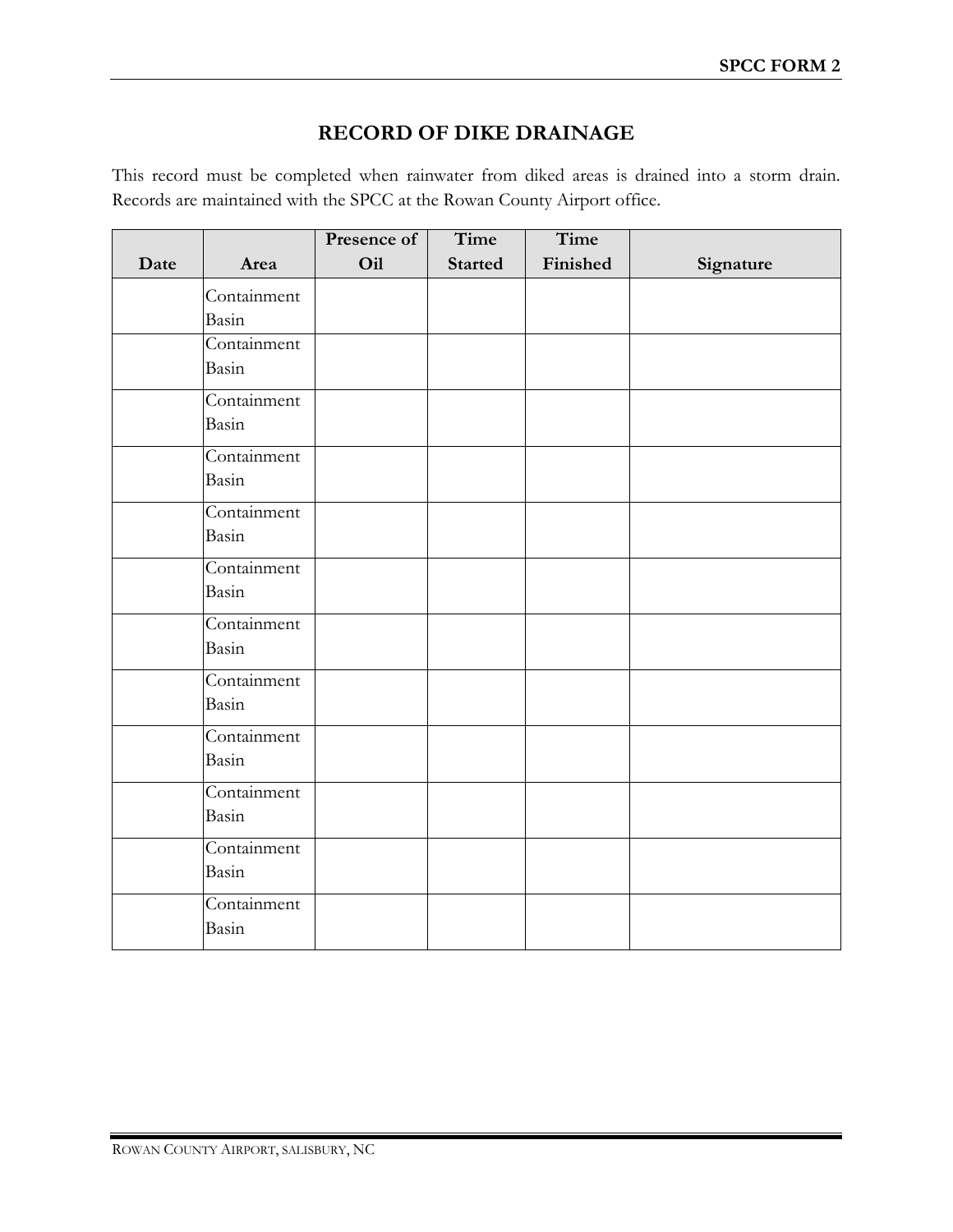SPCC FORM 2

## RECORD OF DIKE DRAINAGE

This record must be completed when rainwater from diked areas is drained into a storm drain. Records are maintained with the SPCC at the Rowan County Airport office.

| Date | Area | Presence of Oil | Time Started | Time Finished | Signature |
|---|---|---|---|---|---|
| | Containment Basin | | | | |
| | Containment Basin | | | | |
| | Containment Basin | | | | |
| | Containment Basin | | | | |
| | Containment Basin | | | | |
| | Containment Basin | | | | |
| | Containment Basin | | | | |
| | Containment Basin | | | | |
| | Containment Basin | | | | |
| | Containment Basin | | | | |
| | Containment Basin | | | | |
| | Containment Basin | | | | |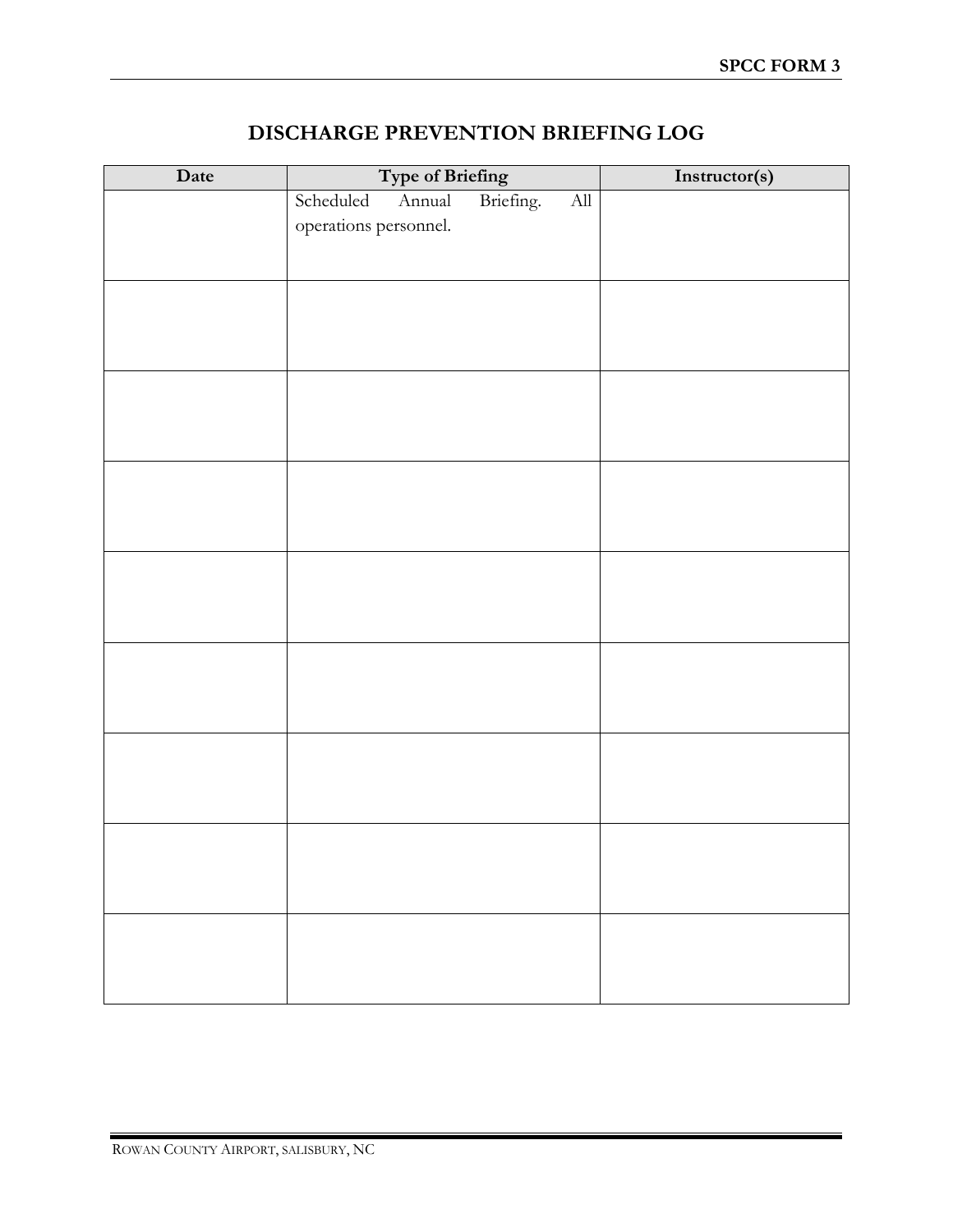# DISCHARGE PREVENTION BRIEFING LOG

| Date | Type of Briefing | Instructor(s) |
|---|---|---|
| | Scheduled Annual Briefing. All operations personnel. | |
| | | |
| | | |
| | | |
| | | |
| | | |
| | | |
| | | |
| | | |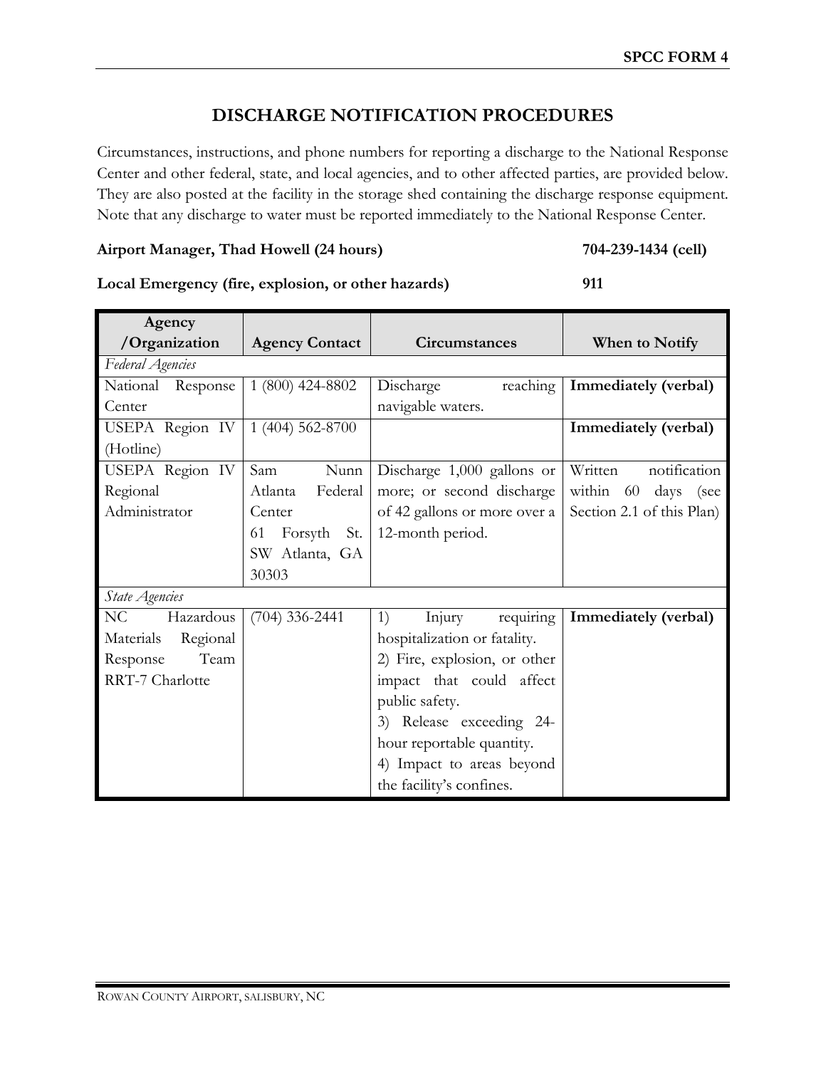# DISCHARGE NOTIFICATION PROCEDURES

Circumstances, instructions, and phone numbers for reporting a discharge to the National Response Center and other federal, state, and local agencies, and to other affected parties, are provided below. They are also posted at the facility in the storage shed containing the discharge response equipment. Note that any discharge to water must be reported immediately to the National Response Center.

**Airport Manager, Thad Howell (24 hours)** **704-239-1434 (cell)**

**Local Emergency (fire, explosion, or other hazards)** **911**

| Agency /Organization | Agency Contact | Circumstances | When to Notify |
|---|---|---|---|
| *Federal Agencies* | | | |
| National Response Center | 1 (800) 424-8802 | Discharge reaching navigable waters. | **Immediately (verbal)** |
| USEPA Region IV (Hotline) | 1 (404) 562-8700 | | **Immediately (verbal)** |
| USEPA Region IV Regional Administrator | Sam Nunn Atlanta Federal Center 61 Forsyth St. SW Atlanta, GA 30303 | Discharge 1,000 gallons or more; or second discharge of 42 gallons or more over a 12-month period. | Written notification within 60 days (see Section 2.1 of this Plan) |
| *State Agencies* | | | |
| NC Hazardous Materials Regional Response Team RRT-7 Charlotte | (704) 336-2441 | 1) Injury requiring hospitalization or fatality. 2) Fire, explosion, or other impact that could affect public safety. 3) Release exceeding 24-hour reportable quantity. 4) Impact to areas beyond the facility's confines. | **Immediately (verbal)** |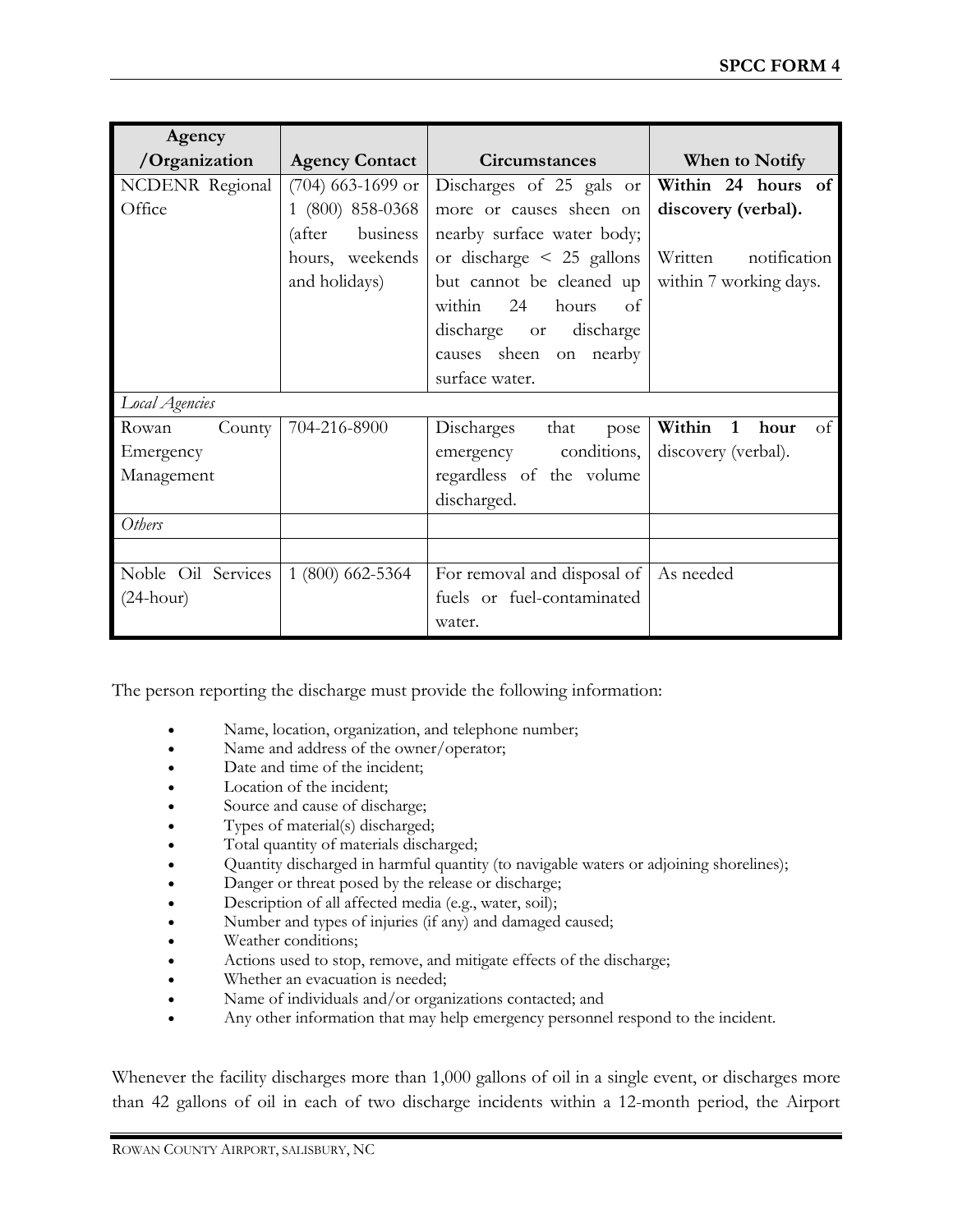| Agency /Organization | Agency Contact | Circumstances | When to Notify |
|---|---|---|---|
| NCDENR Regional Office | (704) 663-1699 or 1 (800) 858-0368 (after business hours, weekends and holidays) | Discharges of 25 gals or more or causes sheen on nearby surface water body; or discharge < 25 gallons but cannot be cleaned up within 24 hours of discharge or discharge causes sheen on nearby surface water. | **Within 24 hours of discovery (verbal).** Written notification within 7 working days. |
| *Local Agencies* | | | |
| Rowan County Emergency Management | 704-216-8900 | Discharges that pose emergency conditions, regardless of the volume discharged. | **Within 1 hour** of discovery (verbal). |
| *Others* | | | |
| | | | |
| Noble Oil Services (24-hour) | 1 (800) 662-5364 | For removal and disposal of fuels or fuel-contaminated water. | As needed |

The person reporting the discharge must provide the following information:

- Name, location, organization, and telephone number;
- Name and address of the owner/operator;
- Date and time of the incident;
- Location of the incident;
- Source and cause of discharge;
- Types of material(s) discharged;
- Total quantity of materials discharged;
- Quantity discharged in harmful quantity (to navigable waters or adjoining shorelines);
- Danger or threat posed by the release or discharge;
- Description of all affected media (e.g., water, soil);
- Number and types of injuries (if any) and damaged caused;
- Weather conditions;
- Actions used to stop, remove, and mitigate effects of the discharge;
- Whether an evacuation is needed;
- Name of individuals and/or organizations contacted; and
- Any other information that may help emergency personnel respond to the incident.

Whenever the facility discharges more than 1,000 gallons of oil in a single event, or discharges more than 42 gallons of oil in each of two discharge incidents within a 12-month period, the Airport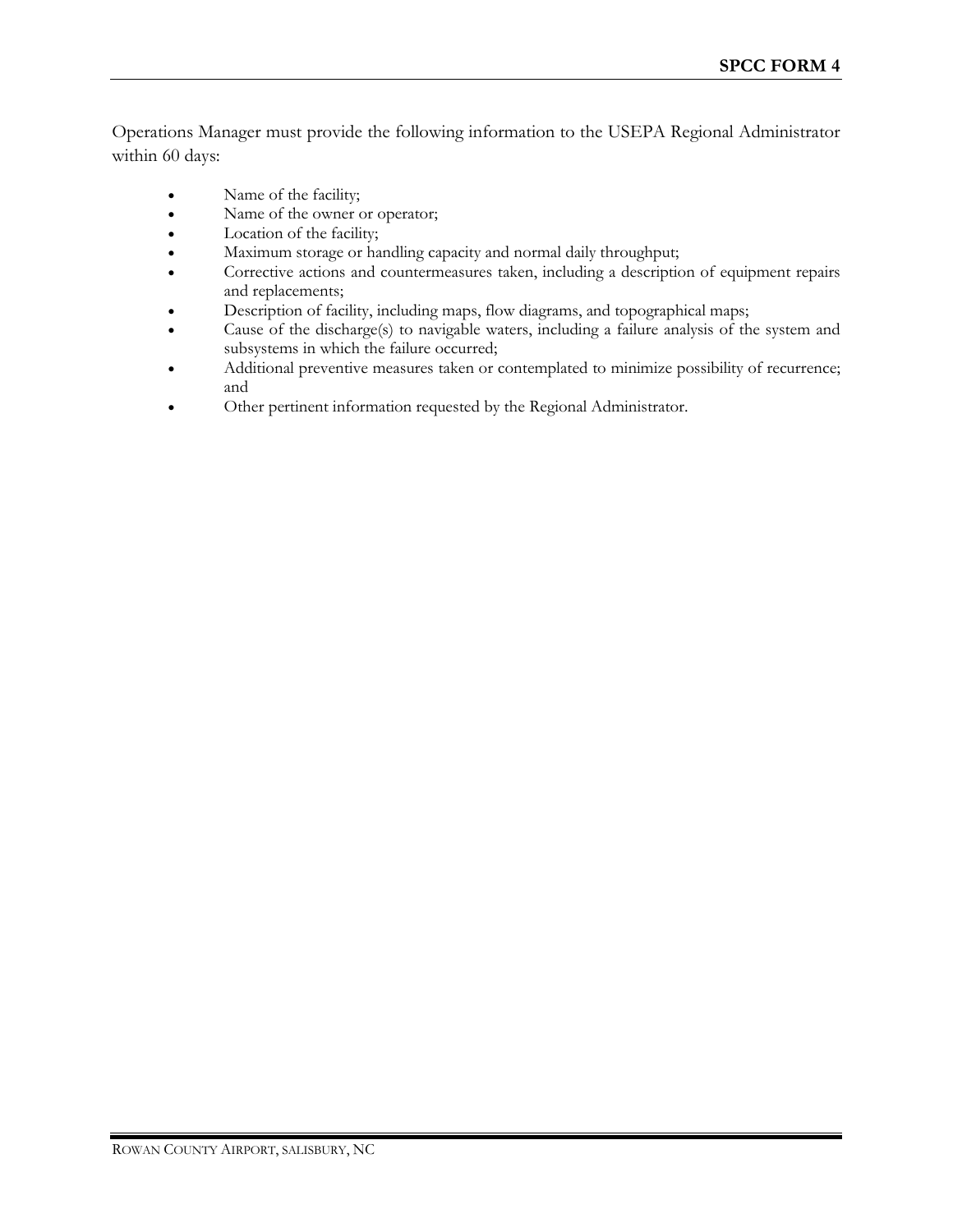Operations Manager must provide the following information to the USEPA Regional Administrator within 60 days:

- Name of the facility;
- Name of the owner or operator;
- Location of the facility;
- Maximum storage or handling capacity and normal daily throughput;
- Corrective actions and countermeasures taken, including a description of equipment repairs and replacements;
- Description of facility, including maps, flow diagrams, and topographical maps;
- Cause of the discharge(s) to navigable waters, including a failure analysis of the system and subsystems in which the failure occurred;
- Additional preventive measures taken or contemplated to minimize possibility of recurrence; and
- Other pertinent information requested by the Regional Administrator.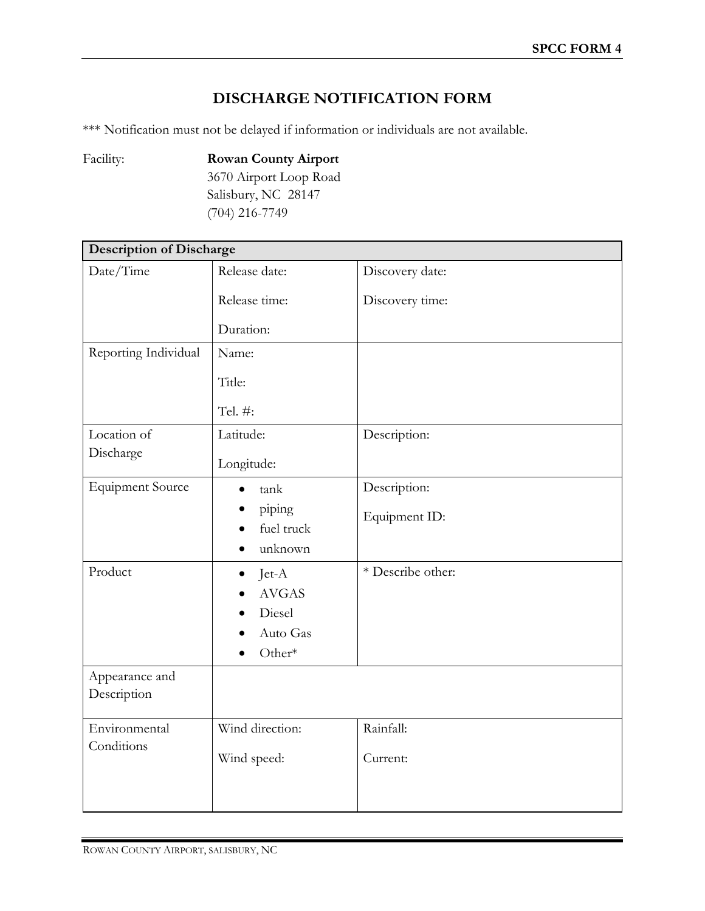# DISCHARGE NOTIFICATION FORM

*** Notification must not be delayed if information or individuals are not available.

Facility: **Rowan County Airport**
3670 Airport Loop Road
Salisbury, NC 28147
(704) 216-7749

| **Description of Discharge** | | |
|---|---|---|
| Date/Time | Release date:<br><br>Release time:<br><br>Duration: | Discovery date:<br><br>Discovery time: |
| Reporting Individual | Name:<br><br>Title:<br><br>Tel. #: | |
| Location of Discharge | Latitude:<br><br>Longitude: | Description: |
| Equipment Source | • tank<br>• piping<br>• fuel truck<br>• unknown | Description:<br><br>Equipment ID: |
| Product | • Jet-A<br>• AVGAS<br>• Diesel<br>• Auto Gas<br>• Other* | * Describe other: |
| Appearance and Description | | |
| Environmental Conditions | Wind direction:<br><br>Wind speed: | Rainfall:<br><br>Current: |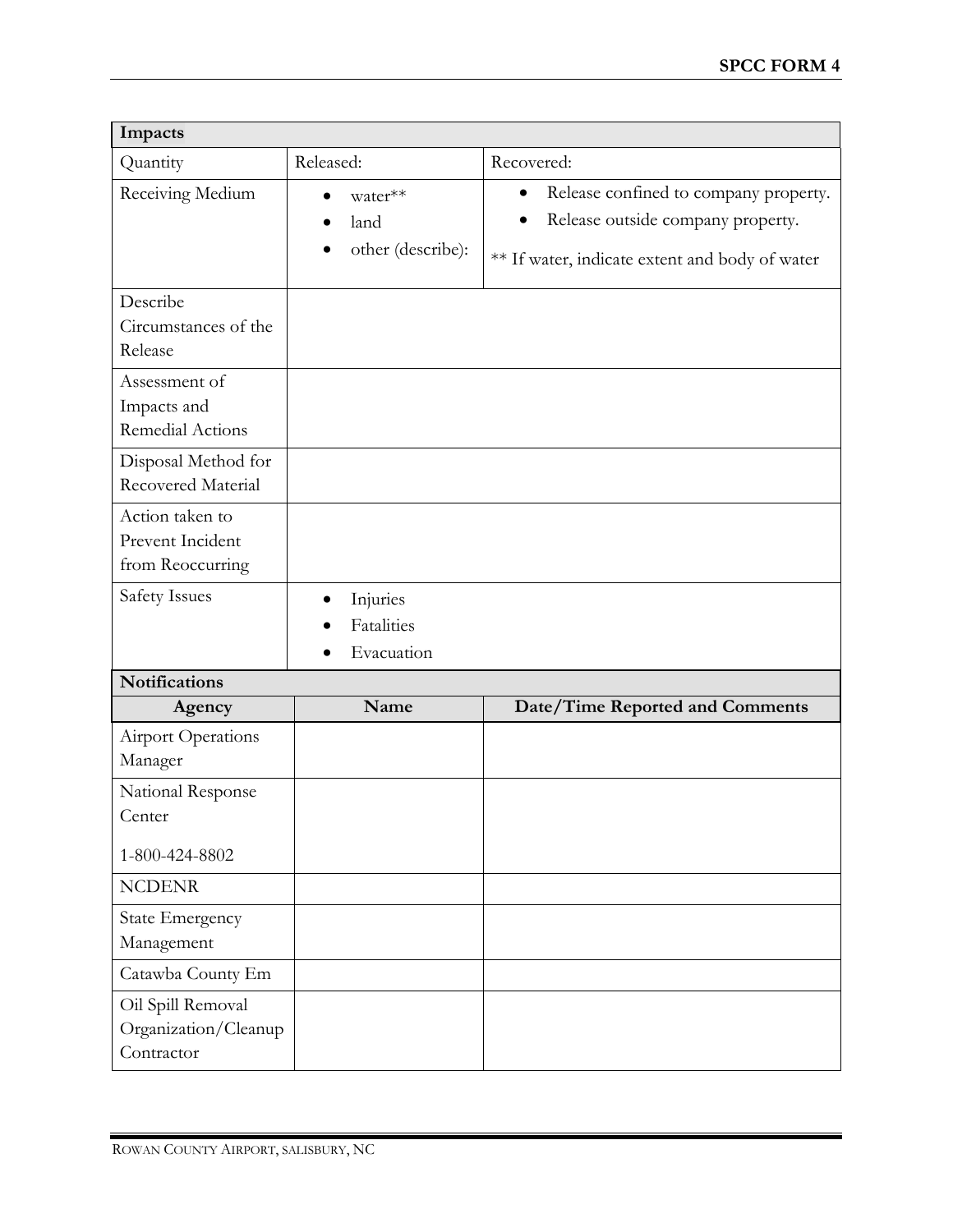| Impacts | | |
|---|---|---|
| Quantity | Released: | Recovered: |
| Receiving Medium | • water**<br>• land<br>• other (describe): | • Release confined to company property.<br>• Release outside company property.<br>** If water, indicate extent and body of water |
| Describe Circumstances of the Release | | |
| Assessment of Impacts and Remedial Actions | | |
| Disposal Method for Recovered Material | | |
| Action taken to Prevent Incident from Reoccurring | | |
| Safety Issues | • Injuries<br>• Fatalities<br>• Evacuation | |

**Notifications**

| Agency | Name | Date/Time Reported and Comments |
|---|---|---|
| Airport Operations Manager | | |
| National Response Center<br>1-800-424-8802 | | |
| NCDENR | | |
| State Emergency Management | | |
| Catawba County Em | | |
| Oil Spill Removal Organization/Cleanup Contractor | | |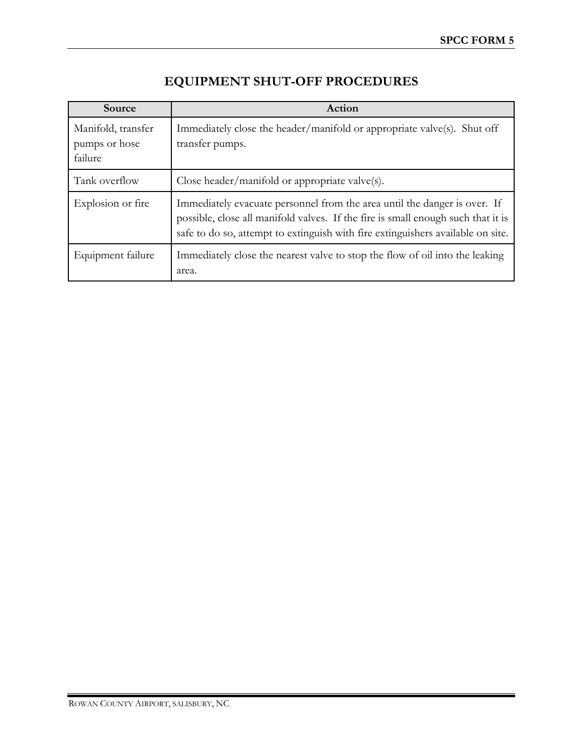# EQUIPMENT SHUT-OFF PROCEDURES

| Source | Action |
| --- | --- |
| Manifold, transfer pumps or hose failure | Immediately close the header/manifold or appropriate valve(s). Shut off transfer pumps. |
| Tank overflow | Close header/manifold or appropriate valve(s). |
| Explosion or fire | Immediately evacuate personnel from the area until the danger is over. If possible, close all manifold valves. If the fire is small enough such that it is safe to do so, attempt to extinguish with fire extinguishers available on site. |
| Equipment failure | Immediately close the nearest valve to stop the flow of oil into the leaking area. |